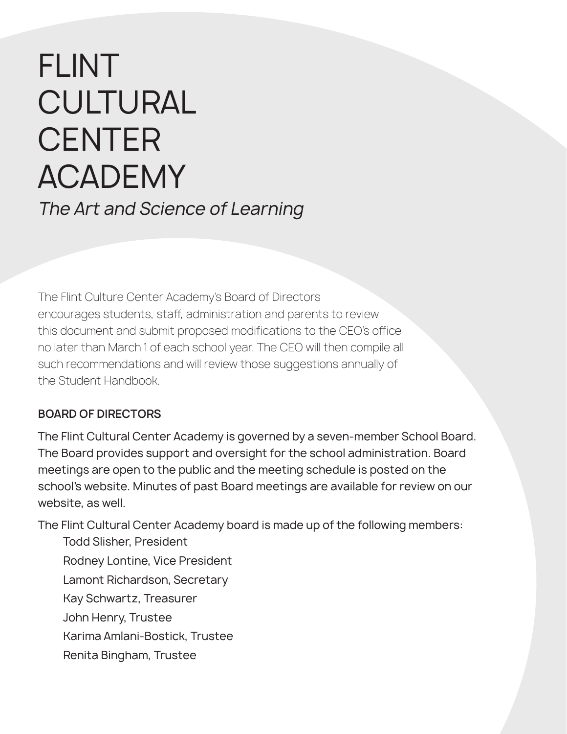# FLINT CULTURAL CENTER ACADEMY

*The Art and Science of Learning*

The Flint Culture Center Academy's Board of Directors encourages students, staff, administration and parents to review this document and submit proposed modifications to the CEO's office no later than March 1 of each school year. The CEO will then compile all such recommendations and will review those suggestions annually of the Student Handbook.

## BOARD OF DIRECTORS

The Flint Cultural Center Academy is governed by a seven-member School Board. The Board provides support and oversight for the school administration. Board meetings are open to the public and the meeting schedule is posted on the school's website. Minutes of past Board meetings are available for review on our website, as well.

The Flint Cultural Center Academy board is made up of the following members:

- Todd Slisher, President
- Rodney Lontine, Vice President
- Lamont Richardson, Secretary
- Kay Schwartz, Treasurer
- John Henry, Trustee
- Karima Amlani-Bostick, Trustee
- Renita Bingham, Trustee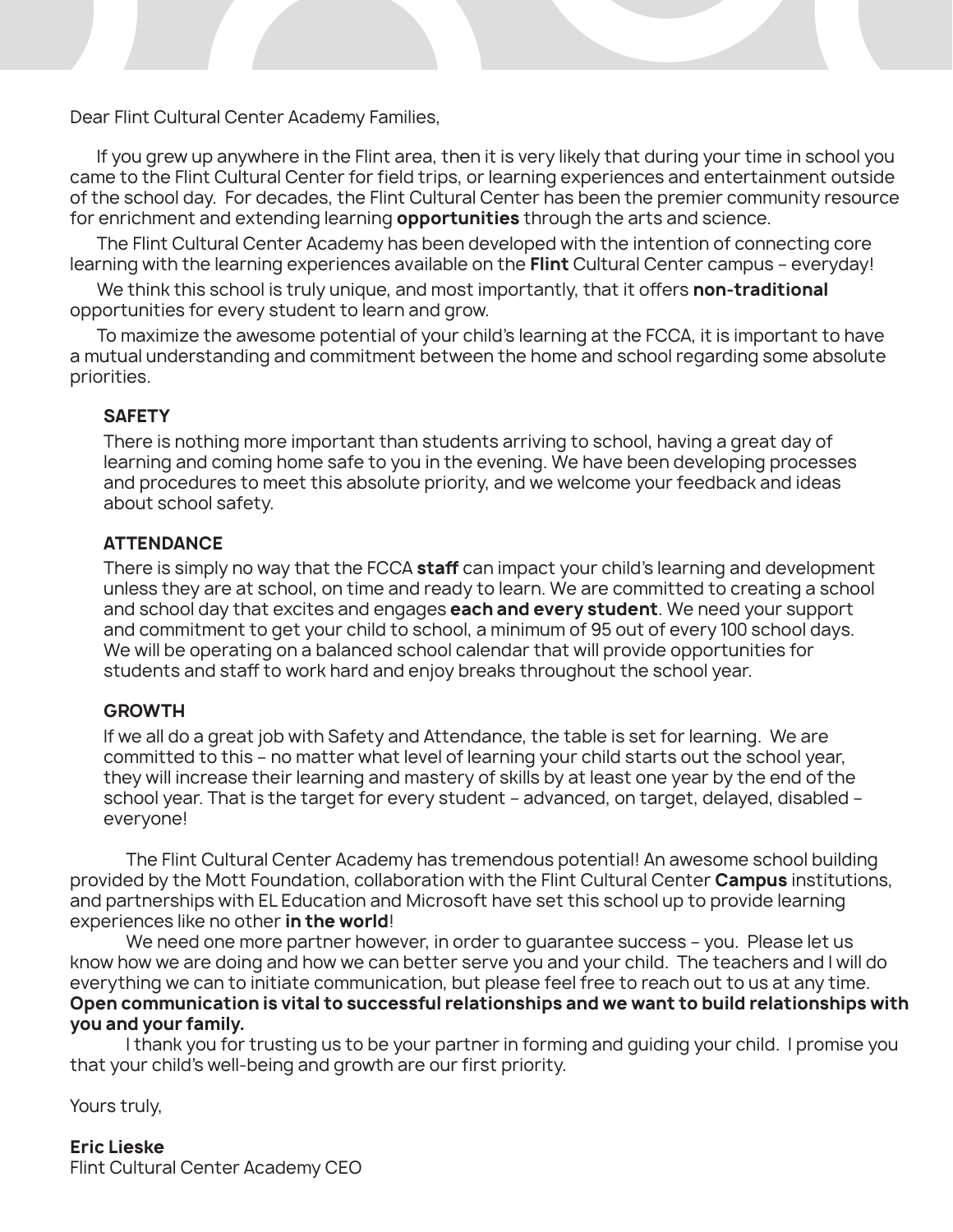Dear Flint Cultural Center Academy Families,

If you grew up anywhere in the Flint area, then it is very likely that during your time in school you came to the Flint Cultural Center for field trips, or learning experiences and entertainment outside of the school day. For decades, the Flint Cultural Center has been the premier community resource for enrichment and extending learning **opportunities** through the arts and science.

The Flint Cultural Center Academy has been developed with the intention of connecting core learning with the learning experiences available on the **Flint** Cultural Center campus – everyday!

We think this school is truly unique, and most importantly, that it offers **non-traditional** opportunities for every student to learn and grow.

To maximize the awesome potential of your child's learning at the FCCA, it is important to have a mutual understanding and commitment between the home and school regarding some absolute priorities.

**SAFETY**

There is nothing more important than students arriving to school, having a great day of learning and coming home safe to you in the evening. We have been developing processes and procedures to meet this absolute priority, and we welcome your feedback and ideas about school safety.

**ATTENDANCE**

There is simply no way that the FCCA **staff** can impact your child's learning and development unless they are at school, on time and ready to learn. We are committed to creating a school and school day that excites and engages **each and every student**. We need your support and commitment to get your child to school, a minimum of 95 out of every 100 school days. We will be operating on a balanced school calendar that will provide opportunities for students and staff to work hard and enjoy breaks throughout the school year.

**GROWTH**

If we all do a great job with Safety and Attendance, the table is set for learning. We are committed to this – no matter what level of learning your child starts out the school year, they will increase their learning and mastery of skills by at least one year by the end of the school year. That is the target for every student – advanced, on target, delayed, disabled – everyone!

The Flint Cultural Center Academy has tremendous potential! An awesome school building provided by the Mott Foundation, collaboration with the Flint Cultural Center **Campus** institutions, and partnerships with EL Education and Microsoft have set this school up to provide learning experiences like no other **in the world**!

We need one more partner however, in order to guarantee success – you. Please let us know how we are doing and how we can better serve you and your child. The teachers and I will do everything we can to initiate communication, but please feel free to reach out to us at any time. **Open communication is vital to successful relationships and we want to build relationships with you and your family.**

I thank you for trusting us to be your partner in forming and guiding your child. I promise you that your child's well-being and growth are our first priority.

Yours truly,

**Eric Lieske**
Flint Cultural Center Academy CEO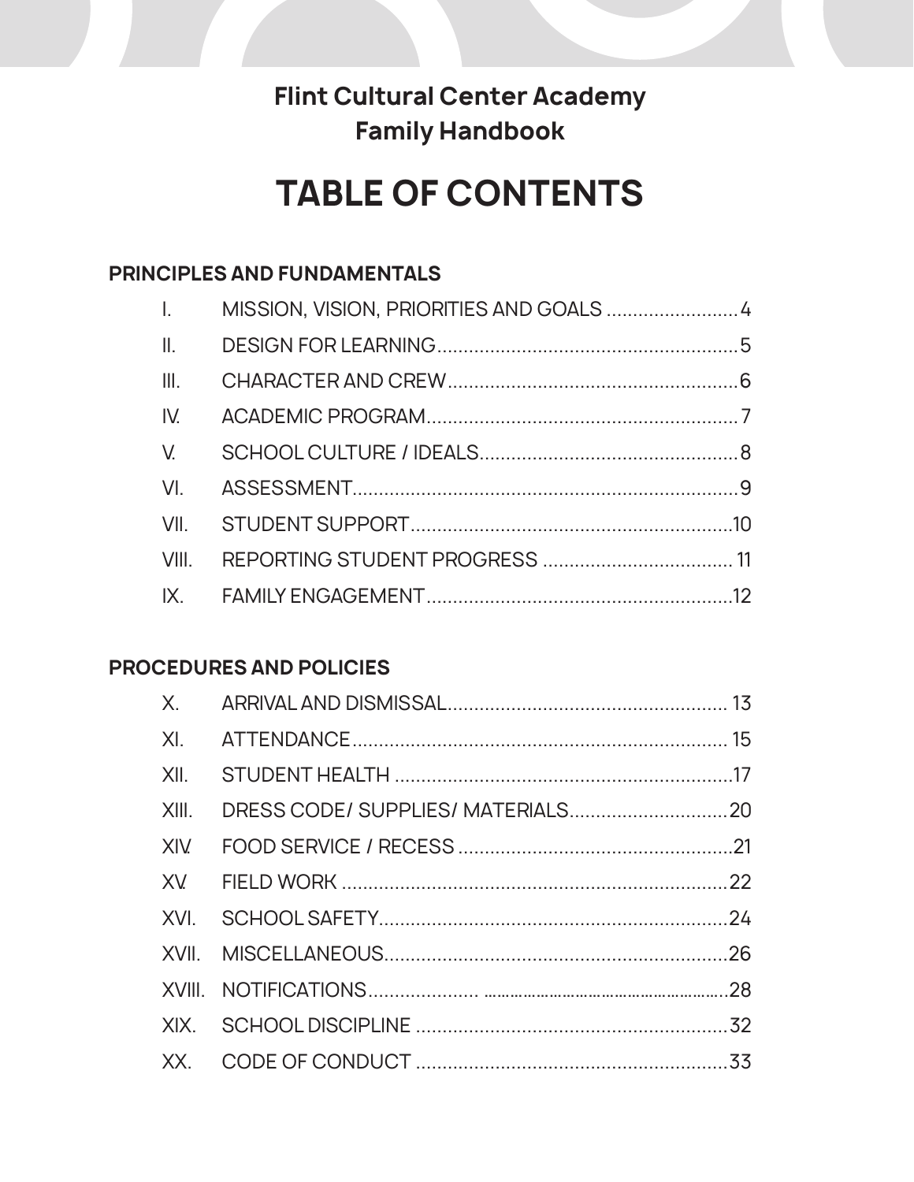**Flint Cultural Center Academy**
**Family Handbook**

# TABLE OF CONTENTS

## PRINCIPLES AND FUNDAMENTALS

| | | |
|---|---|---|
| I. | MISSION, VISION, PRIORITIES AND GOALS | 4 |
| II. | DESIGN FOR LEARNING | 5 |
| III. | CHARACTER AND CREW | 6 |
| IV. | ACADEMIC PROGRAM | 7 |
| V. | SCHOOL CULTURE / IDEALS | 8 |
| VI. | ASSESSMENT | 9 |
| VII. | STUDENT SUPPORT | 10 |
| VIII. | REPORTING STUDENT PROGRESS | 11 |
| IX. | FAMILY ENGAGEMENT | 12 |

## PROCEDURES AND POLICIES

| | | |
|---|---|---|
| X. | ARRIVAL AND DISMISSAL | 13 |
| XI. | ATTENDANCE | 15 |
| XII. | STUDENT HEALTH | 17 |
| XIII. | DRESS CODE/ SUPPLIES/ MATERIALS | 20 |
| XIV. | FOOD SERVICE / RECESS | 21 |
| XV. | FIELD WORK | 22 |
| XVI. | SCHOOL SAFETY | 24 |
| XVII. | MISCELLANEOUS | 26 |
| XVIII. | NOTIFICATIONS | 28 |
| XIX. | SCHOOL DISCIPLINE | 32 |
| XX. | CODE OF CONDUCT | 33 |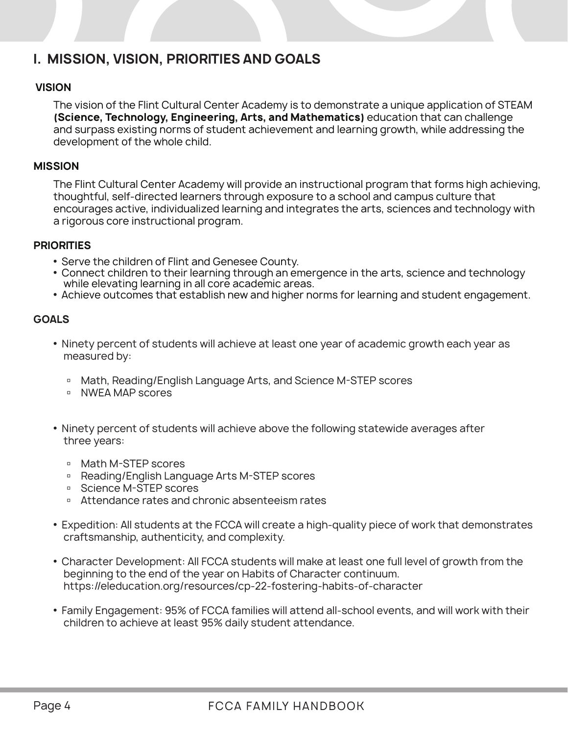# I. MISSION, VISION, PRIORITIES AND GOALS

## VISION

The vision of the Flint Cultural Center Academy is to demonstrate a unique application of STEAM **(Science, Technology, Engineering, Arts, and Mathematics)** education that can challenge and surpass existing norms of student achievement and learning growth, while addressing the development of the whole child.

## MISSION

The Flint Cultural Center Academy will provide an instructional program that forms high achieving, thoughtful, self-directed learners through exposure to a school and campus culture that encourages active, individualized learning and integrates the arts, sciences and technology with a rigorous core instructional program.

## PRIORITIES

- Serve the children of Flint and Genesee County.
- Connect children to their learning through an emergence in the arts, science and technology while elevating learning in all core academic areas.
- Achieve outcomes that establish new and higher norms for learning and student engagement.

## GOALS

- Ninety percent of students will achieve at least one year of academic growth each year as measured by:
  - Math, Reading/English Language Arts, and Science M-STEP scores
  - NWEA MAP scores

- Ninety percent of students will achieve above the following statewide averages after three years:
  - Math M-STEP scores
  - Reading/English Language Arts M-STEP scores
  - Science M-STEP scores
  - Attendance rates and chronic absenteeism rates

- Expedition: All students at the FCCA will create a high-quality piece of work that demonstrates craftsmanship, authenticity, and complexity.

- Character Development: All FCCA students will make at least one full level of growth from the beginning to the end of the year on Habits of Character continuum. https://eleducation.org/resources/cp-22-fostering-habits-of-character

- Family Engagement: 95% of FCCA families will attend all-school events, and will work with their children to achieve at least 95% daily student attendance.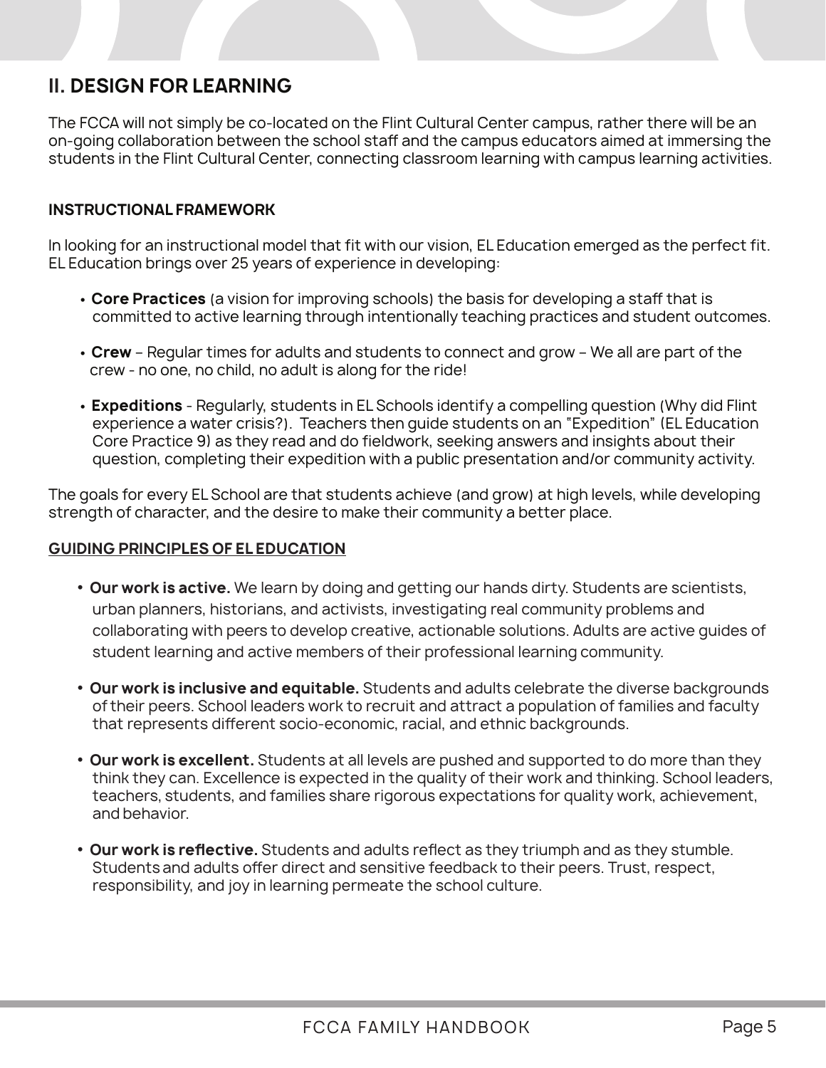## II. DESIGN FOR LEARNING

The FCCA will not simply be co-located on the Flint Cultural Center campus, rather there will be an on-going collaboration between the school staff and the campus educators aimed at immersing the students in the Flint Cultural Center, connecting classroom learning with campus learning activities.

### INSTRUCTIONAL FRAMEWORK

In looking for an instructional model that fit with our vision, EL Education emerged as the perfect fit. EL Education brings over 25 years of experience in developing:

- **Core Practices** (a vision for improving schools) the basis for developing a staff that is committed to active learning through intentionally teaching practices and student outcomes.
- **Crew** – Regular times for adults and students to connect and grow – We all are part of the crew - no one, no child, no adult is along for the ride!
- **Expeditions** - Regularly, students in EL Schools identify a compelling question (Why did Flint experience a water crisis?). Teachers then guide students on an "Expedition" (EL Education Core Practice 9) as they read and do fieldwork, seeking answers and insights about their question, completing their expedition with a public presentation and/or community activity.

The goals for every EL School are that students achieve (and grow) at high levels, while developing strength of character, and the desire to make their community a better place.

### GUIDING PRINCIPLES OF EL EDUCATION

- **Our work is active.** We learn by doing and getting our hands dirty. Students are scientists, urban planners, historians, and activists, investigating real community problems and collaborating with peers to develop creative, actionable solutions. Adults are active guides of student learning and active members of their professional learning community.
- **Our work is inclusive and equitable.** Students and adults celebrate the diverse backgrounds of their peers. School leaders work to recruit and attract a population of families and faculty that represents different socio-economic, racial, and ethnic backgrounds.
- **Our work is excellent.** Students at all levels are pushed and supported to do more than they think they can. Excellence is expected in the quality of their work and thinking. School leaders, teachers, students, and families share rigorous expectations for quality work, achievement, and behavior.
- **Our work is reflective.** Students and adults reflect as they triumph and as they stumble. Students and adults offer direct and sensitive feedback to their peers. Trust, respect, responsibility, and joy in learning permeate the school culture.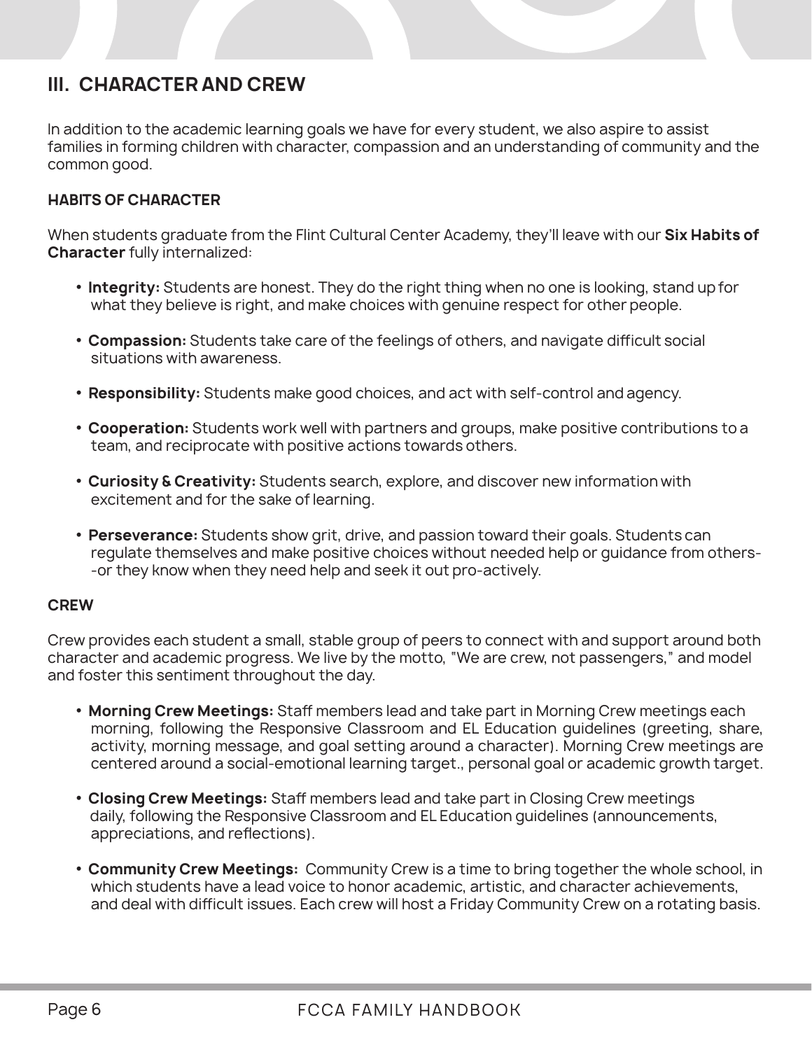## III. CHARACTER AND CREW

In addition to the academic learning goals we have for every student, we also aspire to assist families in forming children with character, compassion and an understanding of community and the common good.

### HABITS OF CHARACTER

When students graduate from the Flint Cultural Center Academy, they'll leave with our **Six Habits of Character** fully internalized:

- **Integrity:** Students are honest. They do the right thing when no one is looking, stand up for what they believe is right, and make choices with genuine respect for other people.
- **Compassion:** Students take care of the feelings of others, and navigate difficult social situations with awareness.
- **Responsibility:** Students make good choices, and act with self-control and agency.
- **Cooperation:** Students work well with partners and groups, make positive contributions to a team, and reciprocate with positive actions towards others.
- **Curiosity & Creativity:** Students search, explore, and discover new information with excitement and for the sake of learning.
- **Perseverance:** Students show grit, drive, and passion toward their goals. Students can regulate themselves and make positive choices without needed help or guidance from others--or they know when they need help and seek it out pro-actively.

### CREW

Crew provides each student a small, stable group of peers to connect with and support around both character and academic progress. We live by the motto, "We are crew, not passengers," and model and foster this sentiment throughout the day.

- **Morning Crew Meetings:** Staff members lead and take part in Morning Crew meetings each morning, following the Responsive Classroom and EL Education guidelines (greeting, share, activity, morning message, and goal setting around a character). Morning Crew meetings are centered around a social-emotional learning target., personal goal or academic growth target.
- **Closing Crew Meetings:** Staff members lead and take part in Closing Crew meetings daily, following the Responsive Classroom and EL Education guidelines (announcements, appreciations, and reflections).
- **Community Crew Meetings:** Community Crew is a time to bring together the whole school, in which students have a lead voice to honor academic, artistic, and character achievements, and deal with difficult issues. Each crew will host a Friday Community Crew on a rotating basis.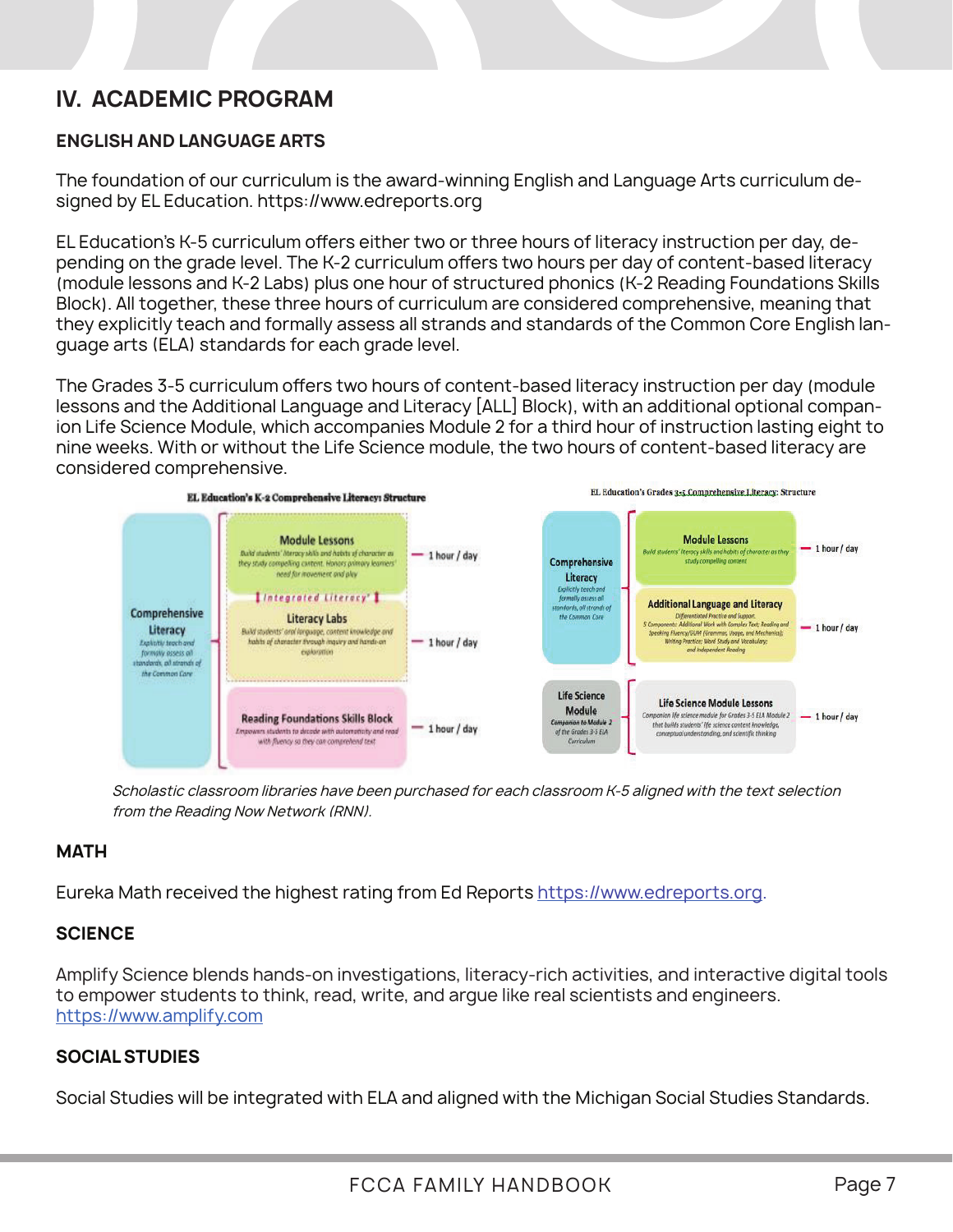## IV. ACADEMIC PROGRAM

### ENGLISH AND LANGUAGE ARTS

The foundation of our curriculum is the award-winning English and Language Arts curriculum designed by EL Education. https://www.edreports.org

EL Education's K-5 curriculum offers either two or three hours of literacy instruction per day, depending on the grade level. The K-2 curriculum offers two hours per day of content-based literacy (module lessons and K-2 Labs) plus one hour of structured phonics (K-2 Reading Foundations Skills Block). All together, these three hours of curriculum are considered comprehensive, meaning that they explicitly teach and formally assess all strands and standards of the Common Core English language arts (ELA) standards for each grade level.

The Grades 3-5 curriculum offers two hours of content-based literacy instruction per day (module lessons and the Additional Language and Literacy [ALL] Block), with an additional optional companion Life Science Module, which accompanies Module 2 for a third hour of instruction lasting eight to nine weeks. With or without the Life Science module, the two hours of content-based literacy are considered comprehensive.

**EL Education's K-2 Comprehensive Literacy Structure**

| | Component | Time |
|---|---|---|
| **Comprehensive Literacy** — Explicitly teach and formally assess all standards, all strands of the Common Core | **Module Lessons** — Build students' literacy skills and habits of character as they study compelling content. Honors primary learners' need for movement and play | 1 hour / day |
| | *Integrated Literacy* | |
| | **Literacy Labs** — Build students' oral language, content knowledge and habits of character through inquiry and hands-on exploration | 1 hour / day |
| | **Reading Foundations Skills Block** — Empowers students to decode with automaticity and read with fluency so they can comprehend text | 1 hour / day |

**EL Education's Grades 3-5 Comprehensive Literacy Structure**

| | Component | Time |
|---|---|---|
| **Comprehensive Literacy** — Explicitly teach and formally assess all standards, all strands of the Common Core | **Module Lessons** — Build students' literacy skills and habits of character as they study compelling content | 1 hour / day |
| | **Additional Language and Literacy** — Differentiated Practice and Support. 5 Components: Additional Work with Complex Text; Reading and Speaking Fluency/GUM (Grammar, Usage, and Mechanics); Writing Practice; Word Study and Vocabulary; and Independent Reading | 1 hour / day |
| **Life Science Module** — Companion to Module 2 of the Grades 3-5 ELA Curriculum | **Life Science Module Lessons** — Companion life science module for Grades 3-5 ELA Module 2 that builds students' life science content knowledge, conceptual understanding, and scientific thinking | 1 hour / day |

*Scholastic classroom libraries have been purchased for each classroom K-5 aligned with the text selection from the Reading Now Network (RNN).*

### MATH

Eureka Math received the highest rating from Ed Reports https://www.edreports.org.

### SCIENCE

Amplify Science blends hands-on investigations, literacy-rich activities, and interactive digital tools to empower students to think, read, write, and argue like real scientists and engineers. https://www.amplify.com

### SOCIAL STUDIES

Social Studies will be integrated with ELA and aligned with the Michigan Social Studies Standards.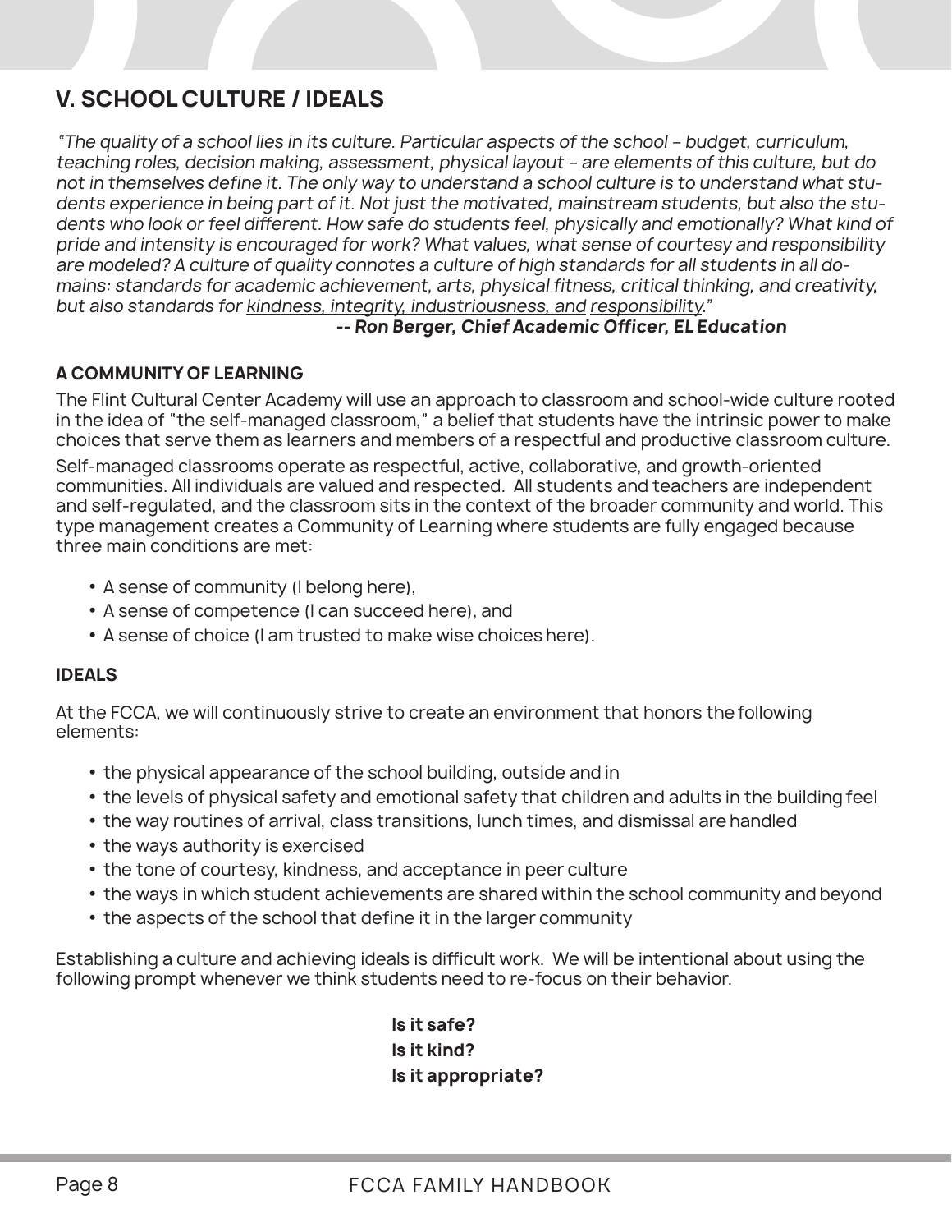## V. SCHOOL CULTURE / IDEALS

*"The quality of a school lies in its culture. Particular aspects of the school – budget, curriculum, teaching roles, decision making, assessment, physical layout – are elements of this culture, but do not in themselves define it. The only way to understand a school culture is to understand what students experience in being part of it. Not just the motivated, mainstream students, but also the students who look or feel different. How safe do students feel, physically and emotionally? What kind of pride and intensity is encouraged for work? What values, what sense of courtesy and responsibility are modeled? A culture of quality connotes a culture of high standards for all students in all domains: standards for academic achievement, arts, physical fitness, critical thinking, and creativity, but also standards for <u>kindness, integrity, industriousness, and</u> <u>responsibility</u>."*

***-- Ron Berger, Chief Academic Officer, EL Education***

### A COMMUNITY OF LEARNING

The Flint Cultural Center Academy will use an approach to classroom and school-wide culture rooted in the idea of "the self-managed classroom," a belief that students have the intrinsic power to make choices that serve them as learners and members of a respectful and productive classroom culture.

Self-managed classrooms operate as respectful, active, collaborative, and growth-oriented communities. All individuals are valued and respected. All students and teachers are independent and self-regulated, and the classroom sits in the context of the broader community and world. This type management creates a Community of Learning where students are fully engaged because three main conditions are met:

- A sense of community (I belong here),
- A sense of competence (I can succeed here), and
- A sense of choice (I am trusted to make wise choices here).

### IDEALS

At the FCCA, we will continuously strive to create an environment that honors the following elements:

- the physical appearance of the school building, outside and in
- the levels of physical safety and emotional safety that children and adults in the building feel
- the way routines of arrival, class transitions, lunch times, and dismissal are handled
- the ways authority is exercised
- the tone of courtesy, kindness, and acceptance in peer culture
- the ways in which student achievements are shared within the school community and beyond
- the aspects of the school that define it in the larger community

Establishing a culture and achieving ideals is difficult work. We will be intentional about using the following prompt whenever we think students need to re-focus on their behavior.

**Is it safe?**
**Is it kind?**
**Is it appropriate?**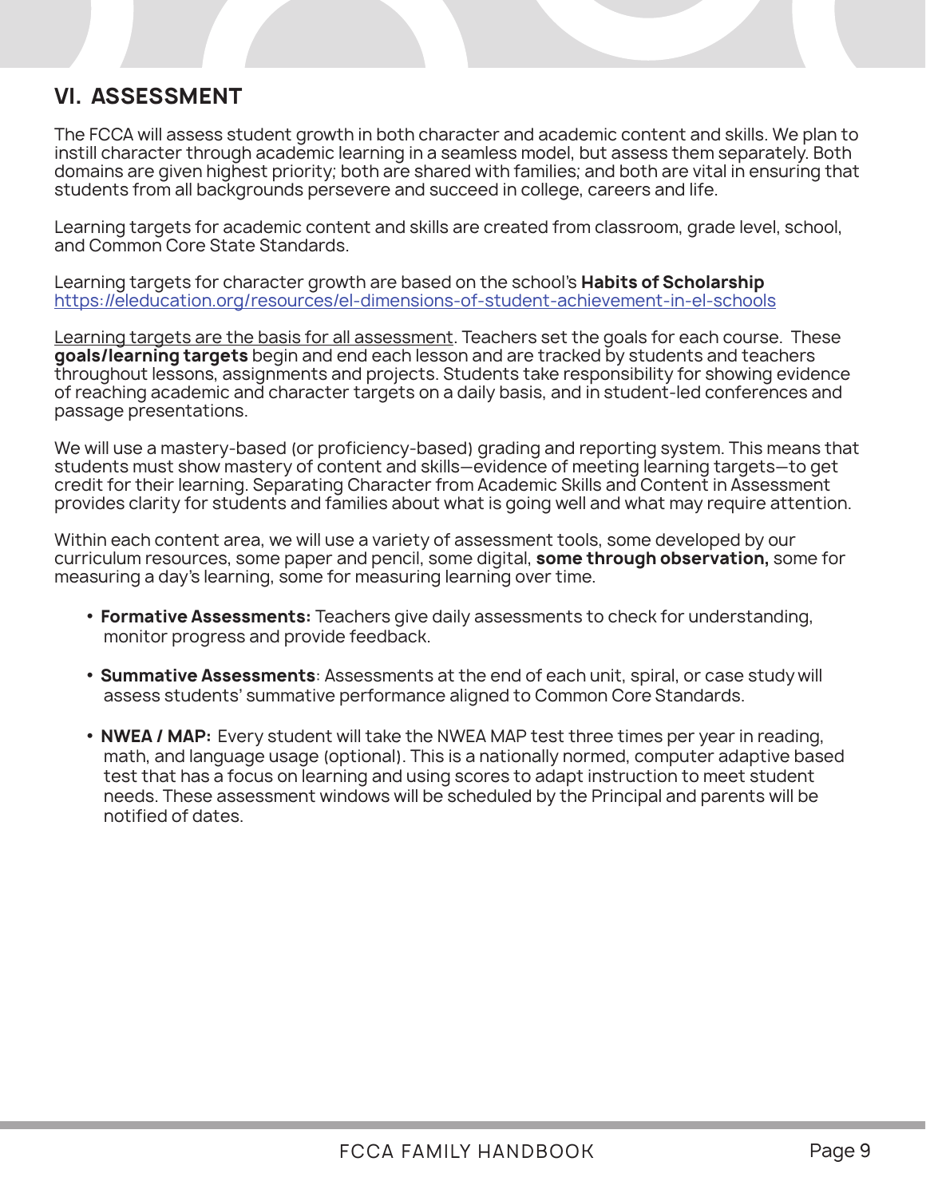## VI. ASSESSMENT

The FCCA will assess student growth in both character and academic content and skills. We plan to instill character through academic learning in a seamless model, but assess them separately. Both domains are given highest priority; both are shared with families; and both are vital in ensuring that students from all backgrounds persevere and succeed in college, careers and life.

Learning targets for academic content and skills are created from classroom, grade level, school, and Common Core State Standards.

Learning targets for character growth are based on the school's **Habits of Scholarship** https://eleducation.org/resources/el-dimensions-of-student-achievement-in-el-schools

Learning targets are the basis for all assessment. Teachers set the goals for each course. These **goals/learning targets** begin and end each lesson and are tracked by students and teachers throughout lessons, assignments and projects. Students take responsibility for showing evidence of reaching academic and character targets on a daily basis, and in student-led conferences and passage presentations.

We will use a mastery-based (or proficiency-based) grading and reporting system. This means that students must show mastery of content and skills—evidence of meeting learning targets—to get credit for their learning. Separating Character from Academic Skills and Content in Assessment provides clarity for students and families about what is going well and what may require attention.

Within each content area, we will use a variety of assessment tools, some developed by our curriculum resources, some paper and pencil, some digital, **some through observation,** some for measuring a day's learning, some for measuring learning over time.

- **Formative Assessments:** Teachers give daily assessments to check for understanding, monitor progress and provide feedback.
- **Summative Assessments**: Assessments at the end of each unit, spiral, or case study will assess students' summative performance aligned to Common Core Standards.
- **NWEA / MAP:** Every student will take the NWEA MAP test three times per year in reading, math, and language usage (optional). This is a nationally normed, computer adaptive based test that has a focus on learning and using scores to adapt instruction to meet student needs. These assessment windows will be scheduled by the Principal and parents will be notified of dates.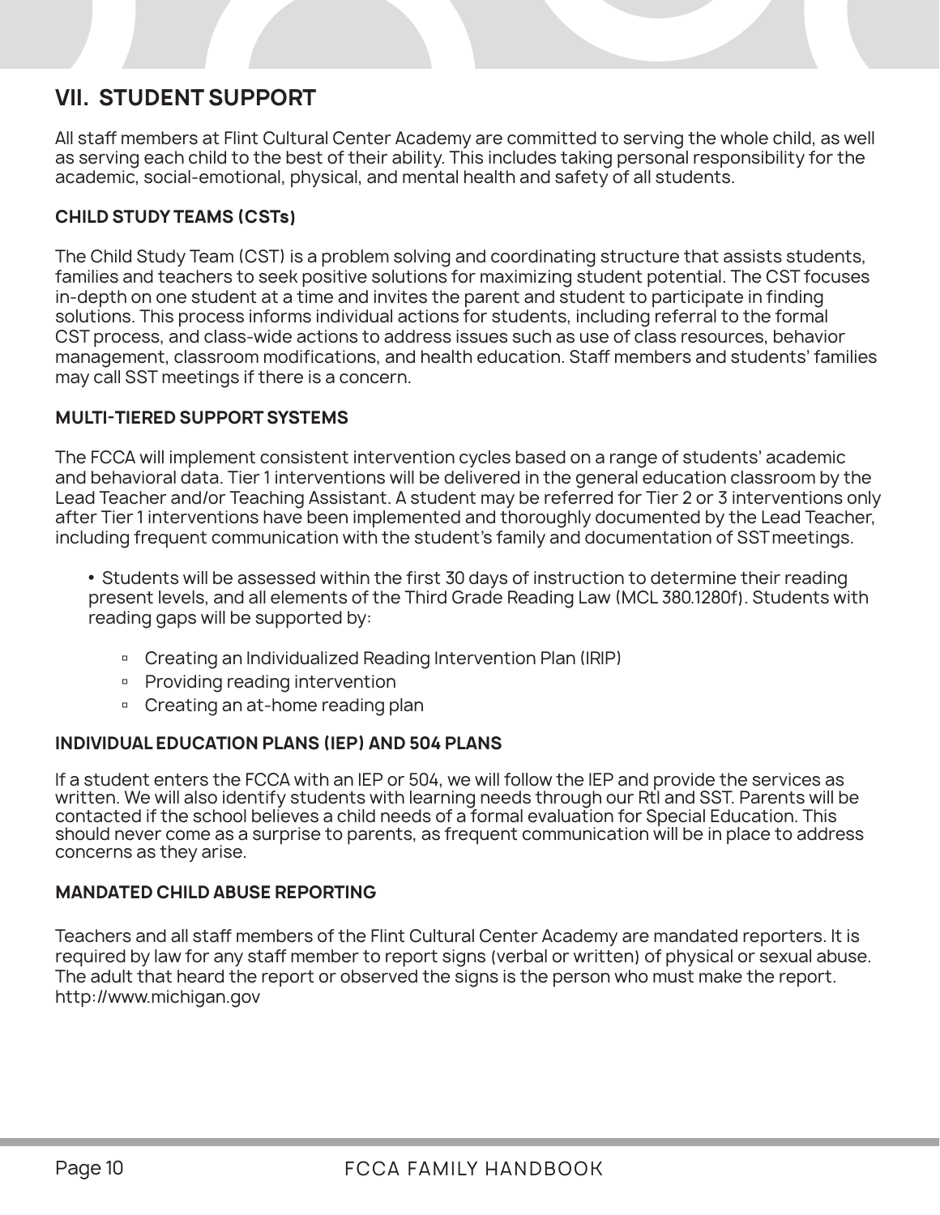## VII. STUDENT SUPPORT

All staff members at Flint Cultural Center Academy are committed to serving the whole child, as well as serving each child to the best of their ability. This includes taking personal responsibility for the academic, social-emotional, physical, and mental health and safety of all students.

### CHILD STUDY TEAMS (CSTs)

The Child Study Team (CST) is a problem solving and coordinating structure that assists students, families and teachers to seek positive solutions for maximizing student potential. The CST focuses in-depth on one student at a time and invites the parent and student to participate in finding solutions. This process informs individual actions for students, including referral to the formal CST process, and class-wide actions to address issues such as use of class resources, behavior management, classroom modifications, and health education. Staff members and students' families may call SST meetings if there is a concern.

### MULTI-TIERED SUPPORT SYSTEMS

The FCCA will implement consistent intervention cycles based on a range of students' academic and behavioral data. Tier 1 interventions will be delivered in the general education classroom by the Lead Teacher and/or Teaching Assistant. A student may be referred for Tier 2 or 3 interventions only after Tier 1 interventions have been implemented and thoroughly documented by the Lead Teacher, including frequent communication with the student's family and documentation of SST meetings.

- Students will be assessed within the first 30 days of instruction to determine their reading present levels, and all elements of the Third Grade Reading Law (MCL 380.1280f). Students with reading gaps will be supported by:
    - Creating an Individualized Reading Intervention Plan (IRIP)
    - Providing reading intervention
    - Creating an at-home reading plan

### INDIVIDUAL EDUCATION PLANS (IEP) AND 504 PLANS

If a student enters the FCCA with an IEP or 504, we will follow the IEP and provide the services as written. We will also identify students with learning needs through our RtI and SST. Parents will be contacted if the school believes a child needs of a formal evaluation for Special Education. This should never come as a surprise to parents, as frequent communication will be in place to address concerns as they arise.

### MANDATED CHILD ABUSE REPORTING

Teachers and all staff members of the Flint Cultural Center Academy are mandated reporters. It is required by law for any staff member to report signs (verbal or written) of physical or sexual abuse. The adult that heard the report or observed the signs is the person who must make the report. http://www.michigan.gov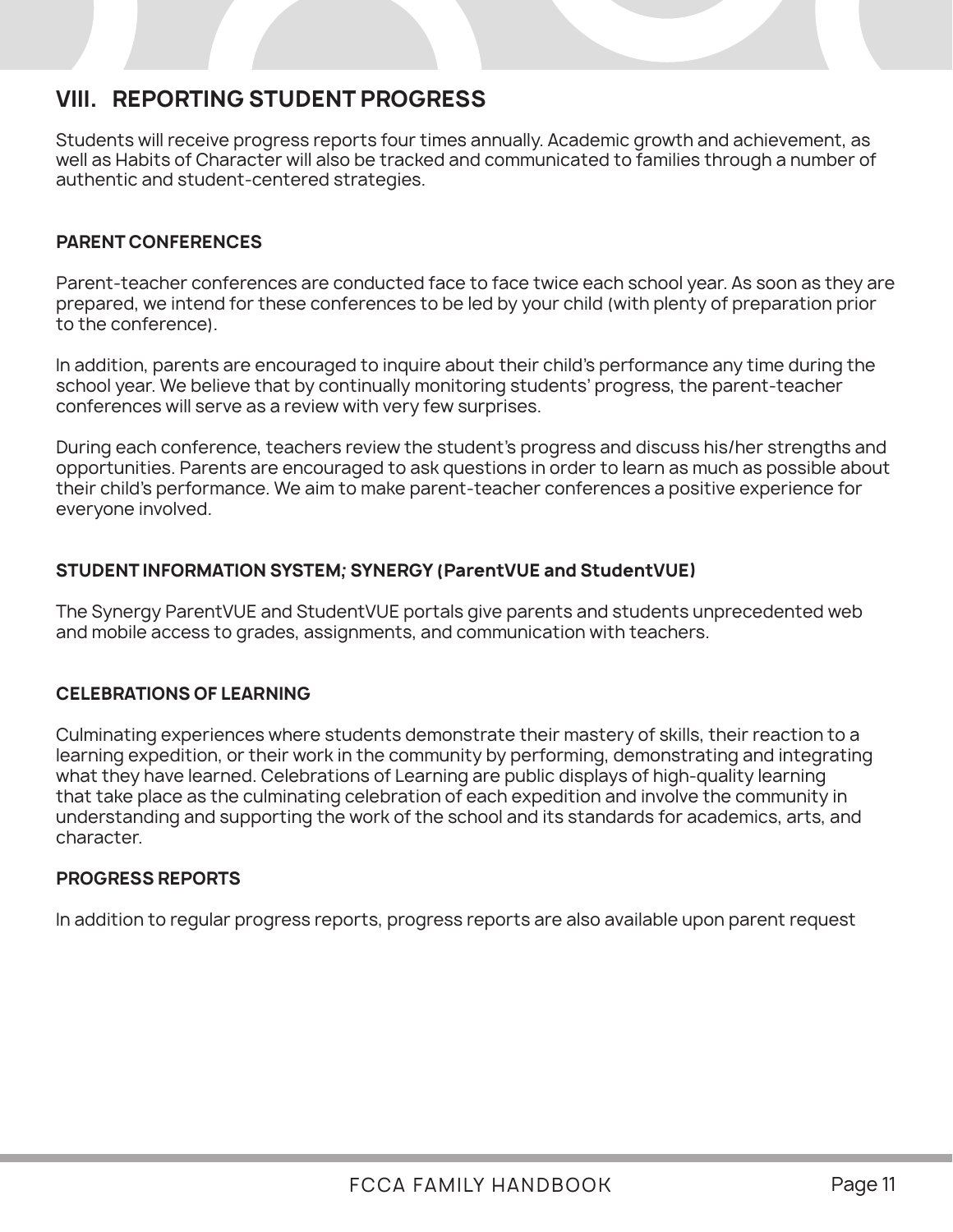## VIII. REPORTING STUDENT PROGRESS

Students will receive progress reports four times annually. Academic growth and achievement, as well as Habits of Character will also be tracked and communicated to families through a number of authentic and student-centered strategies.

### PARENT CONFERENCES

Parent-teacher conferences are conducted face to face twice each school year. As soon as they are prepared, we intend for these conferences to be led by your child (with plenty of preparation prior to the conference).

In addition, parents are encouraged to inquire about their child's performance any time during the school year. We believe that by continually monitoring students' progress, the parent-teacher conferences will serve as a review with very few surprises.

During each conference, teachers review the student's progress and discuss his/her strengths and opportunities. Parents are encouraged to ask questions in order to learn as much as possible about their child's performance. We aim to make parent-teacher conferences a positive experience for everyone involved.

### STUDENT INFORMATION SYSTEM; SYNERGY (ParentVUE and StudentVUE)

The Synergy ParentVUE and StudentVUE portals give parents and students unprecedented web and mobile access to grades, assignments, and communication with teachers.

### CELEBRATIONS OF LEARNING

Culminating experiences where students demonstrate their mastery of skills, their reaction to a learning expedition, or their work in the community by performing, demonstrating and integrating what they have learned. Celebrations of Learning are public displays of high-quality learning that take place as the culminating celebration of each expedition and involve the community in understanding and supporting the work of the school and its standards for academics, arts, and character.

### PROGRESS REPORTS

In addition to regular progress reports, progress reports are also available upon parent request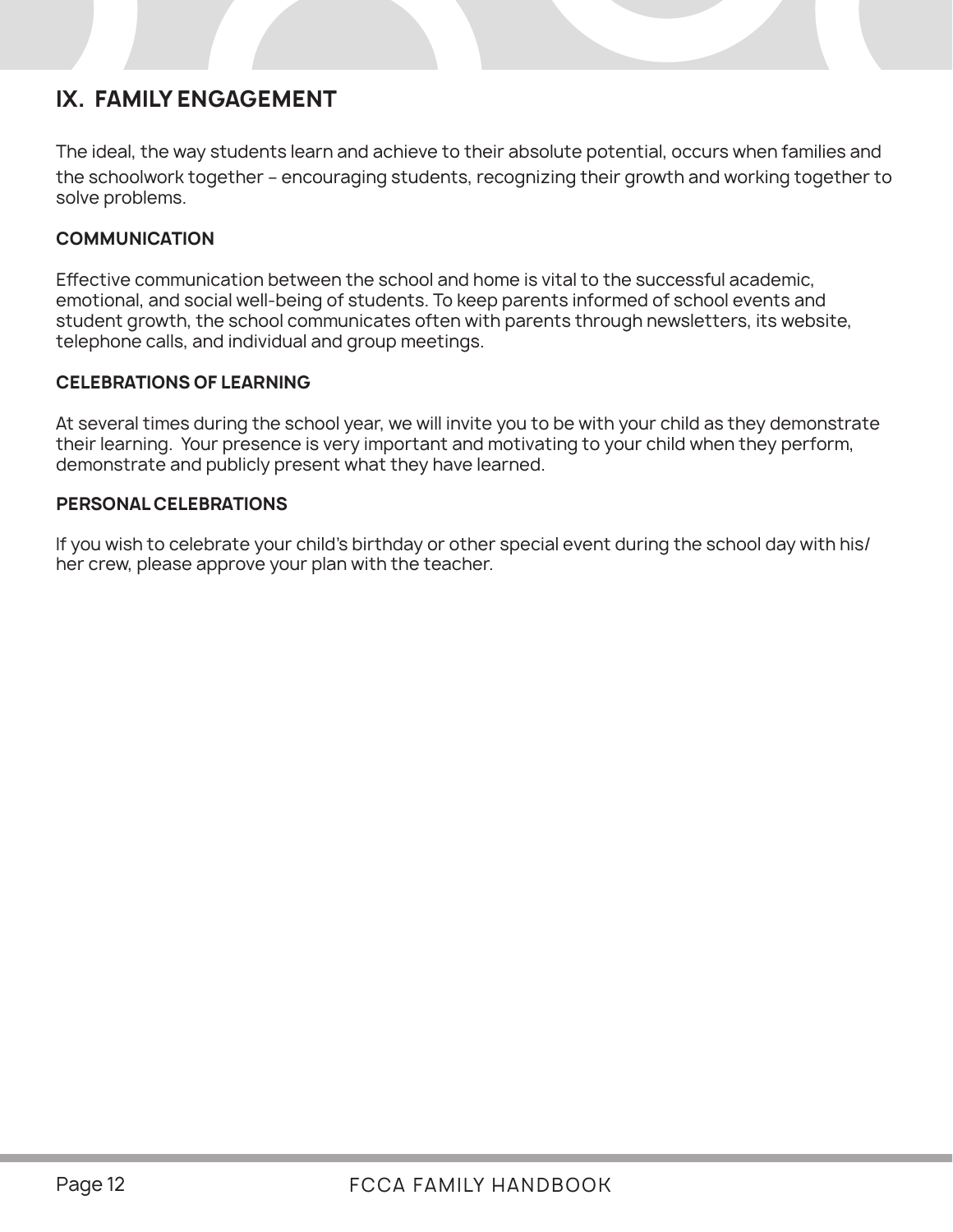## IX. FAMILY ENGAGEMENT

The ideal, the way students learn and achieve to their absolute potential, occurs when families and the schoolwork together – encouraging students, recognizing their growth and working together to solve problems.

### COMMUNICATION

Effective communication between the school and home is vital to the successful academic, emotional, and social well-being of students. To keep parents informed of school events and student growth, the school communicates often with parents through newsletters, its website, telephone calls, and individual and group meetings.

### CELEBRATIONS OF LEARNING

At several times during the school year, we will invite you to be with your child as they demonstrate their learning. Your presence is very important and motivating to your child when they perform, demonstrate and publicly present what they have learned.

### PERSONAL CELEBRATIONS

If you wish to celebrate your child's birthday or other special event during the school day with his/her crew, please approve your plan with the teacher.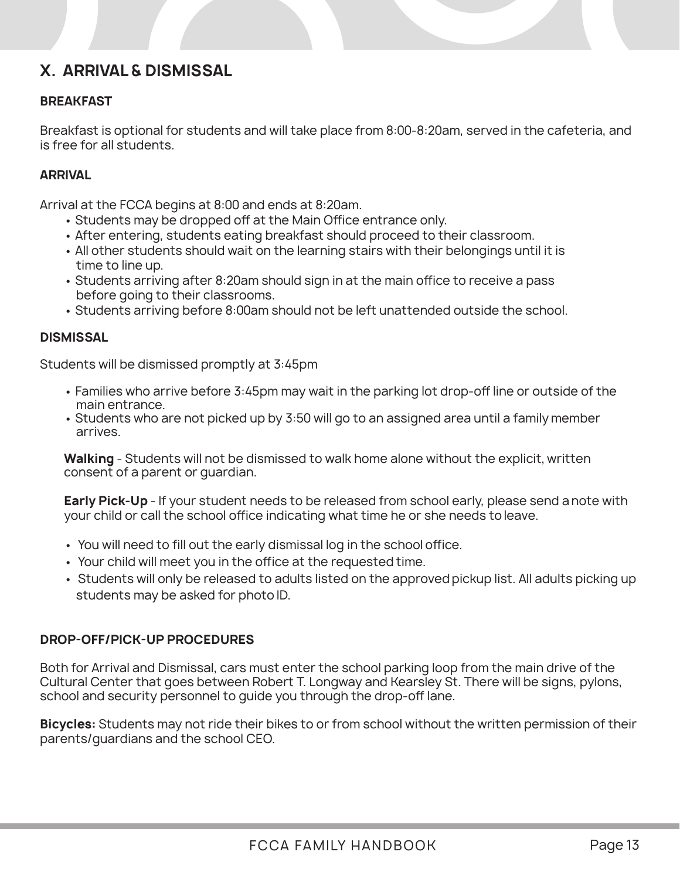## X. ARRIVAL & DISMISSAL

### BREAKFAST

Breakfast is optional for students and will take place from 8:00-8:20am, served in the cafeteria, and is free for all students.

### ARRIVAL

Arrival at the FCCA begins at 8:00 and ends at 8:20am.

- Students may be dropped off at the Main Office entrance only.
- After entering, students eating breakfast should proceed to their classroom.
- All other students should wait on the learning stairs with their belongings until it is time to line up.
- Students arriving after 8:20am should sign in at the main office to receive a pass before going to their classrooms.
- Students arriving before 8:00am should not be left unattended outside the school.

### DISMISSAL

Students will be dismissed promptly at 3:45pm

- Families who arrive before 3:45pm may wait in the parking lot drop-off line or outside of the main entrance.
- Students who are not picked up by 3:50 will go to an assigned area until a family member arrives.

**Walking** - Students will not be dismissed to walk home alone without the explicit, written consent of a parent or guardian.

**Early Pick-Up** - If your student needs to be released from school early, please send a note with your child or call the school office indicating what time he or she needs to leave.

- You will need to fill out the early dismissal log in the school office.
- Your child will meet you in the office at the requested time.
- Students will only be released to adults listed on the approved pickup list. All adults picking up students may be asked for photo ID.

### DROP-OFF/PICK-UP PROCEDURES

Both for Arrival and Dismissal, cars must enter the school parking loop from the main drive of the Cultural Center that goes between Robert T. Longway and Kearsley St. There will be signs, pylons, school and security personnel to guide you through the drop-off lane.

**Bicycles:** Students may not ride their bikes to or from school without the written permission of their parents/guardians and the school CEO.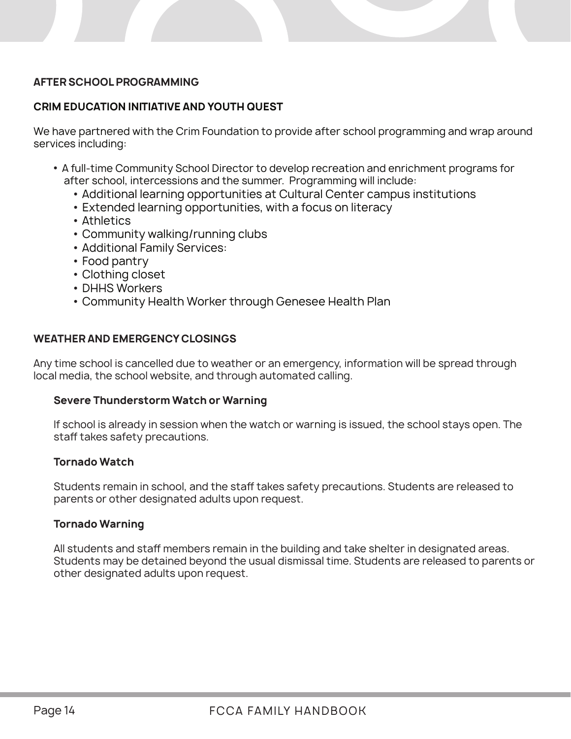## AFTER SCHOOL PROGRAMMING

### CRIM EDUCATION INITIATIVE AND YOUTH QUEST

We have partnered with the Crim Foundation to provide after school programming and wrap around services including:

- A full-time Community School Director to develop recreation and enrichment programs for after school, intercessions and the summer.  Programming will include:
    - Additional learning opportunities at Cultural Center campus institutions
    - Extended learning opportunities, with a focus on literacy
    - Athletics
    - Community walking/running clubs
    - Additional Family Services:
    - Food pantry
    - Clothing closet
    - DHHS Workers
    - Community Health Worker through Genesee Health Plan

## WEATHER AND EMERGENCY CLOSINGS

Any time school is cancelled due to weather or an emergency, information will be spread through local media, the school website, and through automated calling.

### Severe Thunderstorm Watch or Warning

If school is already in session when the watch or warning is issued, the school stays open. The staff takes safety precautions.

### Tornado Watch

Students remain in school, and the staff takes safety precautions. Students are released to parents or other designated adults upon request.

### Tornado Warning

All students and staff members remain in the building and take shelter in designated areas. Students may be detained beyond the usual dismissal time. Students are released to parents or other designated adults upon request.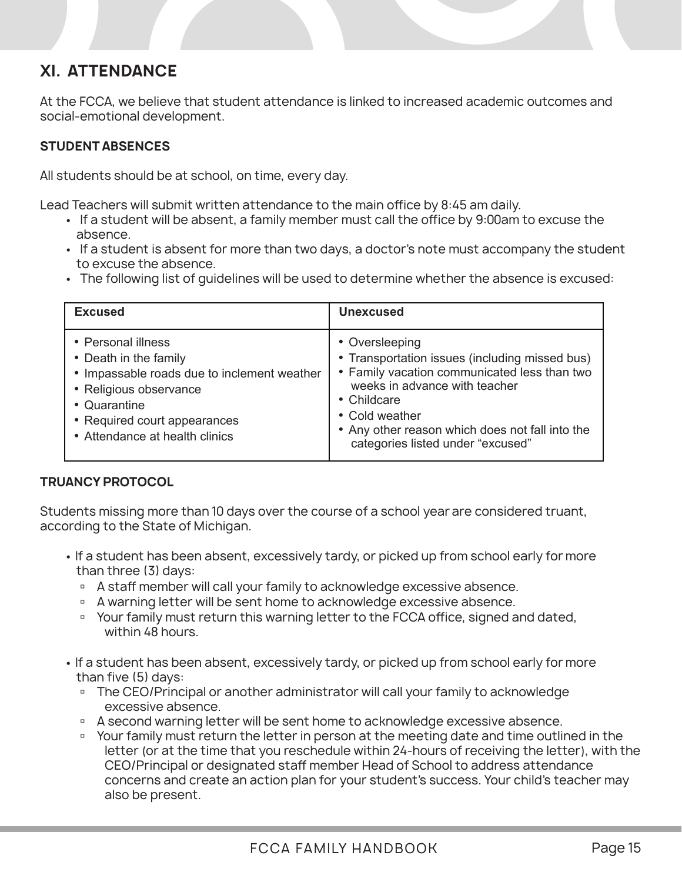## XI. ATTENDANCE

At the FCCA, we believe that student attendance is linked to increased academic outcomes and social-emotional development.

### STUDENT ABSENCES

All students should be at school, on time, every day.

Lead Teachers will submit written attendance to the main office by 8:45 am daily.

- If a student will be absent, a family member must call the office by 9:00am to excuse the absence.
- If a student is absent for more than two days, a doctor's note must accompany the student to excuse the absence.
- The following list of guidelines will be used to determine whether the absence is excused:

| Excused | Unexcused |
|---|---|
| • Personal illness<br>• Death in the family<br>• Impassable roads due to inclement weather<br>• Religious observance<br>• Quarantine<br>• Required court appearances<br>• Attendance at health clinics | • Oversleeping<br>• Transportation issues (including missed bus)<br>• Family vacation communicated less than two weeks in advance with teacher<br>• Childcare<br>• Cold weather<br>• Any other reason which does not fall into the categories listed under "excused" |

### TRUANCY PROTOCOL

Students missing more than 10 days over the course of a school year are considered truant, according to the State of Michigan.

- If a student has been absent, excessively tardy, or picked up from school early for more than three (3) days:
  - A staff member will call your family to acknowledge excessive absence.
  - A warning letter will be sent home to acknowledge excessive absence.
  - Your family must return this warning letter to the FCCA office, signed and dated, within 48 hours.

- If a student has been absent, excessively tardy, or picked up from school early for more than five (5) days:
  - The CEO/Principal or another administrator will call your family to acknowledge excessive absence.
  - A second warning letter will be sent home to acknowledge excessive absence.
  - Your family must return the letter in person at the meeting date and time outlined in the letter (or at the time that you reschedule within 24-hours of receiving the letter), with the CEO/Principal or designated staff member Head of School to address attendance concerns and create an action plan for your student's success. Your child's teacher may also be present.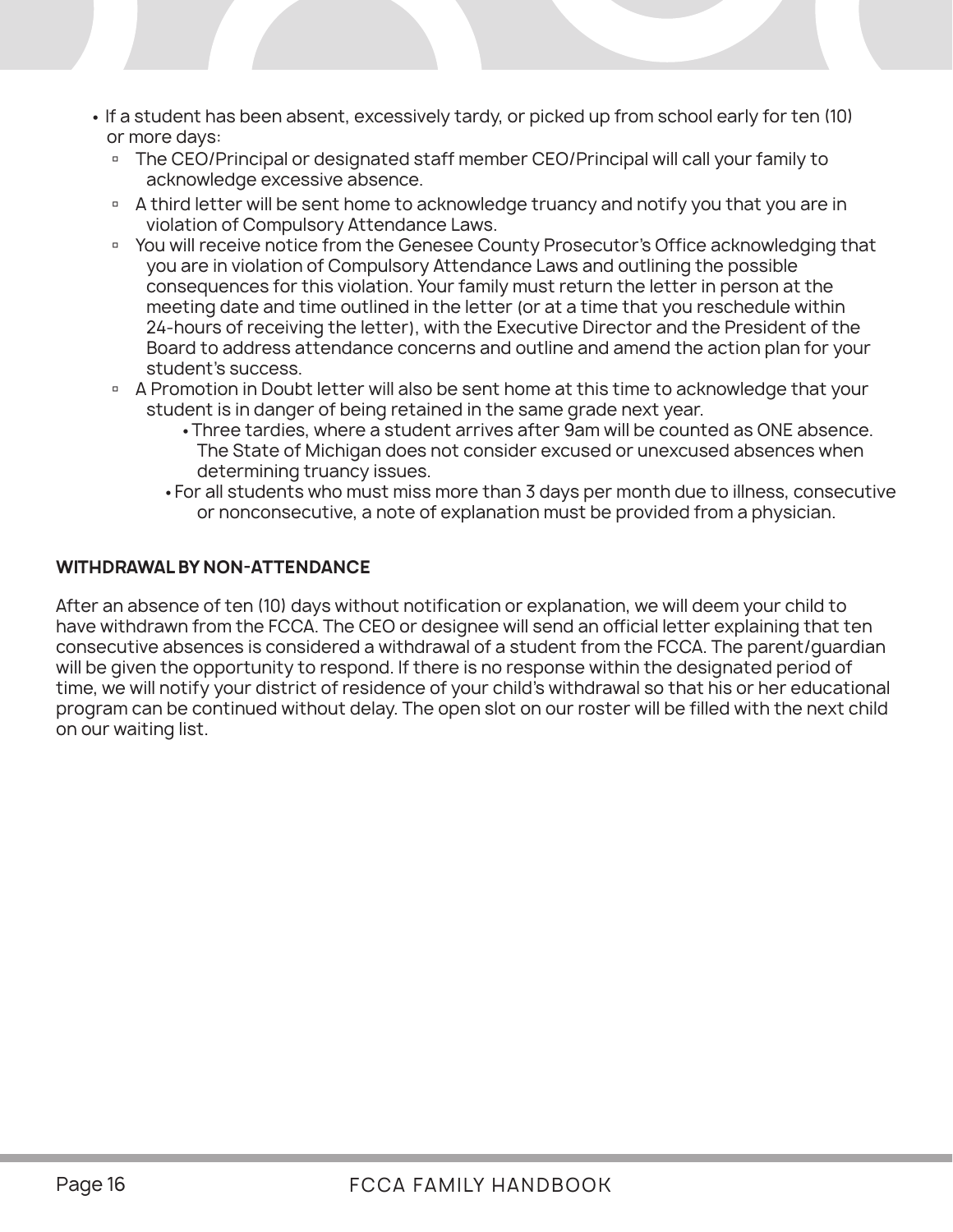- If a student has been absent, excessively tardy, or picked up from school early for ten (10) or more days:
  - The CEO/Principal or designated staff member CEO/Principal will call your family to acknowledge excessive absence.
  - A third letter will be sent home to acknowledge truancy and notify you that you are in violation of Compulsory Attendance Laws.
  - You will receive notice from the Genesee County Prosecutor's Office acknowledging that you are in violation of Compulsory Attendance Laws and outlining the possible consequences for this violation. Your family must return the letter in person at the meeting date and time outlined in the letter (or at a time that you reschedule within 24-hours of receiving the letter), with the Executive Director and the President of the Board to address attendance concerns and outline and amend the action plan for your student's success.
  - A Promotion in Doubt letter will also be sent home at this time to acknowledge that your student is in danger of being retained in the same grade next year.
    - Three tardies, where a student arrives after 9am will be counted as ONE absence. The State of Michigan does not consider excused or unexcused absences when determining truancy issues.
    - For all students who must miss more than 3 days per month due to illness, consecutive or nonconsecutive, a note of explanation must be provided from a physician.

**WITHDRAWAL BY NON-ATTENDANCE**

After an absence of ten (10) days without notification or explanation, we will deem your child to have withdrawn from the FCCA. The CEO or designee will send an official letter explaining that ten consecutive absences is considered a withdrawal of a student from the FCCA. The parent/guardian will be given the opportunity to respond. If there is no response within the designated period of time, we will notify your district of residence of your child's withdrawal so that his or her educational program can be continued without delay. The open slot on our roster will be filled with the next child on our waiting list.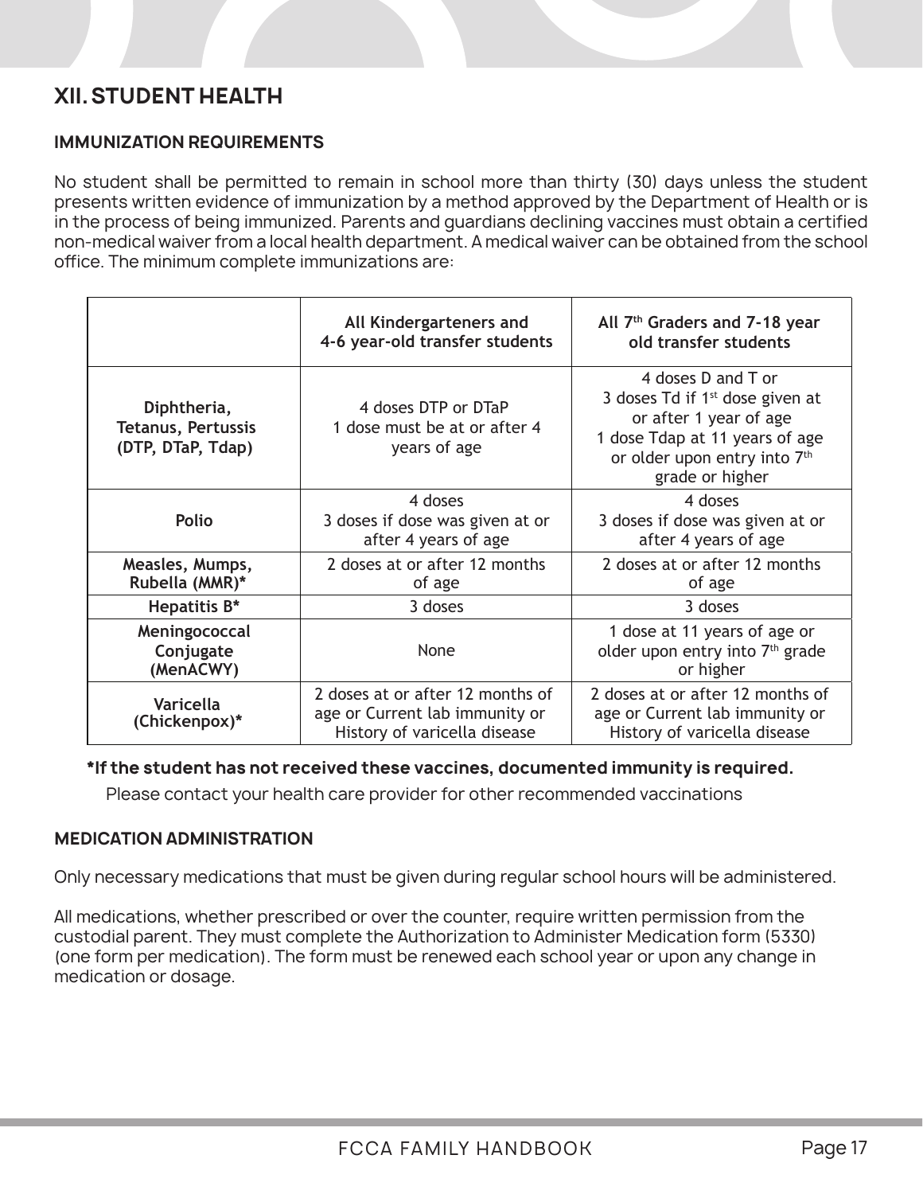## XII. STUDENT HEALTH

### IMMUNIZATION REQUIREMENTS

No student shall be permitted to remain in school more than thirty (30) days unless the student presents written evidence of immunization by a method approved by the Department of Health or is in the process of being immunized. Parents and guardians declining vaccines must obtain a certified non-medical waiver from a local health department. A medical waiver can be obtained from the school office. The minimum complete immunizations are:

| | All Kindergarteners and 4-6 year-old transfer students | All 7th Graders and 7-18 year old transfer students |
|---|---|---|
| **Diphtheria, Tetanus, Pertussis (DTP, DTaP, Tdap)** | 4 doses DTP or DTaP<br>1 dose must be at or after 4 years of age | 4 doses D and T or<br>3 doses Td if 1st dose given at or after 1 year of age<br>1 dose Tdap at 11 years of age or older upon entry into 7th grade or higher |
| **Polio** | 4 doses<br>3 doses if dose was given at or after 4 years of age | 4 doses<br>3 doses if dose was given at or after 4 years of age |
| **Measles, Mumps, Rubella (MMR)*** | 2 doses at or after 12 months of age | 2 doses at or after 12 months of age |
| **Hepatitis B*** | 3 doses | 3 doses |
| **Meningococcal Conjugate (MenACWY)** | None | 1 dose at 11 years of age or older upon entry into 7th grade or higher |
| **Varicella (Chickenpox)*** | 2 doses at or after 12 months of age or Current lab immunity or History of varicella disease | 2 doses at or after 12 months of age or Current lab immunity or History of varicella disease |

**\*If the student has not received these vaccines, documented immunity is required.**

Please contact your health care provider for other recommended vaccinations

### MEDICATION ADMINISTRATION

Only necessary medications that must be given during regular school hours will be administered.

All medications, whether prescribed or over the counter, require written permission from the custodial parent. They must complete the Authorization to Administer Medication form (5330) (one form per medication). The form must be renewed each school year or upon any change in medication or dosage.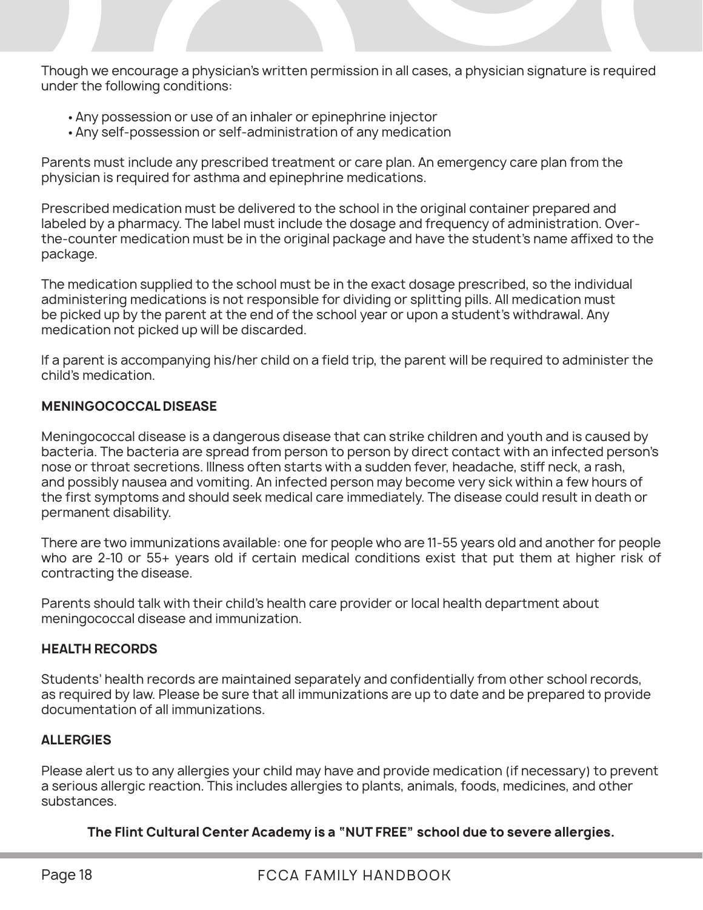Though we encourage a physician's written permission in all cases, a physician signature is required under the following conditions:

- Any possession or use of an inhaler or epinephrine injector
- Any self-possession or self-administration of any medication

Parents must include any prescribed treatment or care plan. An emergency care plan from the physician is required for asthma and epinephrine medications.

Prescribed medication must be delivered to the school in the original container prepared and labeled by a pharmacy. The label must include the dosage and frequency of administration. Over-the-counter medication must be in the original package and have the student's name affixed to the package.

The medication supplied to the school must be in the exact dosage prescribed, so the individual administering medications is not responsible for dividing or splitting pills. All medication must be picked up by the parent at the end of the school year or upon a student's withdrawal. Any medication not picked up will be discarded.

If a parent is accompanying his/her child on a field trip, the parent will be required to administer the child's medication.

### MENINGOCOCCAL DISEASE

Meningococcal disease is a dangerous disease that can strike children and youth and is caused by bacteria. The bacteria are spread from person to person by direct contact with an infected person's nose or throat secretions. Illness often starts with a sudden fever, headache, stiff neck, a rash, and possibly nausea and vomiting. An infected person may become very sick within a few hours of the first symptoms and should seek medical care immediately. The disease could result in death or permanent disability.

There are two immunizations available: one for people who are 11-55 years old and another for people who are 2-10 or 55+ years old if certain medical conditions exist that put them at higher risk of contracting the disease.

Parents should talk with their child's health care provider or local health department about meningococcal disease and immunization.

### HEALTH RECORDS

Students' health records are maintained separately and confidentially from other school records, as required by law. Please be sure that all immunizations are up to date and be prepared to provide documentation of all immunizations.

### ALLERGIES

Please alert us to any allergies your child may have and provide medication (if necessary) to prevent a serious allergic reaction. This includes allergies to plants, animals, foods, medicines, and other substances.

**The Flint Cultural Center Academy is a "NUT FREE" school due to severe allergies.**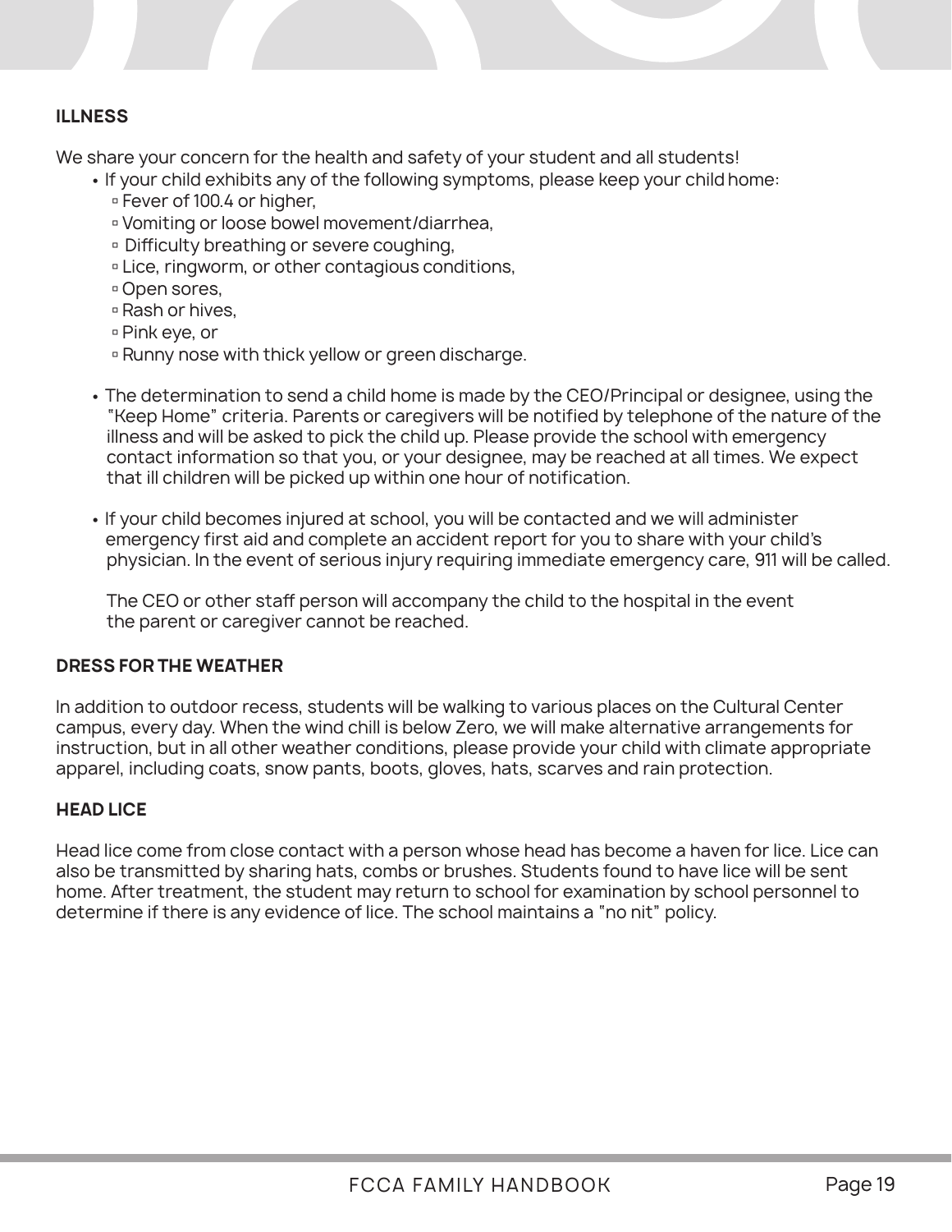## ILLNESS

We share your concern for the health and safety of your student and all students!

- If your child exhibits any of the following symptoms, please keep your child home:
  - Fever of 100.4 or higher,
  - Vomiting or loose bowel movement/diarrhea,
  - Difficulty breathing or severe coughing,
  - Lice, ringworm, or other contagious conditions,
  - Open sores,
  - Rash or hives,
  - Pink eye, or
  - Runny nose with thick yellow or green discharge.

- The determination to send a child home is made by the CEO/Principal or designee, using the "Keep Home" criteria. Parents or caregivers will be notified by telephone of the nature of the illness and will be asked to pick the child up. Please provide the school with emergency contact information so that you, or your designee, may be reached at all times. We expect that ill children will be picked up within one hour of notification.

- If your child becomes injured at school, you will be contacted and we will administer emergency first aid and complete an accident report for you to share with your child's physician. In the event of serious injury requiring immediate emergency care, 911 will be called.

  The CEO or other staff person will accompany the child to the hospital in the event the parent or caregiver cannot be reached.

## DRESS FOR THE WEATHER

In addition to outdoor recess, students will be walking to various places on the Cultural Center campus, every day. When the wind chill is below Zero, we will make alternative arrangements for instruction, but in all other weather conditions, please provide your child with climate appropriate apparel, including coats, snow pants, boots, gloves, hats, scarves and rain protection.

## HEAD LICE

Head lice come from close contact with a person whose head has become a haven for lice. Lice can also be transmitted by sharing hats, combs or brushes. Students found to have lice will be sent home. After treatment, the student may return to school for examination by school personnel to determine if there is any evidence of lice. The school maintains a "no nit" policy.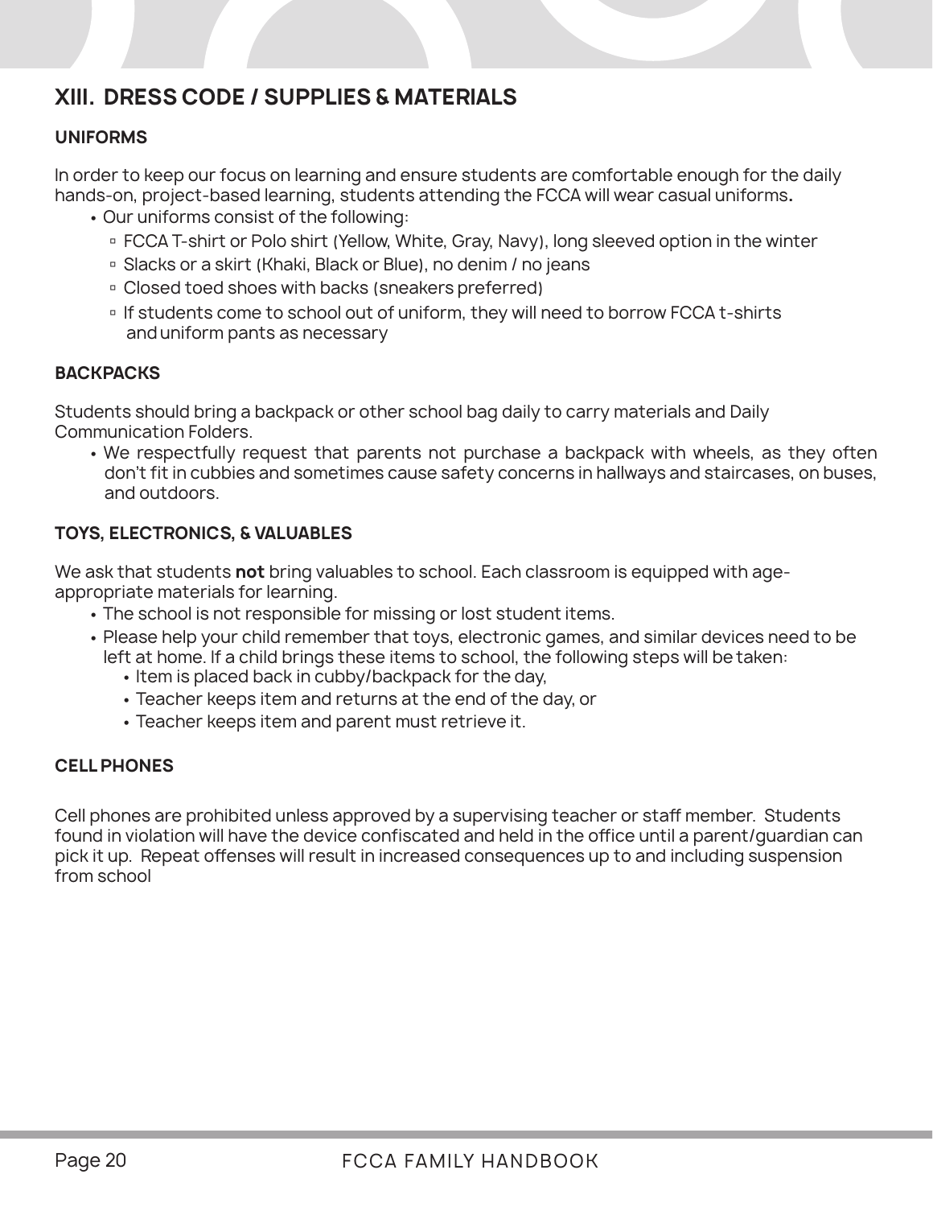## XIII. DRESS CODE / SUPPLIES & MATERIALS

### UNIFORMS

In order to keep our focus on learning and ensure students are comfortable enough for the daily hands-on, project-based learning, students attending the FCCA will wear casual uniforms**.**

- Our uniforms consist of the following:
  - FCCA T-shirt or Polo shirt (Yellow, White, Gray, Navy), long sleeved option in the winter
  - Slacks or a skirt (Khaki, Black or Blue), no denim / no jeans
  - Closed toed shoes with backs (sneakers preferred)
  - If students come to school out of uniform, they will need to borrow FCCA t-shirts and uniform pants as necessary

### BACKPACKS

Students should bring a backpack or other school bag daily to carry materials and Daily Communication Folders.

- We respectfully request that parents not purchase a backpack with wheels, as they often don't fit in cubbies and sometimes cause safety concerns in hallways and staircases, on buses, and outdoors.

### TOYS, ELECTRONICS, & VALUABLES

We ask that students **not** bring valuables to school. Each classroom is equipped with age-appropriate materials for learning.

- The school is not responsible for missing or lost student items.
- Please help your child remember that toys, electronic games, and similar devices need to be left at home. If a child brings these items to school, the following steps will be taken:
  - Item is placed back in cubby/backpack for the day,
  - Teacher keeps item and returns at the end of the day, or
  - Teacher keeps item and parent must retrieve it.

### CELL PHONES

Cell phones are prohibited unless approved by a supervising teacher or staff member. Students found in violation will have the device confiscated and held in the office until a parent/guardian can pick it up. Repeat offenses will result in increased consequences up to and including suspension from school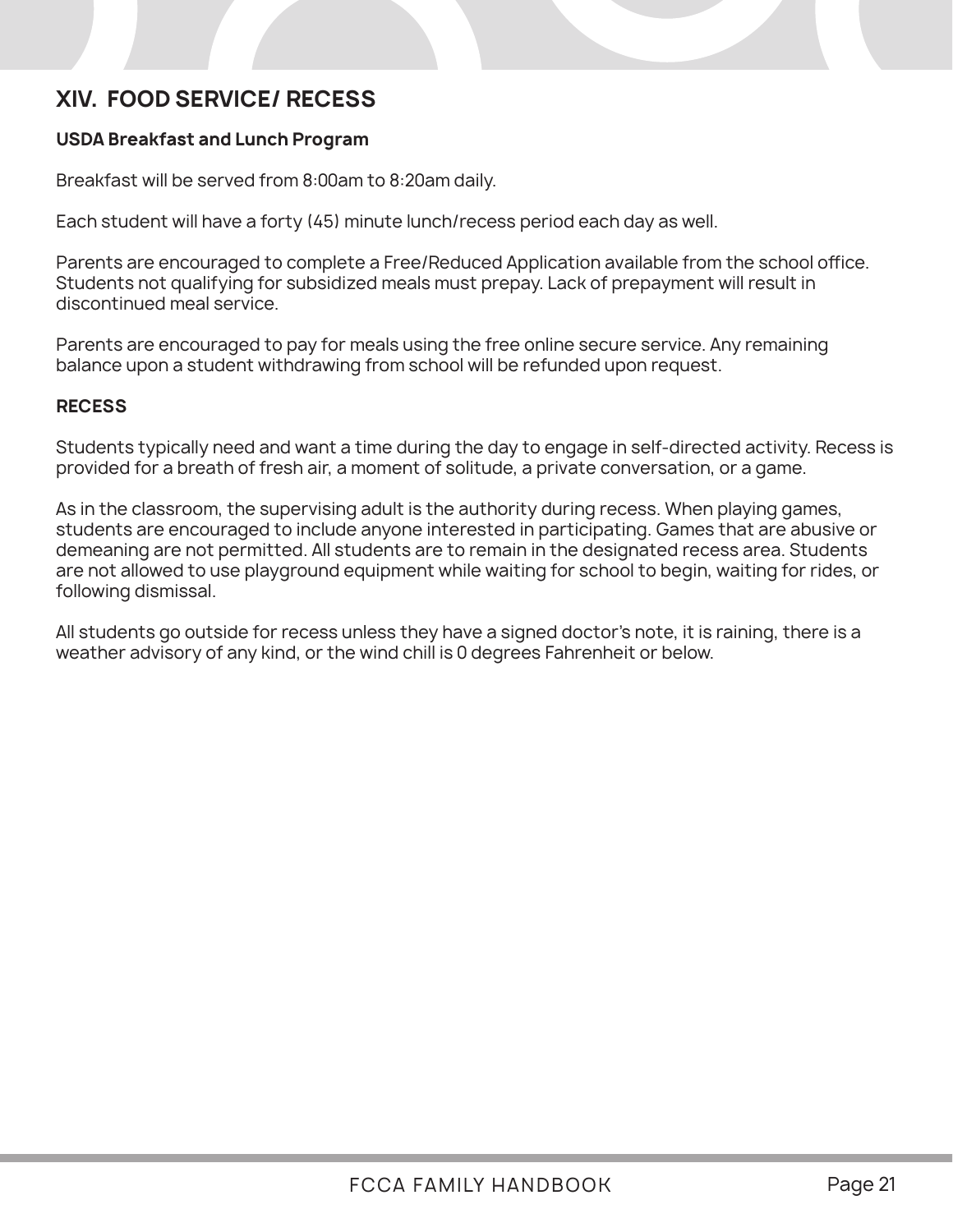## XIV. FOOD SERVICE/ RECESS

### USDA Breakfast and Lunch Program

Breakfast will be served from 8:00am to 8:20am daily.

Each student will have a forty (45) minute lunch/recess period each day as well.

Parents are encouraged to complete a Free/Reduced Application available from the school office. Students not qualifying for subsidized meals must prepay. Lack of prepayment will result in discontinued meal service.

Parents are encouraged to pay for meals using the free online secure service. Any remaining balance upon a student withdrawing from school will be refunded upon request.

### RECESS

Students typically need and want a time during the day to engage in self-directed activity. Recess is provided for a breath of fresh air, a moment of solitude, a private conversation, or a game.

As in the classroom, the supervising adult is the authority during recess. When playing games, students are encouraged to include anyone interested in participating. Games that are abusive or demeaning are not permitted. All students are to remain in the designated recess area. Students are not allowed to use playground equipment while waiting for school to begin, waiting for rides, or following dismissal.

All students go outside for recess unless they have a signed doctor's note, it is raining, there is a weather advisory of any kind, or the wind chill is 0 degrees Fahrenheit or below.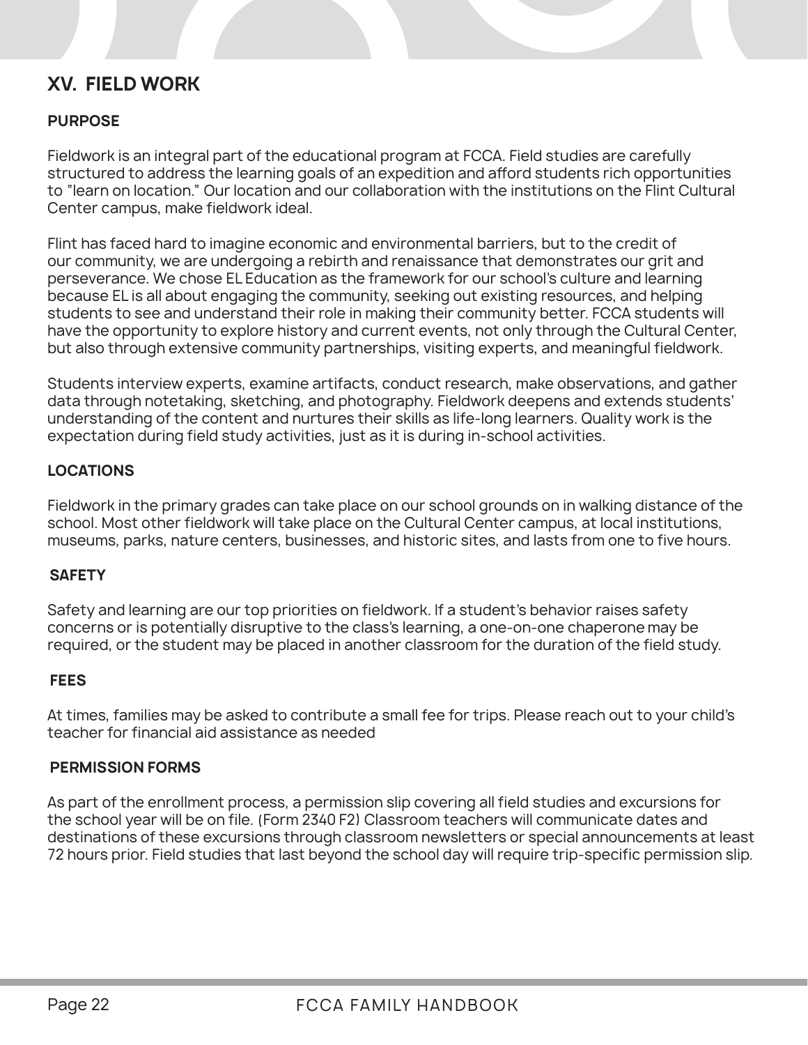## XV. FIELD WORK

### PURPOSE

Fieldwork is an integral part of the educational program at FCCA. Field studies are carefully structured to address the learning goals of an expedition and afford students rich opportunities to "learn on location." Our location and our collaboration with the institutions on the Flint Cultural Center campus, make fieldwork ideal.

Flint has faced hard to imagine economic and environmental barriers, but to the credit of our community, we are undergoing a rebirth and renaissance that demonstrates our grit and perseverance. We chose EL Education as the framework for our school's culture and learning because EL is all about engaging the community, seeking out existing resources, and helping students to see and understand their role in making their community better. FCCA students will have the opportunity to explore history and current events, not only through the Cultural Center, but also through extensive community partnerships, visiting experts, and meaningful fieldwork.

Students interview experts, examine artifacts, conduct research, make observations, and gather data through notetaking, sketching, and photography. Fieldwork deepens and extends students' understanding of the content and nurtures their skills as life-long learners. Quality work is the expectation during field study activities, just as it is during in-school activities.

### LOCATIONS

Fieldwork in the primary grades can take place on our school grounds on in walking distance of the school. Most other fieldwork will take place on the Cultural Center campus, at local institutions, museums, parks, nature centers, businesses, and historic sites, and lasts from one to five hours.

### SAFETY

Safety and learning are our top priorities on fieldwork. If a student's behavior raises safety concerns or is potentially disruptive to the class's learning, a one-on-one chaperone may be required, or the student may be placed in another classroom for the duration of the field study.

### FEES

At times, families may be asked to contribute a small fee for trips. Please reach out to your child's teacher for financial aid assistance as needed

### PERMISSION FORMS

As part of the enrollment process, a permission slip covering all field studies and excursions for the school year will be on file. (Form 2340 F2) Classroom teachers will communicate dates and destinations of these excursions through classroom newsletters or special announcements at least 72 hours prior. Field studies that last beyond the school day will require trip-specific permission slip.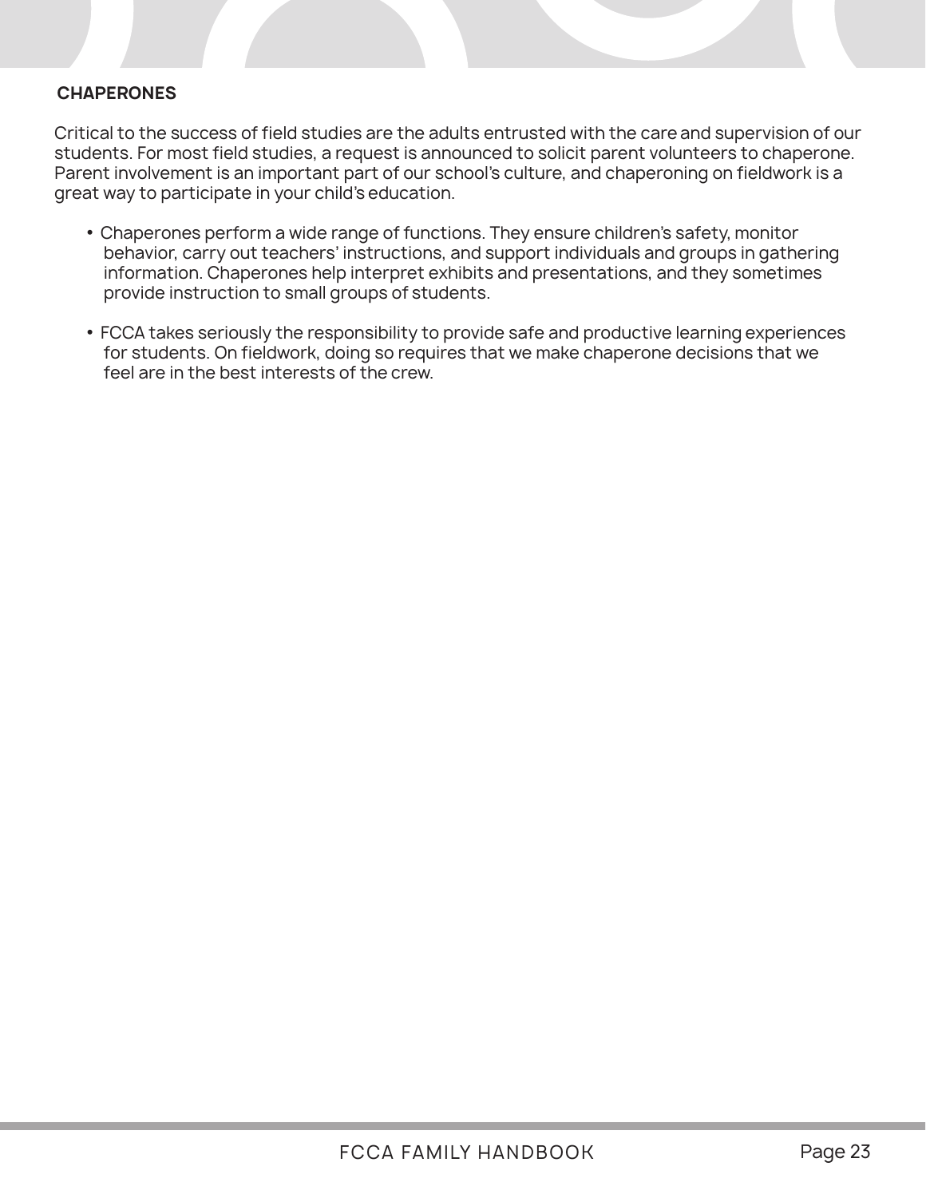### CHAPERONES

Critical to the success of field studies are the adults entrusted with the care and supervision of our students. For most field studies, a request is announced to solicit parent volunteers to chaperone. Parent involvement is an important part of our school's culture, and chaperoning on fieldwork is a great way to participate in your child's education.

- Chaperones perform a wide range of functions. They ensure children's safety, monitor behavior, carry out teachers' instructions, and support individuals and groups in gathering information. Chaperones help interpret exhibits and presentations, and they sometimes provide instruction to small groups of students.
- FCCA takes seriously the responsibility to provide safe and productive learning experiences for students. On fieldwork, doing so requires that we make chaperone decisions that we feel are in the best interests of the crew.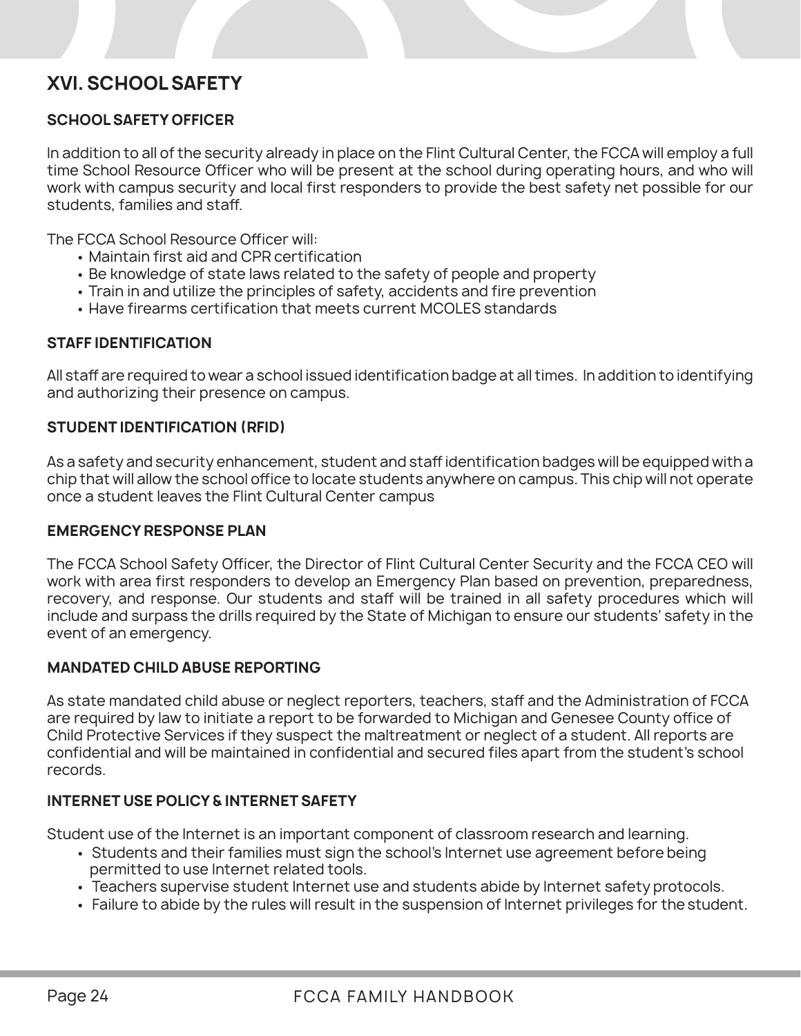## XVI. SCHOOL SAFETY

### SCHOOL SAFETY OFFICER

In addition to all of the security already in place on the Flint Cultural Center, the FCCA will employ a full time School Resource Officer who will be present at the school during operating hours, and who will work with campus security and local first responders to provide the best safety net possible for our students, families and staff.

The FCCA School Resource Officer will:

- Maintain first aid and CPR certification
- Be knowledge of state laws related to the safety of people and property
- Train in and utilize the principles of safety, accidents and fire prevention
- Have firearms certification that meets current MCOLES standards

### STAFF IDENTIFICATION

All staff are required to wear a school issued identification badge at all times. In addition to identifying and authorizing their presence on campus.

### STUDENT IDENTIFICATION (RFID)

As a safety and security enhancement, student and staff identification badges will be equipped with a chip that will allow the school office to locate students anywhere on campus. This chip will not operate once a student leaves the Flint Cultural Center campus

### EMERGENCY RESPONSE PLAN

The FCCA School Safety Officer, the Director of Flint Cultural Center Security and the FCCA CEO will work with area first responders to develop an Emergency Plan based on prevention, preparedness, recovery, and response. Our students and staff will be trained in all safety procedures which will include and surpass the drills required by the State of Michigan to ensure our students' safety in the event of an emergency.

### MANDATED CHILD ABUSE REPORTING

As state mandated child abuse or neglect reporters, teachers, staff and the Administration of FCCA are required by law to initiate a report to be forwarded to Michigan and Genesee County office of Child Protective Services if they suspect the maltreatment or neglect of a student. All reports are confidential and will be maintained in confidential and secured files apart from the student's school records.

### INTERNET USE POLICY & INTERNET SAFETY

Student use of the Internet is an important component of classroom research and learning.

- Students and their families must sign the school's Internet use agreement before being permitted to use Internet related tools.
- Teachers supervise student Internet use and students abide by Internet safety protocols.
- Failure to abide by the rules will result in the suspension of Internet privileges for the student.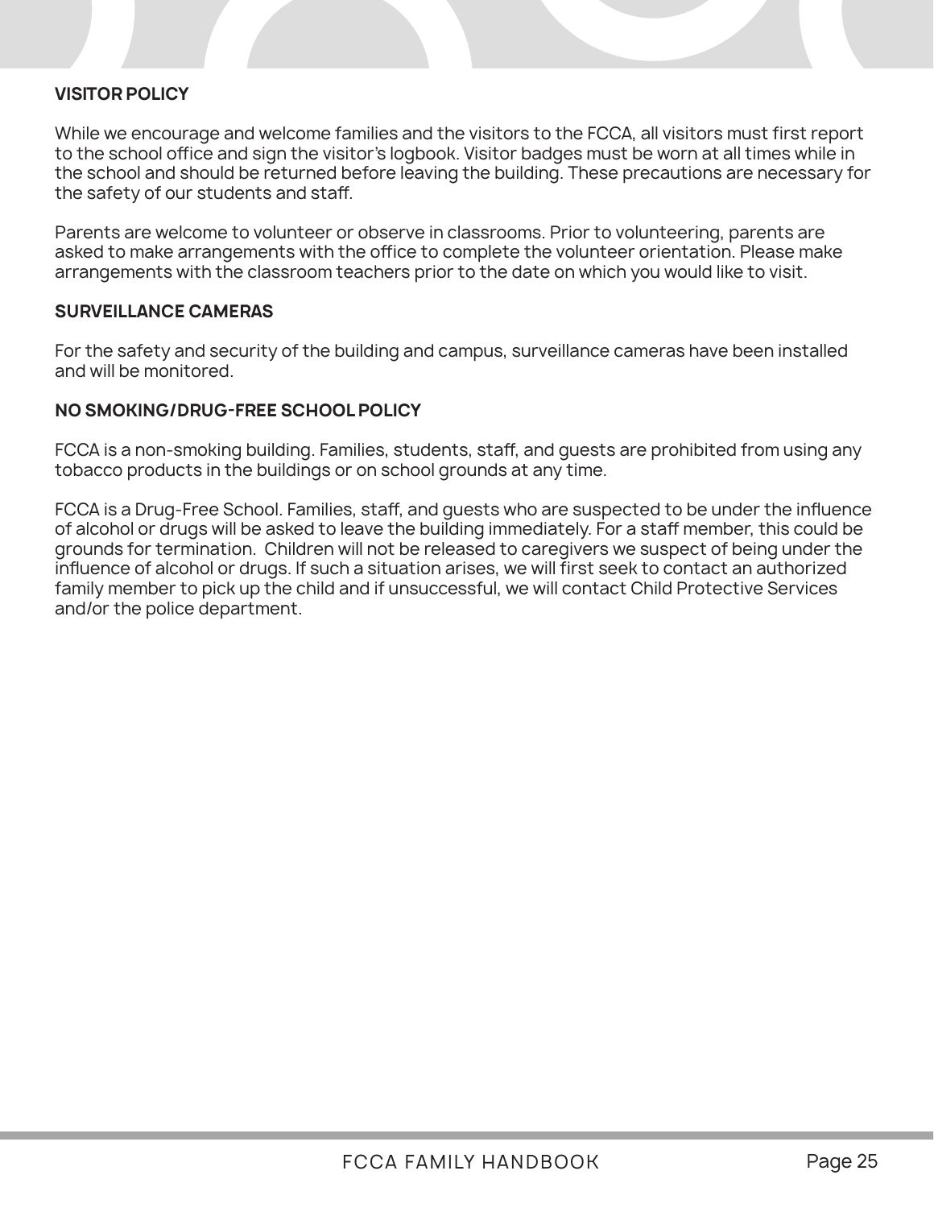## VISITOR POLICY

While we encourage and welcome families and the visitors to the FCCA, all visitors must first report to the school office and sign the visitor's logbook. Visitor badges must be worn at all times while in the school and should be returned before leaving the building. These precautions are necessary for the safety of our students and staff.

Parents are welcome to volunteer or observe in classrooms. Prior to volunteering, parents are asked to make arrangements with the office to complete the volunteer orientation. Please make arrangements with the classroom teachers prior to the date on which you would like to visit.

## SURVEILLANCE CAMERAS

For the safety and security of the building and campus, surveillance cameras have been installed and will be monitored.

## NO SMOKING/DRUG-FREE SCHOOL POLICY

FCCA is a non-smoking building. Families, students, staff, and guests are prohibited from using any tobacco products in the buildings or on school grounds at any time.

FCCA is a Drug-Free School. Families, staff, and guests who are suspected to be under the influence of alcohol or drugs will be asked to leave the building immediately. For a staff member, this could be grounds for termination. Children will not be released to caregivers we suspect of being under the influence of alcohol or drugs. If such a situation arises, we will first seek to contact an authorized family member to pick up the child and if unsuccessful, we will contact Child Protective Services and/or the police department.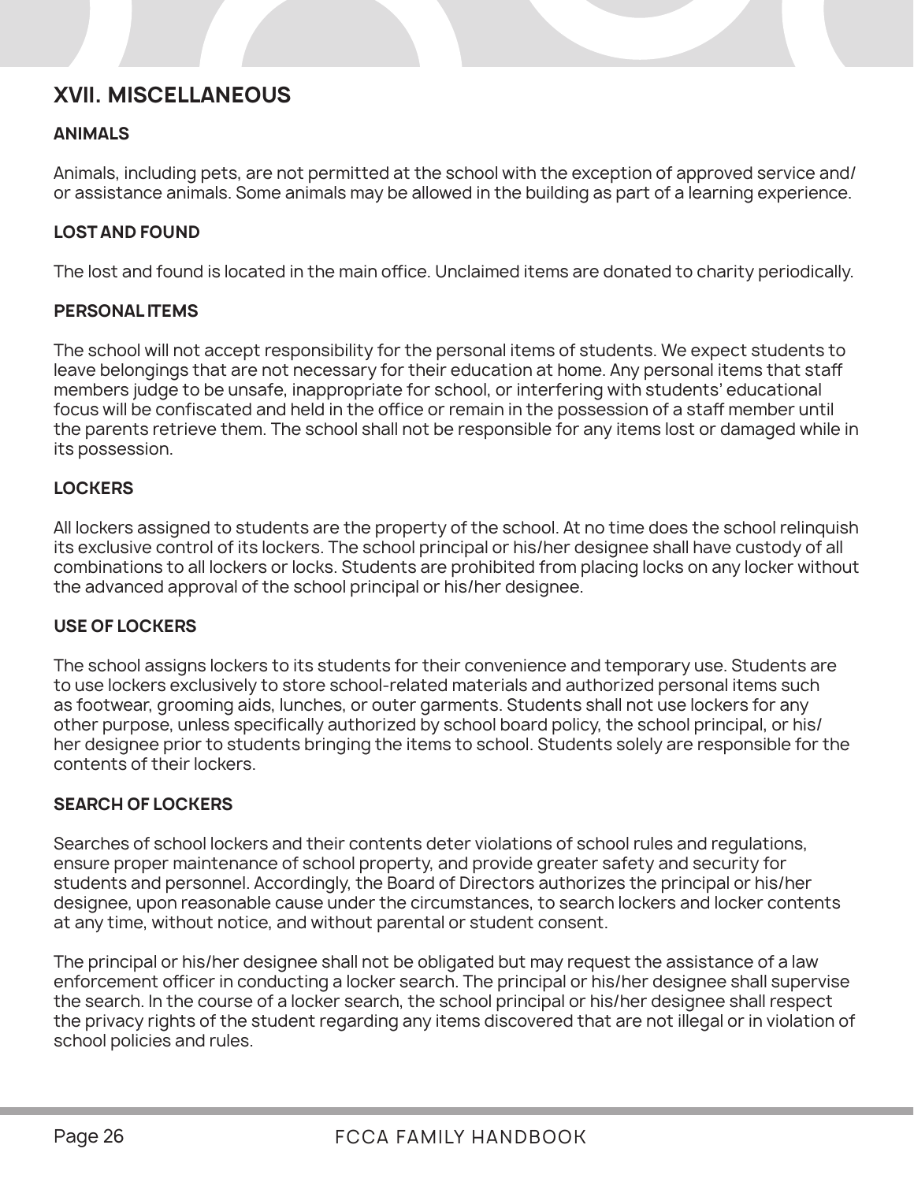## XVII. MISCELLANEOUS

### ANIMALS

Animals, including pets, are not permitted at the school with the exception of approved service and/ or assistance animals. Some animals may be allowed in the building as part of a learning experience.

### LOST AND FOUND

The lost and found is located in the main office. Unclaimed items are donated to charity periodically.

### PERSONAL ITEMS

The school will not accept responsibility for the personal items of students. We expect students to leave belongings that are not necessary for their education at home. Any personal items that staff members judge to be unsafe, inappropriate for school, or interfering with students' educational focus will be confiscated and held in the office or remain in the possession of a staff member until the parents retrieve them. The school shall not be responsible for any items lost or damaged while in its possession.

### LOCKERS

All lockers assigned to students are the property of the school. At no time does the school relinquish its exclusive control of its lockers. The school principal or his/her designee shall have custody of all combinations to all lockers or locks. Students are prohibited from placing locks on any locker without the advanced approval of the school principal or his/her designee.

### USE OF LOCKERS

The school assigns lockers to its students for their convenience and temporary use. Students are to use lockers exclusively to store school-related materials and authorized personal items such as footwear, grooming aids, lunches, or outer garments. Students shall not use lockers for any other purpose, unless specifically authorized by school board policy, the school principal, or his/ her designee prior to students bringing the items to school. Students solely are responsible for the contents of their lockers.

### SEARCH OF LOCKERS

Searches of school lockers and their contents deter violations of school rules and regulations, ensure proper maintenance of school property, and provide greater safety and security for students and personnel. Accordingly, the Board of Directors authorizes the principal or his/her designee, upon reasonable cause under the circumstances, to search lockers and locker contents at any time, without notice, and without parental or student consent.

The principal or his/her designee shall not be obligated but may request the assistance of a law enforcement officer in conducting a locker search. The principal or his/her designee shall supervise the search. In the course of a locker search, the school principal or his/her designee shall respect the privacy rights of the student regarding any items discovered that are not illegal or in violation of school policies and rules.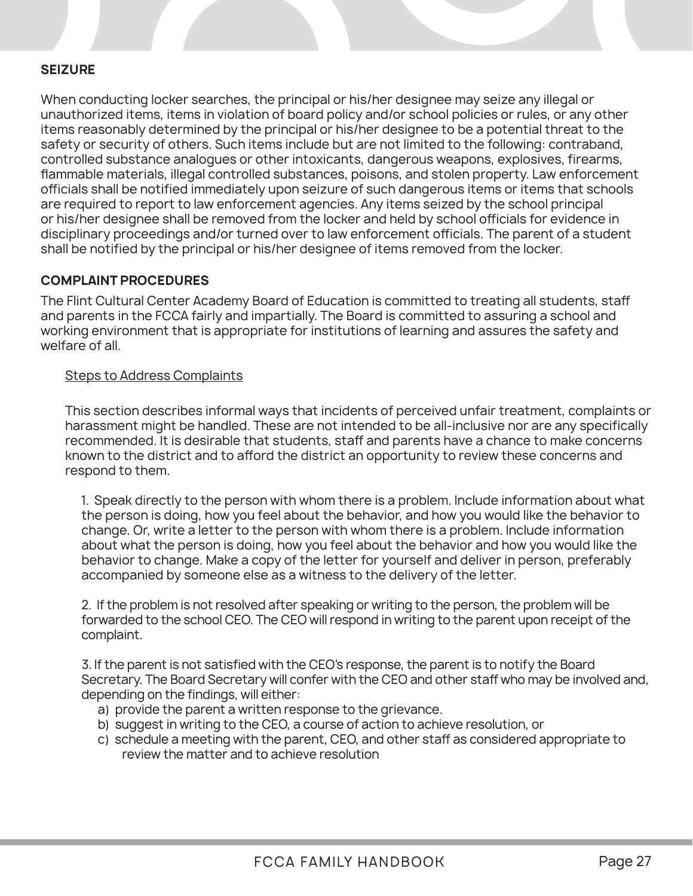## SEIZURE

When conducting locker searches, the principal or his/her designee may seize any illegal or unauthorized items, items in violation of board policy and/or school policies or rules, or any other items reasonably determined by the principal or his/her designee to be a potential threat to the safety or security of others. Such items include but are not limited to the following: contraband, controlled substance analogues or other intoxicants, dangerous weapons, explosives, firearms, flammable materials, illegal controlled substances, poisons, and stolen property. Law enforcement officials shall be notified immediately upon seizure of such dangerous items or items that schools are required to report to law enforcement agencies. Any items seized by the school principal or his/her designee shall be removed from the locker and held by school officials for evidence in disciplinary proceedings and/or turned over to law enforcement officials. The parent of a student shall be notified by the principal or his/her designee of items removed from the locker.

## COMPLAINT PROCEDURES

The Flint Cultural Center Academy Board of Education is committed to treating all students, staff and parents in the FCCA fairly and impartially. The Board is committed to assuring a school and working environment that is appropriate for institutions of learning and assures the safety and welfare of all.

<u>Steps to Address Complaints</u>

This section describes informal ways that incidents of perceived unfair treatment, complaints or harassment might be handled. These are not intended to be all-inclusive nor are any specifically recommended. It is desirable that students, staff and parents have a chance to make concerns known to the district and to afford the district an opportunity to review these concerns and respond to them.

1. Speak directly to the person with whom there is a problem. Include information about what the person is doing, how you feel about the behavior, and how you would like the behavior to change. Or, write a letter to the person with whom there is a problem. Include information about what the person is doing, how you feel about the behavior and how you would like the behavior to change. Make a copy of the letter for yourself and deliver in person, preferably accompanied by someone else as a witness to the delivery of the letter.

2. If the problem is not resolved after speaking or writing to the person, the problem will be forwarded to the school CEO. The CEO will respond in writing to the parent upon receipt of the complaint.

3. If the parent is not satisfied with the CEO's response, the parent is to notify the Board Secretary. The Board Secretary will confer with the CEO and other staff who may be involved and, depending on the findings, will either:
   a) provide the parent a written response to the grievance.
   b) suggest in writing to the CEO, a course of action to achieve resolution, or
   c) schedule a meeting with the parent, CEO, and other staff as considered appropriate to review the matter and to achieve resolution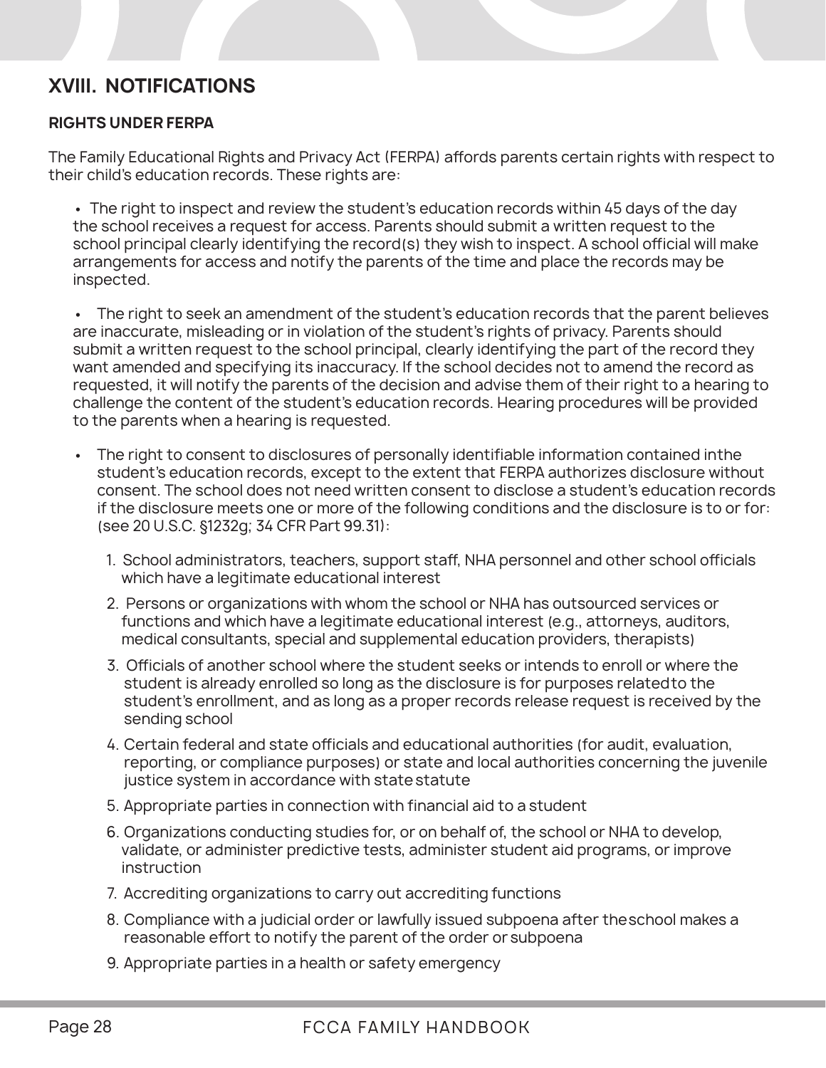## XVIII. NOTIFICATIONS

### RIGHTS UNDER FERPA

The Family Educational Rights and Privacy Act (FERPA) affords parents certain rights with respect to their child's education records. These rights are:

- The right to inspect and review the student's education records within 45 days of the day the school receives a request for access. Parents should submit a written request to the school principal clearly identifying the record(s) they wish to inspect. A school official will make arrangements for access and notify the parents of the time and place the records may be inspected.

- The right to seek an amendment of the student's education records that the parent believes are inaccurate, misleading or in violation of the student's rights of privacy. Parents should submit a written request to the school principal, clearly identifying the part of the record they want amended and specifying its inaccuracy. If the school decides not to amend the record as requested, it will notify the parents of the decision and advise them of their right to a hearing to challenge the content of the student's education records. Hearing procedures will be provided to the parents when a hearing is requested.

- The right to consent to disclosures of personally identifiable information contained inthe student's education records, except to the extent that FERPA authorizes disclosure without consent. The school does not need written consent to disclose a student's education records if the disclosure meets one or more of the following conditions and the disclosure is to or for: (see 20 U.S.C. §1232g; 34 CFR Part 99.31):

  1. School administrators, teachers, support staff, NHA personnel and other school officials which have a legitimate educational interest
  2. Persons or organizations with whom the school or NHA has outsourced services or functions and which have a legitimate educational interest (e.g., attorneys, auditors, medical consultants, special and supplemental education providers, therapists)
  3. Officials of another school where the student seeks or intends to enroll or where the student is already enrolled so long as the disclosure is for purposes relatedto the student's enrollment, and as long as a proper records release request is received by the sending school
  4. Certain federal and state officials and educational authorities (for audit, evaluation, reporting, or compliance purposes) or state and local authorities concerning the juvenile justice system in accordance with state statute
  5. Appropriate parties in connection with financial aid to a student
  6. Organizations conducting studies for, or on behalf of, the school or NHA to develop, validate, or administer predictive tests, administer student aid programs, or improve instruction
  7. Accrediting organizations to carry out accrediting functions
  8. Compliance with a judicial order or lawfully issued subpoena after theschool makes a reasonable effort to notify the parent of the order or subpoena
  9. Appropriate parties in a health or safety emergency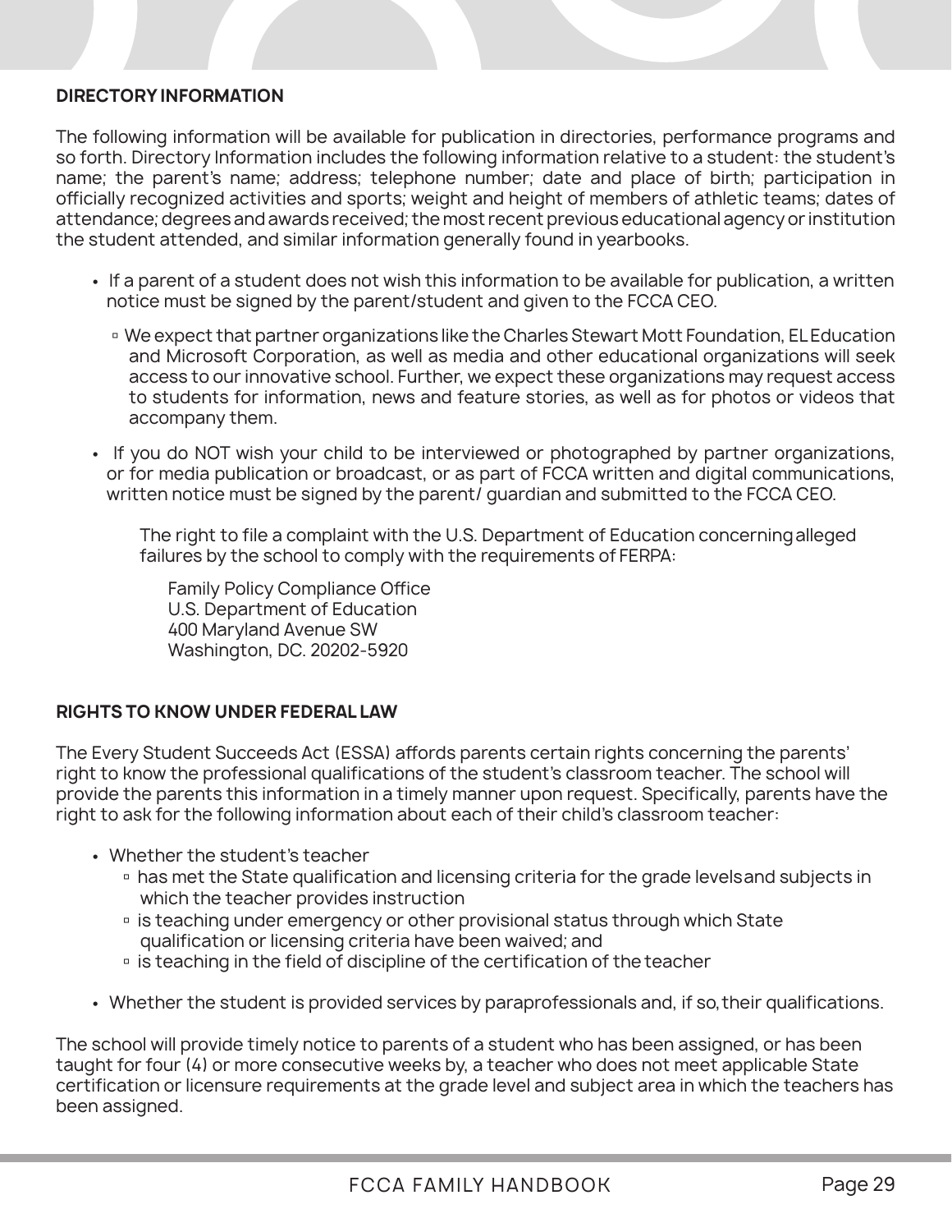## DIRECTORY INFORMATION

The following information will be available for publication in directories, performance programs and so forth. Directory Information includes the following information relative to a student: the student's name; the parent's name; address; telephone number; date and place of birth; participation in officially recognized activities and sports; weight and height of members of athletic teams; dates of attendance; degrees and awards received; the most recent previous educational agency or institution the student attended, and similar information generally found in yearbooks.

- If a parent of a student does not wish this information to be available for publication, a written notice must be signed by the parent/student and given to the FCCA CEO.
  - We expect that partner organizations like the Charles Stewart Mott Foundation, EL Education and Microsoft Corporation, as well as media and other educational organizations will seek access to our innovative school. Further, we expect these organizations may request access to students for information, news and feature stories, as well as for photos or videos that accompany them.
- If you do NOT wish your child to be interviewed or photographed by partner organizations, or for media publication or broadcast, or as part of FCCA written and digital communications, written notice must be signed by the parent/ guardian and submitted to the FCCA CEO.

The right to file a complaint with the U.S. Department of Education concerning alleged failures by the school to comply with the requirements of FERPA:

Family Policy Compliance Office
U.S. Department of Education
400 Maryland Avenue SW
Washington, DC. 20202-5920

## RIGHTS TO KNOW UNDER FEDERAL LAW

The Every Student Succeeds Act (ESSA) affords parents certain rights concerning the parents' right to know the professional qualifications of the student's classroom teacher. The school will provide the parents this information in a timely manner upon request. Specifically, parents have the right to ask for the following information about each of their child's classroom teacher:

- Whether the student's teacher
  - has met the State qualification and licensing criteria for the grade levels and subjects in which the teacher provides instruction
  - is teaching under emergency or other provisional status through which State qualification or licensing criteria have been waived; and
  - is teaching in the field of discipline of the certification of the teacher
- Whether the student is provided services by paraprofessionals and, if so, their qualifications.

The school will provide timely notice to parents of a student who has been assigned, or has been taught for four (4) or more consecutive weeks by, a teacher who does not meet applicable State certification or licensure requirements at the grade level and subject area in which the teachers has been assigned.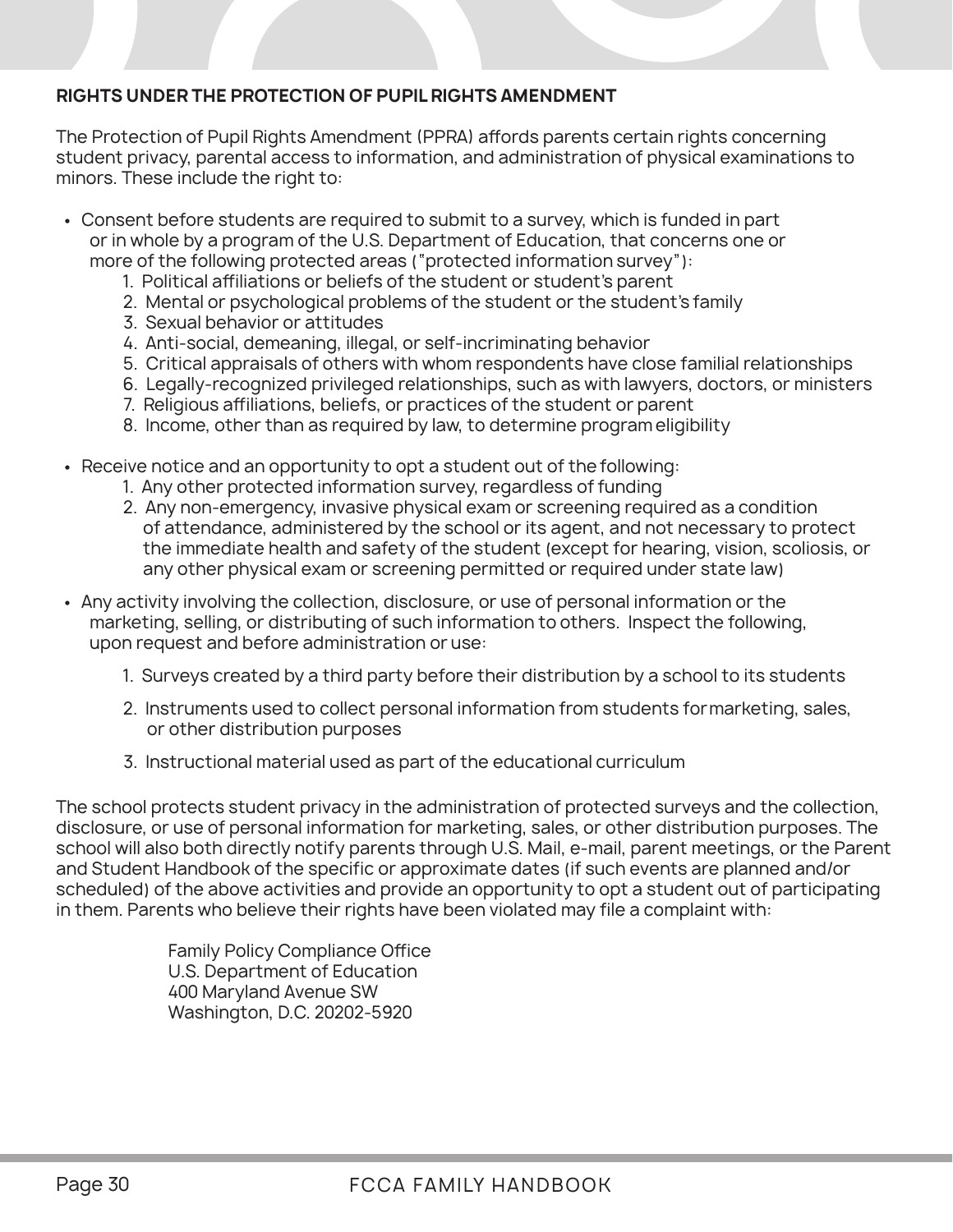## RIGHTS UNDER THE PROTECTION OF PUPIL RIGHTS AMENDMENT

The Protection of Pupil Rights Amendment (PPRA) affords parents certain rights concerning student privacy, parental access to information, and administration of physical examinations to minors. These include the right to:

- Consent before students are required to submit to a survey, which is funded in part or in whole by a program of the U.S. Department of Education, that concerns one or more of the following protected areas ("protected information survey"):
    1. Political affiliations or beliefs of the student or student's parent
    2. Mental or psychological problems of the student or the student's family
    3. Sexual behavior or attitudes
    4. Anti-social, demeaning, illegal, or self-incriminating behavior
    5. Critical appraisals of others with whom respondents have close familial relationships
    6. Legally-recognized privileged relationships, such as with lawyers, doctors, or ministers
    7. Religious affiliations, beliefs, or practices of the student or parent
    8. Income, other than as required by law, to determine program eligibility
- Receive notice and an opportunity to opt a student out of the following:
    1. Any other protected information survey, regardless of funding
    2. Any non-emergency, invasive physical exam or screening required as a condition of attendance, administered by the school or its agent, and not necessary to protect the immediate health and safety of the student (except for hearing, vision, scoliosis, or any other physical exam or screening permitted or required under state law)
- Any activity involving the collection, disclosure, or use of personal information or the marketing, selling, or distributing of such information to others. Inspect the following, upon request and before administration or use:
    1. Surveys created by a third party before their distribution by a school to its students
    2. Instruments used to collect personal information from students for marketing, sales, or other distribution purposes
    3. Instructional material used as part of the educational curriculum

The school protects student privacy in the administration of protected surveys and the collection, disclosure, or use of personal information for marketing, sales, or other distribution purposes. The school will also both directly notify parents through U.S. Mail, e-mail, parent meetings, or the Parent and Student Handbook of the specific or approximate dates (if such events are planned and/or scheduled) of the above activities and provide an opportunity to opt a student out of participating in them. Parents who believe their rights have been violated may file a complaint with:

Family Policy Compliance Office
U.S. Department of Education
400 Maryland Avenue SW
Washington, D.C. 20202-5920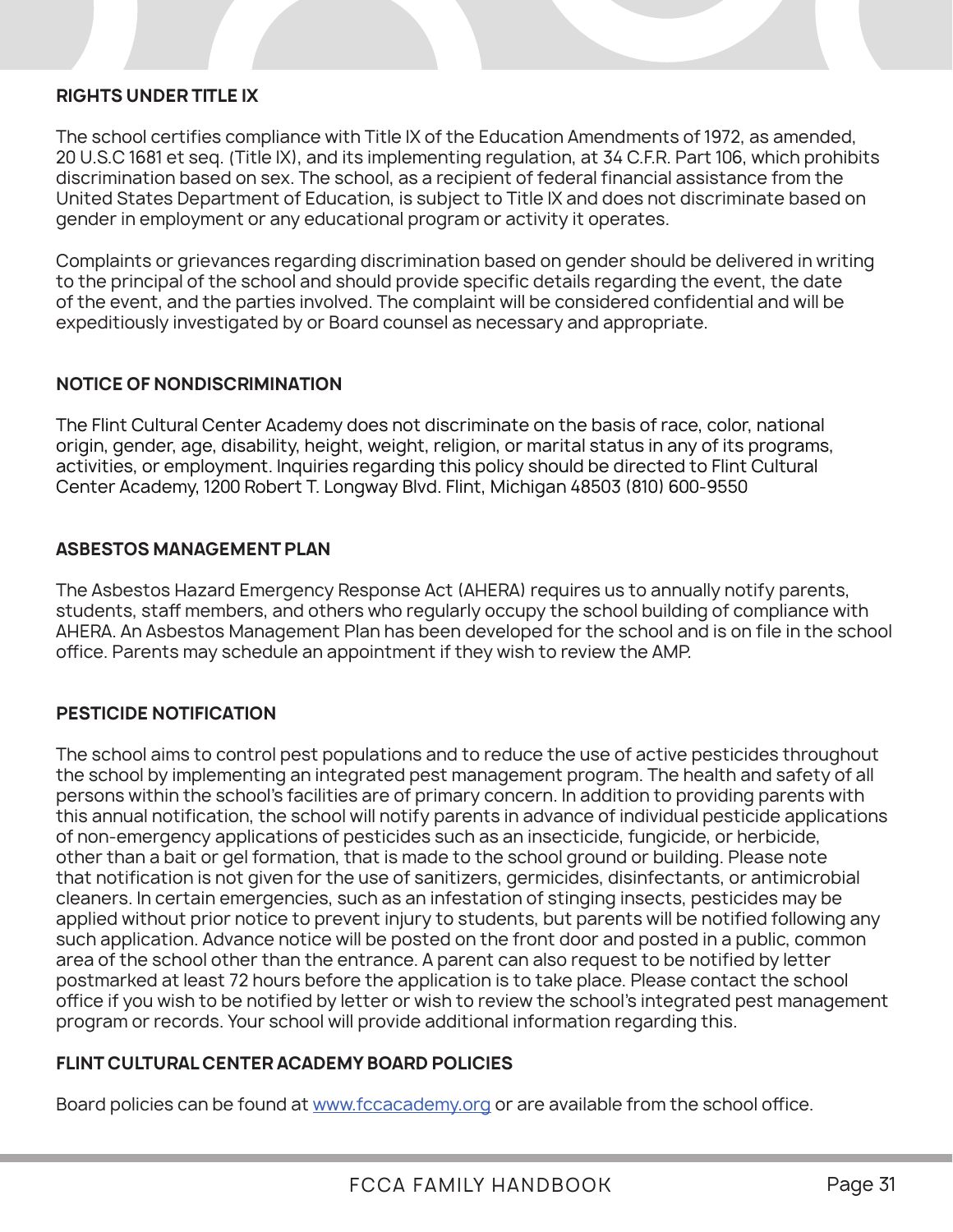## RIGHTS UNDER TITLE IX

The school certifies compliance with Title IX of the Education Amendments of 1972, as amended, 20 U.S.C 1681 et seq. (Title IX), and its implementing regulation, at 34 C.F.R. Part 106, which prohibits discrimination based on sex. The school, as a recipient of federal financial assistance from the United States Department of Education, is subject to Title IX and does not discriminate based on gender in employment or any educational program or activity it operates.

Complaints or grievances regarding discrimination based on gender should be delivered in writing to the principal of the school and should provide specific details regarding the event, the date of the event, and the parties involved. The complaint will be considered confidential and will be expeditiously investigated by or Board counsel as necessary and appropriate.

## NOTICE OF NONDISCRIMINATION

The Flint Cultural Center Academy does not discriminate on the basis of race, color, national origin, gender, age, disability, height, weight, religion, or marital status in any of its programs, activities, or employment. Inquiries regarding this policy should be directed to Flint Cultural Center Academy, 1200 Robert T. Longway Blvd. Flint, Michigan 48503 (810) 600-9550

## ASBESTOS MANAGEMENT PLAN

The Asbestos Hazard Emergency Response Act (AHERA) requires us to annually notify parents, students, staff members, and others who regularly occupy the school building of compliance with AHERA. An Asbestos Management Plan has been developed for the school and is on file in the school office. Parents may schedule an appointment if they wish to review the AMP.

## PESTICIDE NOTIFICATION

The school aims to control pest populations and to reduce the use of active pesticides throughout the school by implementing an integrated pest management program. The health and safety of all persons within the school's facilities are of primary concern. In addition to providing parents with this annual notification, the school will notify parents in advance of individual pesticide applications of non-emergency applications of pesticides such as an insecticide, fungicide, or herbicide, other than a bait or gel formation, that is made to the school ground or building. Please note that notification is not given for the use of sanitizers, germicides, disinfectants, or antimicrobial cleaners. In certain emergencies, such as an infestation of stinging insects, pesticides may be applied without prior notice to prevent injury to students, but parents will be notified following any such application. Advance notice will be posted on the front door and posted in a public, common area of the school other than the entrance. A parent can also request to be notified by letter postmarked at least 72 hours before the application is to take place. Please contact the school office if you wish to be notified by letter or wish to review the school's integrated pest management program or records. Your school will provide additional information regarding this.

## FLINT CULTURAL CENTER ACADEMY BOARD POLICIES

Board policies can be found at [www.fccacademy.org](http://www.fccacademy.org) or are available from the school office.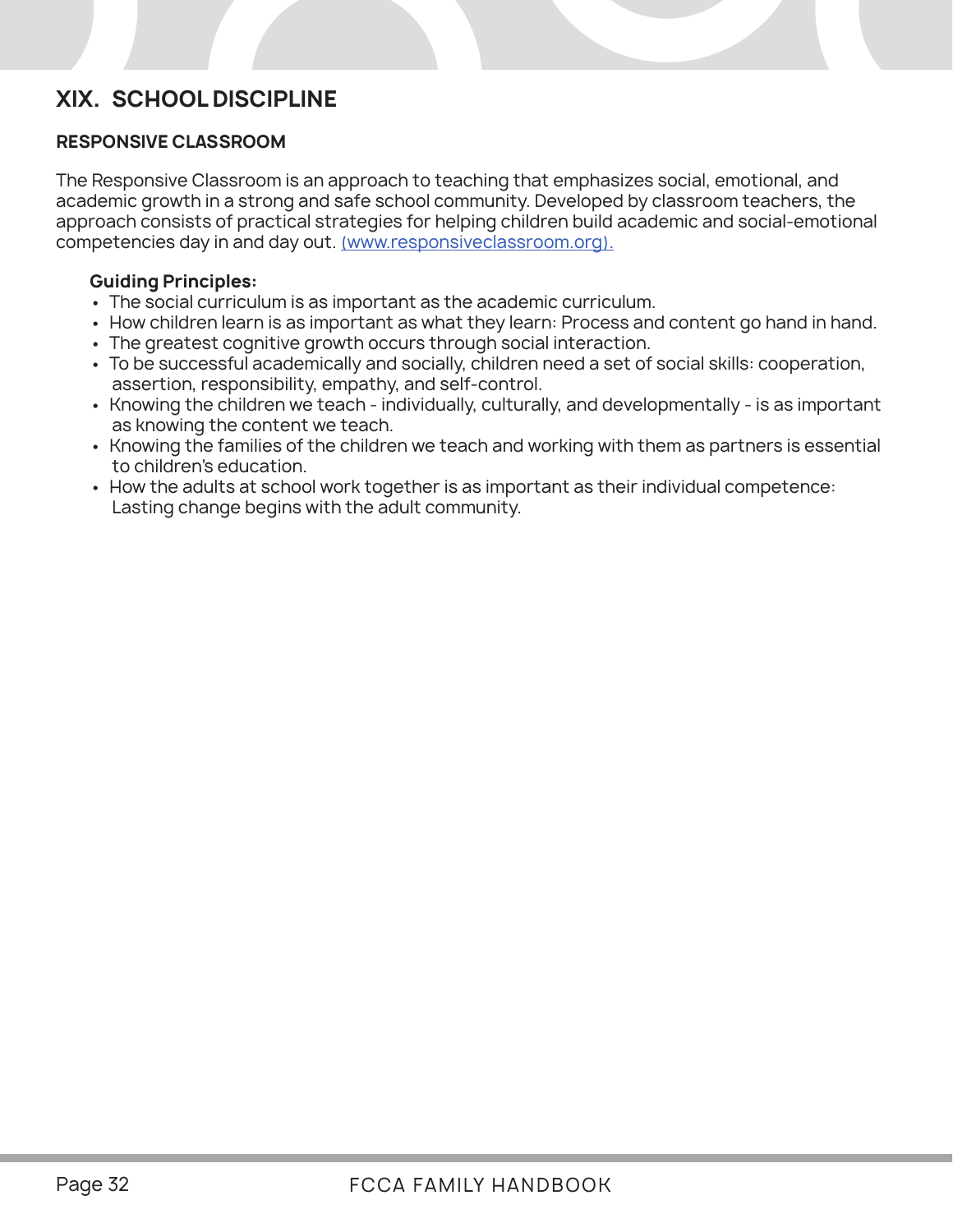# XIX. SCHOOL DISCIPLINE

## RESPONSIVE CLASSROOM

The Responsive Classroom is an approach to teaching that emphasizes social, emotional, and academic growth in a strong and safe school community. Developed by classroom teachers, the approach consists of practical strategies for helping children build academic and social-emotional competencies day in and day out. (www.responsiveclassroom.org).

**Guiding Principles:**

- The social curriculum is as important as the academic curriculum.
- How children learn is as important as what they learn: Process and content go hand in hand.
- The greatest cognitive growth occurs through social interaction.
- To be successful academically and socially, children need a set of social skills: cooperation, assertion, responsibility, empathy, and self-control.
- Knowing the children we teach - individually, culturally, and developmentally - is as important as knowing the content we teach.
- Knowing the families of the children we teach and working with them as partners is essential to children's education.
- How the adults at school work together is as important as their individual competence: Lasting change begins with the adult community.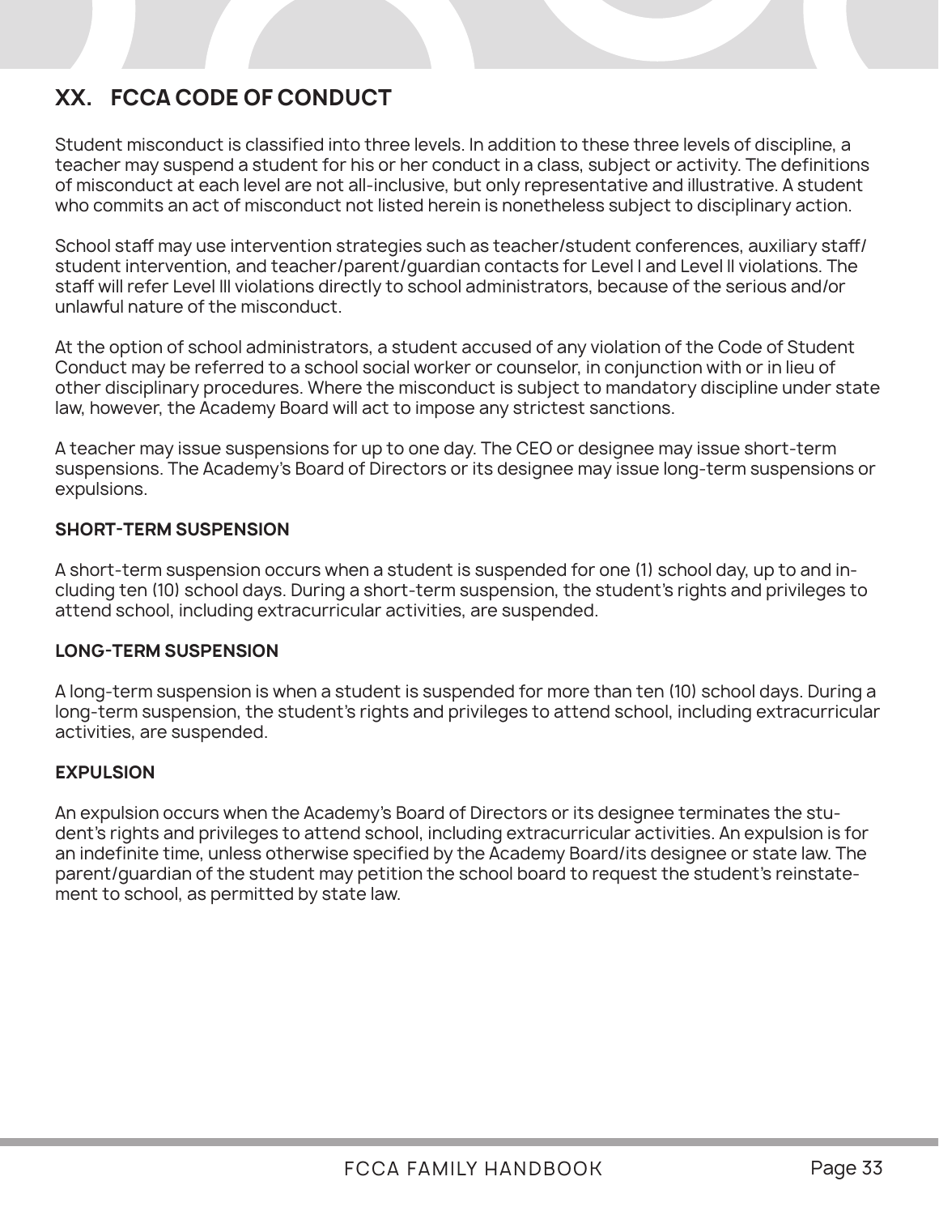## XX. FCCA CODE OF CONDUCT

Student misconduct is classified into three levels. In addition to these three levels of discipline, a teacher may suspend a student for his or her conduct in a class, subject or activity. The definitions of misconduct at each level are not all-inclusive, but only representative and illustrative. A student who commits an act of misconduct not listed herein is nonetheless subject to disciplinary action.

School staff may use intervention strategies such as teacher/student conferences, auxiliary staff/student intervention, and teacher/parent/guardian contacts for Level I and Level II violations. The staff will refer Level III violations directly to school administrators, because of the serious and/or unlawful nature of the misconduct.

At the option of school administrators, a student accused of any violation of the Code of Student Conduct may be referred to a school social worker or counselor, in conjunction with or in lieu of other disciplinary procedures. Where the misconduct is subject to mandatory discipline under state law, however, the Academy Board will act to impose any strictest sanctions.

A teacher may issue suspensions for up to one day. The CEO or designee may issue short-term suspensions. The Academy's Board of Directors or its designee may issue long-term suspensions or expulsions.

### SHORT-TERM SUSPENSION

A short-term suspension occurs when a student is suspended for one (1) school day, up to and including ten (10) school days. During a short-term suspension, the student's rights and privileges to attend school, including extracurricular activities, are suspended.

### LONG-TERM SUSPENSION

A long-term suspension is when a student is suspended for more than ten (10) school days. During a long-term suspension, the student's rights and privileges to attend school, including extracurricular activities, are suspended.

### EXPULSION

An expulsion occurs when the Academy's Board of Directors or its designee terminates the student's rights and privileges to attend school, including extracurricular activities. An expulsion is for an indefinite time, unless otherwise specified by the Academy Board/its designee or state law. The parent/guardian of the student may petition the school board to request the student's reinstatement to school, as permitted by state law.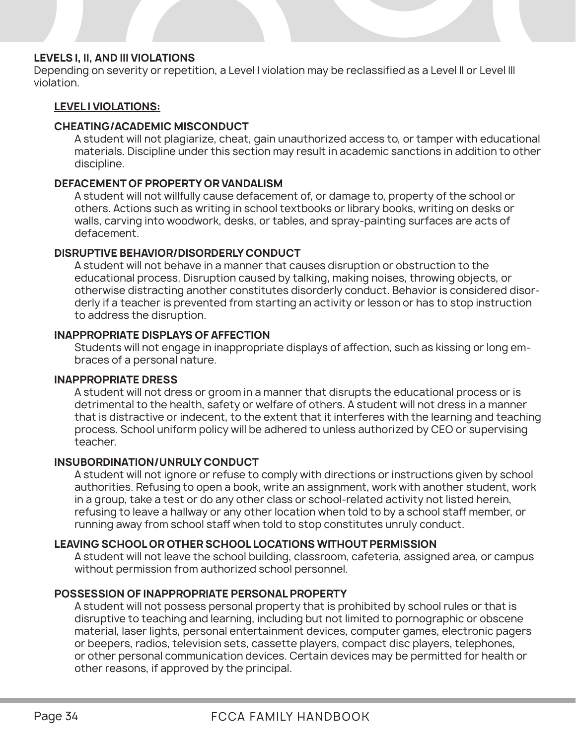## LEVELS I, II, AND III VIOLATIONS

Depending on severity or repetition, a Level I violation may be reclassified as a Level II or Level III violation.

### LEVEL I VIOLATIONS:

**CHEATING/ACADEMIC MISCONDUCT**

A student will not plagiarize, cheat, gain unauthorized access to, or tamper with educational materials. Discipline under this section may result in academic sanctions in addition to other discipline.

**DEFACEMENT OF PROPERTY OR VANDALISM**

A student will not willfully cause defacement of, or damage to, property of the school or others. Actions such as writing in school textbooks or library books, writing on desks or walls, carving into woodwork, desks, or tables, and spray-painting surfaces are acts of defacement.

**DISRUPTIVE BEHAVIOR/DISORDERLY CONDUCT**

A student will not behave in a manner that causes disruption or obstruction to the educational process. Disruption caused by talking, making noises, throwing objects, or otherwise distracting another constitutes disorderly conduct. Behavior is considered disorderly if a teacher is prevented from starting an activity or lesson or has to stop instruction to address the disruption.

**INAPPROPRIATE DISPLAYS OF AFFECTION**

Students will not engage in inappropriate displays of affection, such as kissing or long embraces of a personal nature.

**INAPPROPRIATE DRESS**

A student will not dress or groom in a manner that disrupts the educational process or is detrimental to the health, safety or welfare of others. A student will not dress in a manner that is distractive or indecent, to the extent that it interferes with the learning and teaching process. School uniform policy will be adhered to unless authorized by CEO or supervising teacher.

**INSUBORDINATION/UNRULY CONDUCT**

A student will not ignore or refuse to comply with directions or instructions given by school authorities. Refusing to open a book, write an assignment, work with another student, work in a group, take a test or do any other class or school-related activity not listed herein, refusing to leave a hallway or any other location when told to by a school staff member, or running away from school staff when told to stop constitutes unruly conduct.

**LEAVING SCHOOL OR OTHER SCHOOL LOCATIONS WITHOUT PERMISSION**

A student will not leave the school building, classroom, cafeteria, assigned area, or campus without permission from authorized school personnel.

**POSSESSION OF INAPPROPRIATE PERSONAL PROPERTY**

A student will not possess personal property that is prohibited by school rules or that is disruptive to teaching and learning, including but not limited to pornographic or obscene material, laser lights, personal entertainment devices, computer games, electronic pagers or beepers, radios, television sets, cassette players, compact disc players, telephones, or other personal communication devices. Certain devices may be permitted for health or other reasons, if approved by the principal.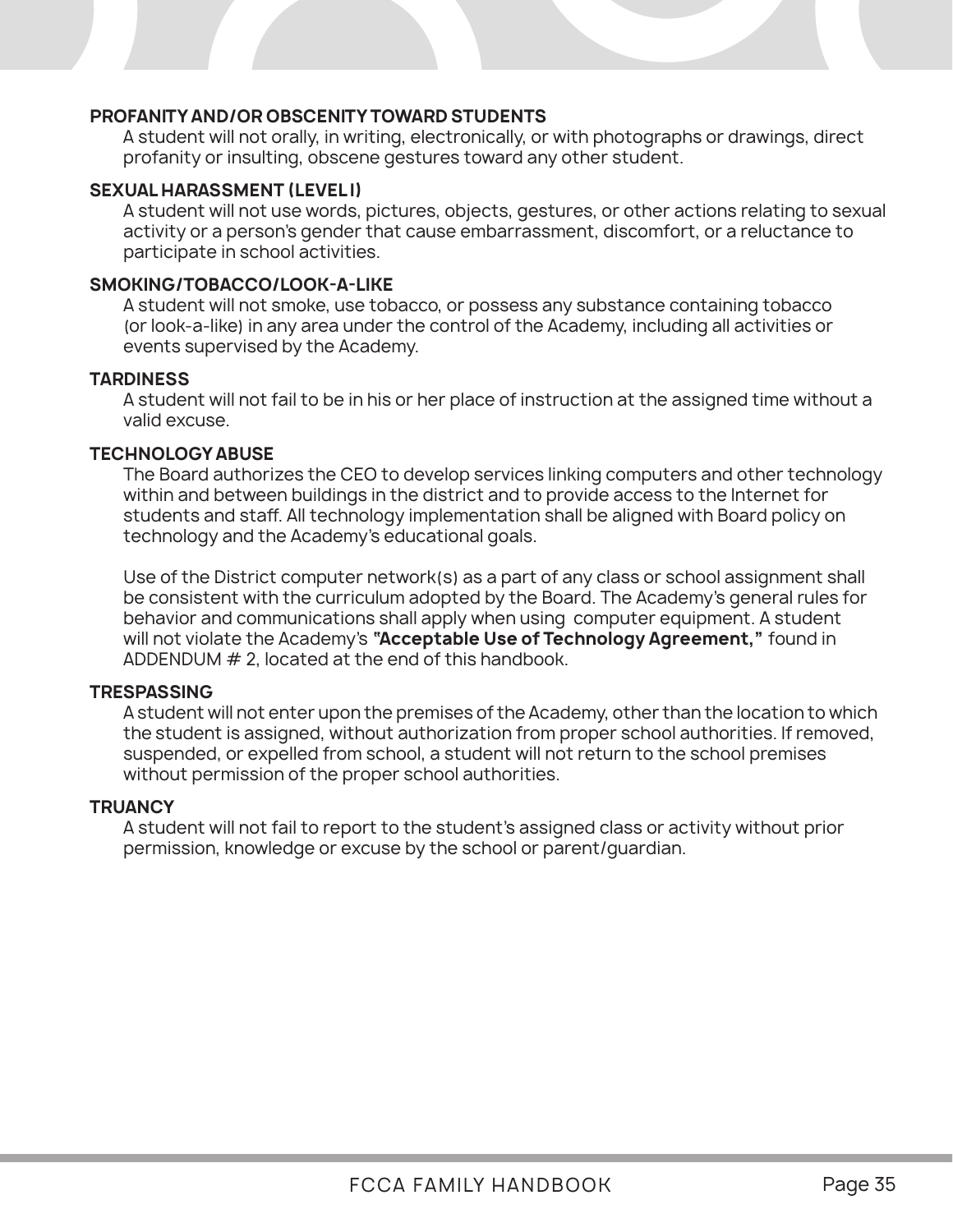**PROFANITY AND/OR OBSCENITY TOWARD STUDENTS**

A student will not orally, in writing, electronically, or with photographs or drawings, direct profanity or insulting, obscene gestures toward any other student.

**SEXUAL HARASSMENT (LEVEL I)**

A student will not use words, pictures, objects, gestures, or other actions relating to sexual activity or a person's gender that cause embarrassment, discomfort, or a reluctance to participate in school activities.

**SMOKING/TOBACCO/LOOK-A-LIKE**

A student will not smoke, use tobacco, or possess any substance containing tobacco (or look-a-like) in any area under the control of the Academy, including all activities or events supervised by the Academy.

**TARDINESS**

A student will not fail to be in his or her place of instruction at the assigned time without a valid excuse.

**TECHNOLOGY ABUSE**

The Board authorizes the CEO to develop services linking computers and other technology within and between buildings in the district and to provide access to the Internet for students and staff. All technology implementation shall be aligned with Board policy on technology and the Academy's educational goals.

Use of the District computer network(s) as a part of any class or school assignment shall be consistent with the curriculum adopted by the Board. The Academy's general rules for behavior and communications shall apply when using computer equipment. A student will not violate the Academy's **"Acceptable Use of Technology Agreement,"** found in ADDENDUM # 2, located at the end of this handbook.

**TRESPASSING**

A student will not enter upon the premises of the Academy, other than the location to which the student is assigned, without authorization from proper school authorities. If removed, suspended, or expelled from school, a student will not return to the school premises without permission of the proper school authorities.

**TRUANCY**

A student will not fail to report to the student's assigned class or activity without prior permission, knowledge or excuse by the school or parent/guardian.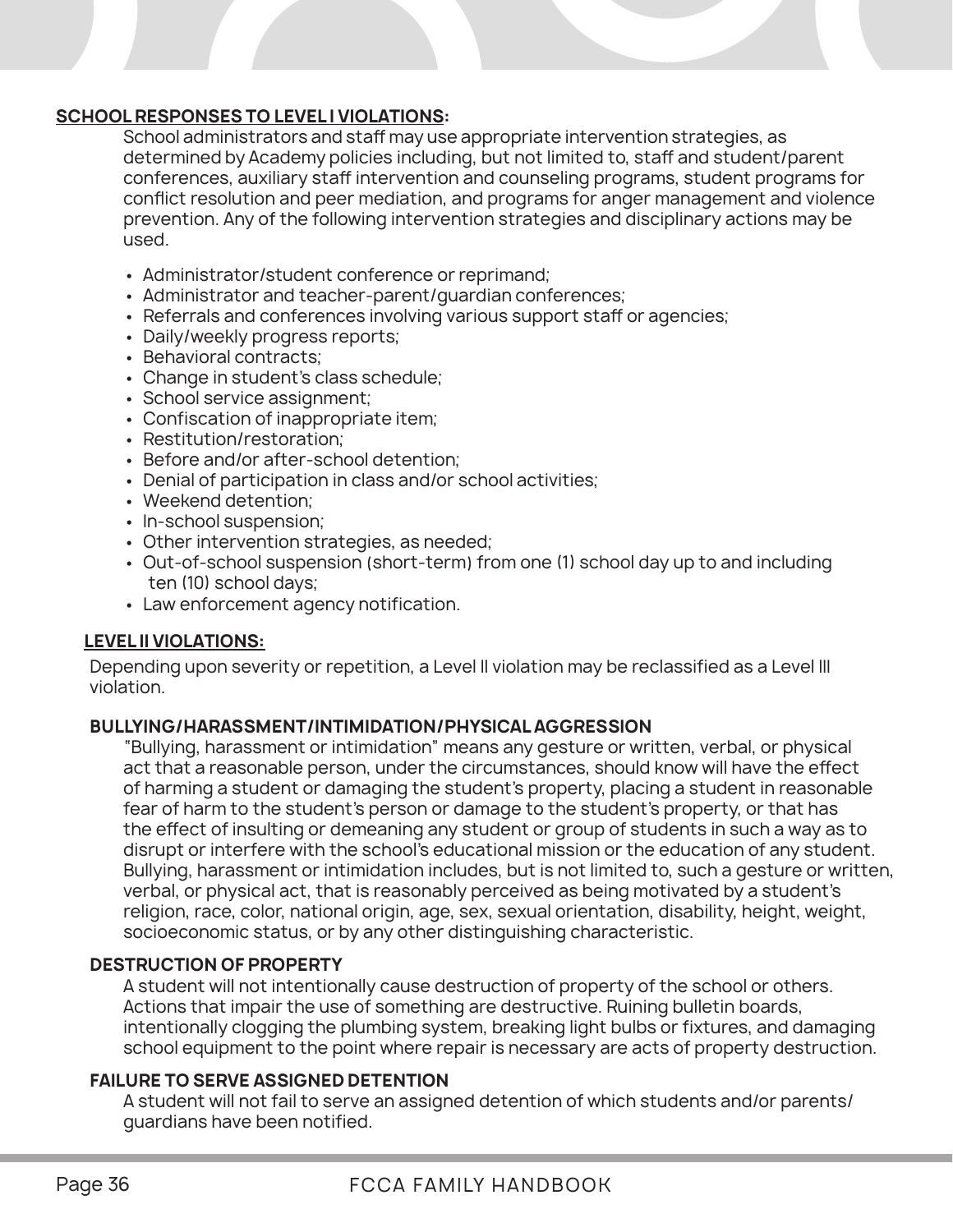## SCHOOL RESPONSES TO LEVEL I VIOLATIONS:

School administrators and staff may use appropriate intervention strategies, as determined by Academy policies including, but not limited to, staff and student/parent conferences, auxiliary staff intervention and counseling programs, student programs for conflict resolution and peer mediation, and programs for anger management and violence prevention. Any of the following intervention strategies and disciplinary actions may be used.

- Administrator/student conference or reprimand;
- Administrator and teacher-parent/guardian conferences;
- Referrals and conferences involving various support staff or agencies;
- Daily/weekly progress reports;
- Behavioral contracts;
- Change in student's class schedule;
- School service assignment;
- Confiscation of inappropriate item;
- Restitution/restoration;
- Before and/or after-school detention;
- Denial of participation in class and/or school activities;
- Weekend detention;
- In-school suspension;
- Other intervention strategies, as needed;
- Out-of-school suspension (short-term) from one (1) school day up to and including ten (10) school days;
- Law enforcement agency notification.

## LEVEL II VIOLATIONS:

Depending upon severity or repetition, a Level II violation may be reclassified as a Level III violation.

### BULLYING/HARASSMENT/INTIMIDATION/PHYSICAL AGGRESSION

"Bullying, harassment or intimidation" means any gesture or written, verbal, or physical act that a reasonable person, under the circumstances, should know will have the effect of harming a student or damaging the student's property, placing a student in reasonable fear of harm to the student's person or damage to the student's property, or that has the effect of insulting or demeaning any student or group of students in such a way as to disrupt or interfere with the school's educational mission or the education of any student. Bullying, harassment or intimidation includes, but is not limited to, such a gesture or written, verbal, or physical act, that is reasonably perceived as being motivated by a student's religion, race, color, national origin, age, sex, sexual orientation, disability, height, weight, socioeconomic status, or by any other distinguishing characteristic.

### DESTRUCTION OF PROPERTY

A student will not intentionally cause destruction of property of the school or others. Actions that impair the use of something are destructive. Ruining bulletin boards, intentionally clogging the plumbing system, breaking light bulbs or fixtures, and damaging school equipment to the point where repair is necessary are acts of property destruction.

### FAILURE TO SERVE ASSIGNED DETENTION

A student will not fail to serve an assigned detention of which students and/or parents/guardians have been notified.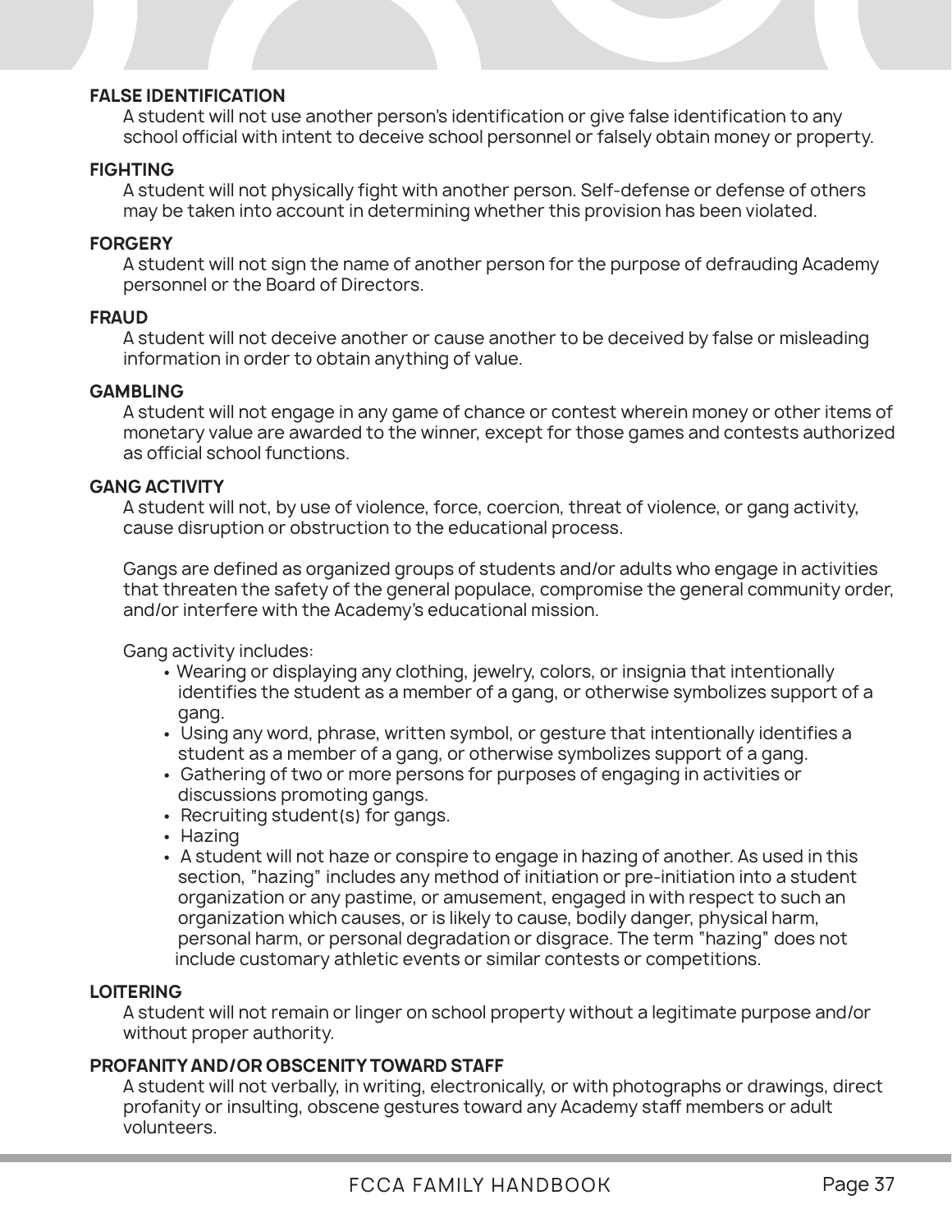### FALSE IDENTIFICATION

A student will not use another person's identification or give false identification to any school official with intent to deceive school personnel or falsely obtain money or property.

### FIGHTING

A student will not physically fight with another person. Self-defense or defense of others may be taken into account in determining whether this provision has been violated.

### FORGERY

A student will not sign the name of another person for the purpose of defrauding Academy personnel or the Board of Directors.

### FRAUD

A student will not deceive another or cause another to be deceived by false or misleading information in order to obtain anything of value.

### GAMBLING

A student will not engage in any game of chance or contest wherein money or other items of monetary value are awarded to the winner, except for those games and contests authorized as official school functions.

### GANG ACTIVITY

A student will not, by use of violence, force, coercion, threat of violence, or gang activity, cause disruption or obstruction to the educational process.

Gangs are defined as organized groups of students and/or adults who engage in activities that threaten the safety of the general populace, compromise the general community order, and/or interfere with the Academy's educational mission.

Gang activity includes:

- Wearing or displaying any clothing, jewelry, colors, or insignia that intentionally identifies the student as a member of a gang, or otherwise symbolizes support of a gang.
- Using any word, phrase, written symbol, or gesture that intentionally identifies a student as a member of a gang, or otherwise symbolizes support of a gang.
- Gathering of two or more persons for purposes of engaging in activities or discussions promoting gangs.
- Recruiting student(s) for gangs.
- Hazing
- A student will not haze or conspire to engage in hazing of another. As used in this section, "hazing" includes any method of initiation or pre-initiation into a student organization or any pastime, or amusement, engaged in with respect to such an organization which causes, or is likely to cause, bodily danger, physical harm, personal harm, or personal degradation or disgrace. The term "hazing" does not include customary athletic events or similar contests or competitions.

### LOITERING

A student will not remain or linger on school property without a legitimate purpose and/or without proper authority.

### PROFANITY AND/OR OBSCENITY TOWARD STAFF

A student will not verbally, in writing, electronically, or with photographs or drawings, direct profanity or insulting, obscene gestures toward any Academy staff members or adult volunteers.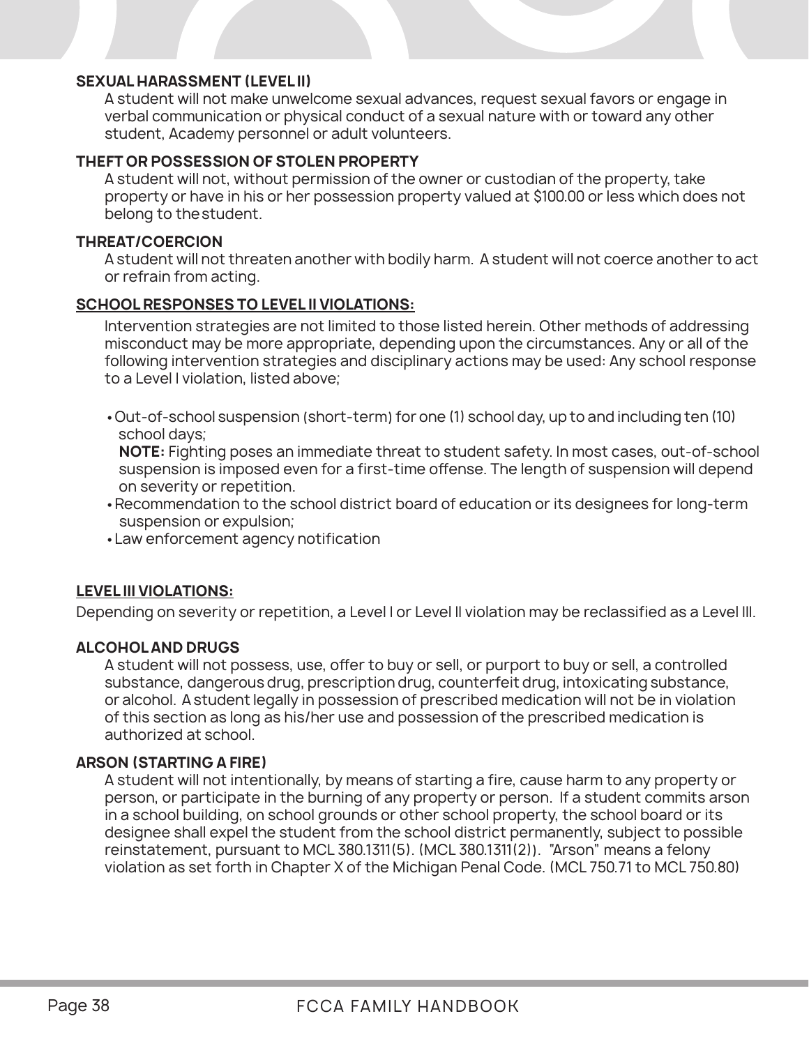**SEXUAL HARASSMENT (LEVEL II)**

A student will not make unwelcome sexual advances, request sexual favors or engage in verbal communication or physical conduct of a sexual nature with or toward any other student, Academy personnel or adult volunteers.

**THEFT OR POSSESSION OF STOLEN PROPERTY**

A student will not, without permission of the owner or custodian of the property, take property or have in his or her possession property valued at $100.00 or less which does not belong to the student.

**THREAT/COERCION**

A student will not threaten another with bodily harm. A student will not coerce another to act or refrain from acting.

**SCHOOL RESPONSES TO LEVEL II VIOLATIONS:**

Intervention strategies are not limited to those listed herein. Other methods of addressing misconduct may be more appropriate, depending upon the circumstances. Any or all of the following intervention strategies and disciplinary actions may be used: Any school response to a Level I violation, listed above;

- Out-of-school suspension (short-term) for one (1) school day, up to and including ten (10) school days;
  **NOTE:** Fighting poses an immediate threat to student safety. In most cases, out-of-school suspension is imposed even for a first-time offense. The length of suspension will depend on severity or repetition.
- Recommendation to the school district board of education or its designees for long-term suspension or expulsion;
- Law enforcement agency notification

## LEVEL III VIOLATIONS:

Depending on severity or repetition, a Level I or Level II violation may be reclassified as a Level III.

**ALCOHOL AND DRUGS**

A student will not possess, use, offer to buy or sell, or purport to buy or sell, a controlled substance, dangerous drug, prescription drug, counterfeit drug, intoxicating substance, or alcohol. A student legally in possession of prescribed medication will not be in violation of this section as long as his/her use and possession of the prescribed medication is authorized at school.

**ARSON (STARTING A FIRE)**

A student will not intentionally, by means of starting a fire, cause harm to any property or person, or participate in the burning of any property or person. If a student commits arson in a school building, on school grounds or other school property, the school board or its designee shall expel the student from the school district permanently, subject to possible reinstatement, pursuant to MCL 380.1311(5). (MCL 380.1311(2)). "Arson" means a felony violation as set forth in Chapter X of the Michigan Penal Code. (MCL 750.71 to MCL 750.80)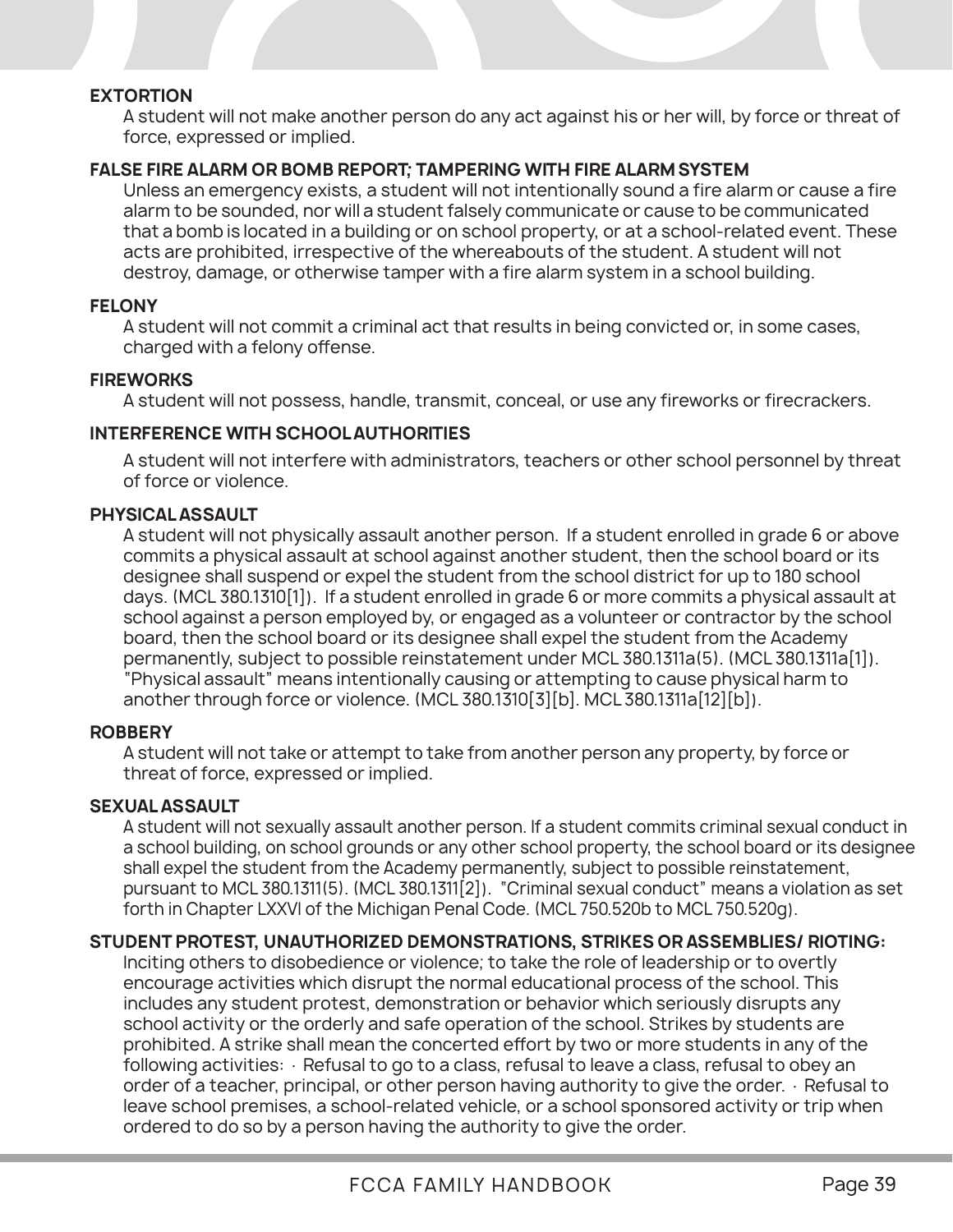**EXTORTION**

A student will not make another person do any act against his or her will, by force or threat of force, expressed or implied.

**FALSE FIRE ALARM OR BOMB REPORT; TAMPERING WITH FIRE ALARM SYSTEM**

Unless an emergency exists, a student will not intentionally sound a fire alarm or cause a fire alarm to be sounded, nor will a student falsely communicate or cause to be communicated that a bomb is located in a building or on school property, or at a school-related event. These acts are prohibited, irrespective of the whereabouts of the student. A student will not destroy, damage, or otherwise tamper with a fire alarm system in a school building.

**FELONY**

A student will not commit a criminal act that results in being convicted or, in some cases, charged with a felony offense.

**FIREWORKS**

A student will not possess, handle, transmit, conceal, or use any fireworks or firecrackers.

**INTERFERENCE WITH SCHOOL AUTHORITIES**

A student will not interfere with administrators, teachers or other school personnel by threat of force or violence.

**PHYSICAL ASSAULT**

A student will not physically assault another person. If a student enrolled in grade 6 or above commits a physical assault at school against another student, then the school board or its designee shall suspend or expel the student from the school district for up to 180 school days. (MCL 380.1310[1]). If a student enrolled in grade 6 or more commits a physical assault at school against a person employed by, or engaged as a volunteer or contractor by the school board, then the school board or its designee shall expel the student from the Academy permanently, subject to possible reinstatement under MCL 380.1311a(5). (MCL 380.1311a[1]). "Physical assault" means intentionally causing or attempting to cause physical harm to another through force or violence. (MCL 380.1310[3][b]. MCL 380.1311a[12][b]).

**ROBBERY**

A student will not take or attempt to take from another person any property, by force or threat of force, expressed or implied.

**SEXUAL ASSAULT**

A student will not sexually assault another person. If a student commits criminal sexual conduct in a school building, on school grounds or any other school property, the school board or its designee shall expel the student from the Academy permanently, subject to possible reinstatement, pursuant to MCL 380.1311(5). (MCL 380.1311[2]). "Criminal sexual conduct" means a violation as set forth in Chapter LXXVI of the Michigan Penal Code. (MCL 750.520b to MCL 750.520g).

**STUDENT PROTEST, UNAUTHORIZED DEMONSTRATIONS, STRIKES OR ASSEMBLIES/ RIOTING:**

Inciting others to disobedience or violence; to take the role of leadership or to overtly encourage activities which disrupt the normal educational process of the school. This includes any student protest, demonstration or behavior which seriously disrupts any school activity or the orderly and safe operation of the school. Strikes by students are prohibited. A strike shall mean the concerted effort by two or more students in any of the following activities: · Refusal to go to a class, refusal to leave a class, refusal to obey an order of a teacher, principal, or other person having authority to give the order. · Refusal to leave school premises, a school-related vehicle, or a school sponsored activity or trip when ordered to do so by a person having the authority to give the order.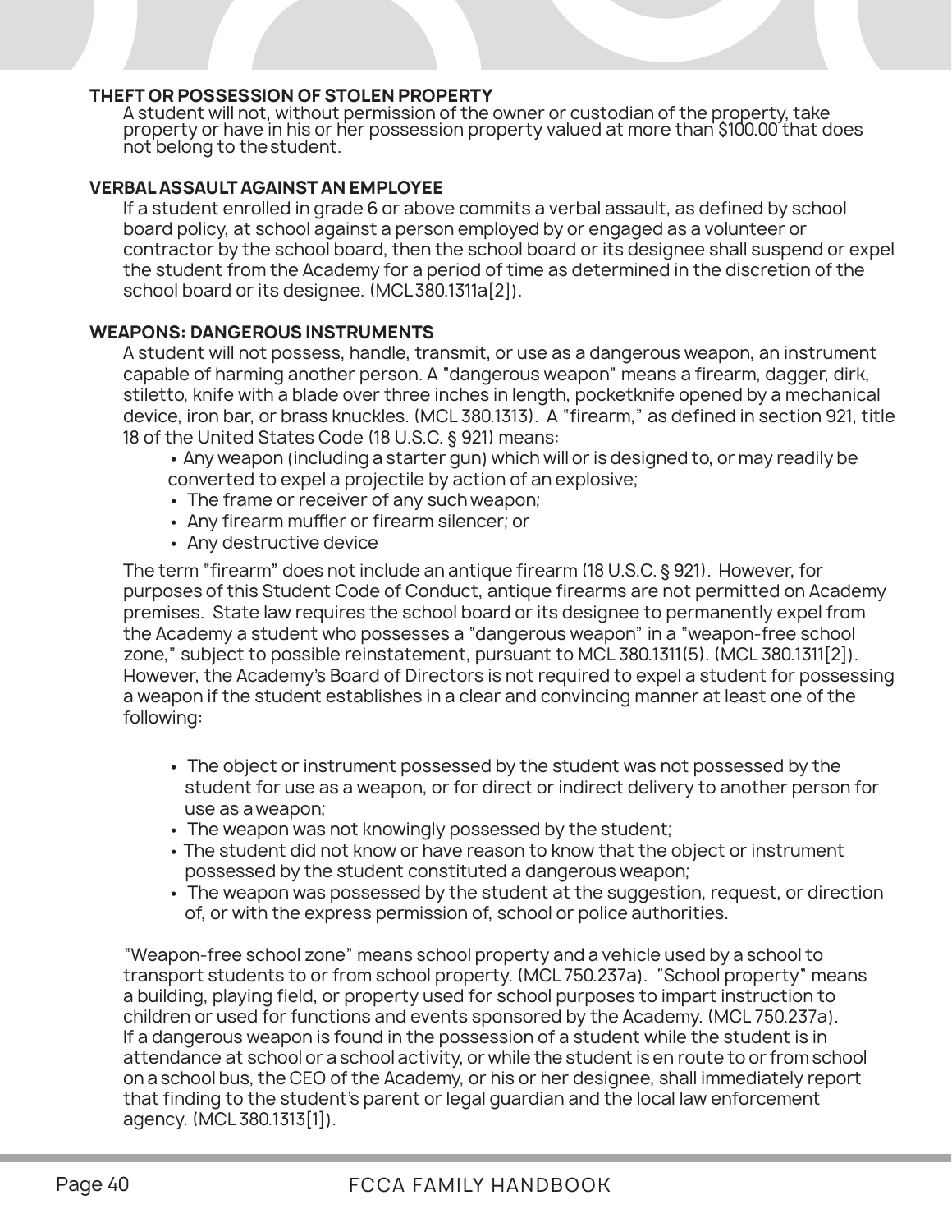### THEFT OR POSSESSION OF STOLEN PROPERTY

A student will not, without permission of the owner or custodian of the property, take property or have in his or her possession property valued at more than $100.00 that does not belong to the student.

### VERBAL ASSAULT AGAINST AN EMPLOYEE

If a student enrolled in grade 6 or above commits a verbal assault, as defined by school board policy, at school against a person employed by or engaged as a volunteer or contractor by the school board, then the school board or its designee shall suspend or expel the student from the Academy for a period of time as determined in the discretion of the school board or its designee. (MCL 380.1311a[2]).

### WEAPONS: DANGEROUS INSTRUMENTS

A student will not possess, handle, transmit, or use as a dangerous weapon, an instrument capable of harming another person. A "dangerous weapon" means a firearm, dagger, dirk, stiletto, knife with a blade over three inches in length, pocketknife opened by a mechanical device, iron bar, or brass knuckles. (MCL 380.1313). A "firearm," as defined in section 921, title 18 of the United States Code (18 U.S.C. § 921) means:

- Any weapon (including a starter gun) which will or is designed to, or may readily be converted to expel a projectile by action of an explosive;
- The frame or receiver of any such weapon;
- Any firearm muffler or firearm silencer; or
- Any destructive device

The term "firearm" does not include an antique firearm (18 U.S.C. § 921). However, for purposes of this Student Code of Conduct, antique firearms are not permitted on Academy premises. State law requires the school board or its designee to permanently expel from the Academy a student who possesses a "dangerous weapon" in a "weapon-free school zone," subject to possible reinstatement, pursuant to MCL 380.1311(5). (MCL 380.1311[2]). However, the Academy's Board of Directors is not required to expel a student for possessing a weapon if the student establishes in a clear and convincing manner at least one of the following:

- The object or instrument possessed by the student was not possessed by the student for use as a weapon, or for direct or indirect delivery to another person for use as a weapon;
- The weapon was not knowingly possessed by the student;
- The student did not know or have reason to know that the object or instrument possessed by the student constituted a dangerous weapon;
- The weapon was possessed by the student at the suggestion, request, or direction of, or with the express permission of, school or police authorities.

"Weapon-free school zone" means school property and a vehicle used by a school to transport students to or from school property. (MCL 750.237a). "School property" means a building, playing field, or property used for school purposes to impart instruction to children or used for functions and events sponsored by the Academy. (MCL 750.237a). If a dangerous weapon is found in the possession of a student while the student is in attendance at school or a school activity, or while the student is en route to or from school on a school bus, the CEO of the Academy, or his or her designee, shall immediately report that finding to the student's parent or legal guardian and the local law enforcement agency. (MCL 380.1313[1]).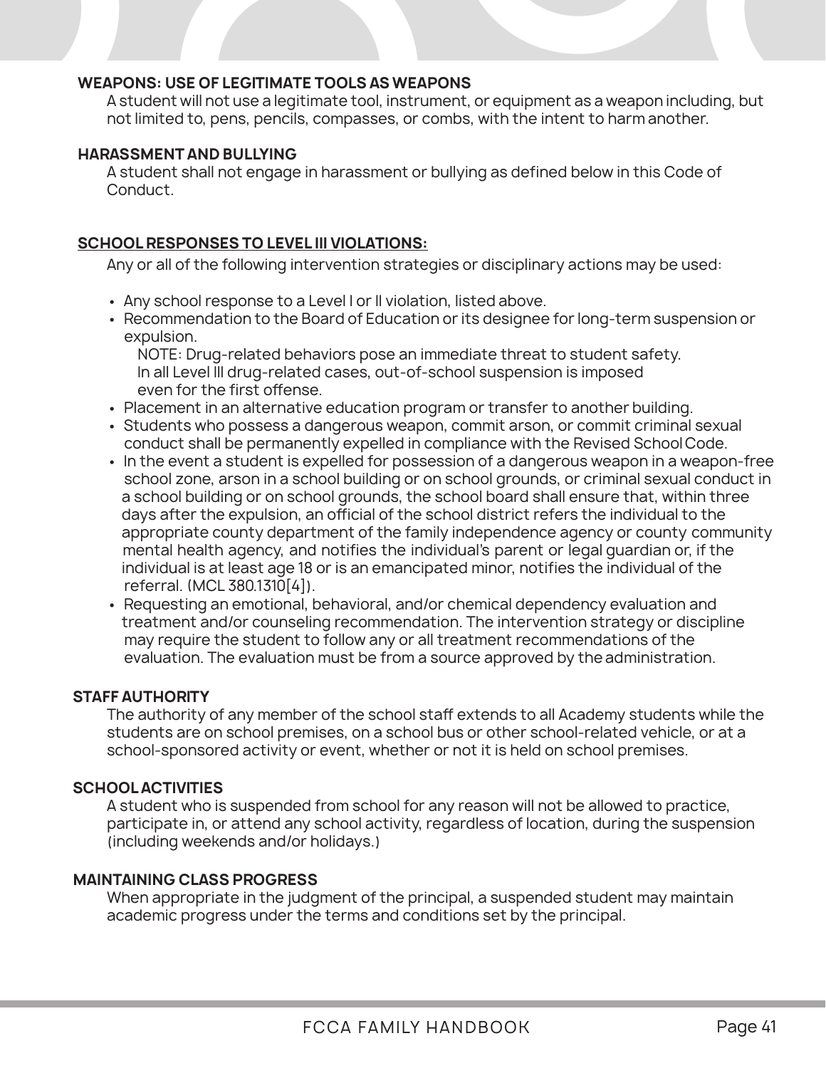**WEAPONS: USE OF LEGITIMATE TOOLS AS WEAPONS**

A student will not use a legitimate tool, instrument, or equipment as a weapon including, but not limited to, pens, pencils, compasses, or combs, with the intent to harm another.

**HARASSMENT AND BULLYING**

A student shall not engage in harassment or bullying as defined below in this Code of Conduct.

**<u>SCHOOL RESPONSES TO LEVEL III VIOLATIONS:</u>**

Any or all of the following intervention strategies or disciplinary actions may be used:

- Any school response to a Level I or II violation, listed above.
- Recommendation to the Board of Education or its designee for long-term suspension or expulsion.
  NOTE: Drug-related behaviors pose an immediate threat to student safety. In all Level III drug-related cases, out-of-school suspension is imposed even for the first offense.
- Placement in an alternative education program or transfer to another building.
- Students who possess a dangerous weapon, commit arson, or commit criminal sexual conduct shall be permanently expelled in compliance with the Revised School Code.
- In the event a student is expelled for possession of a dangerous weapon in a weapon-free school zone, arson in a school building or on school grounds, or criminal sexual conduct in a school building or on school grounds, the school board shall ensure that, within three days after the expulsion, an official of the school district refers the individual to the appropriate county department of the family independence agency or county community mental health agency, and notifies the individual's parent or legal guardian or, if the individual is at least age 18 or is an emancipated minor, notifies the individual of the referral. (MCL 380.1310[4]).
- Requesting an emotional, behavioral, and/or chemical dependency evaluation and treatment and/or counseling recommendation. The intervention strategy or discipline may require the student to follow any or all treatment recommendations of the evaluation. The evaluation must be from a source approved by the administration.

**STAFF AUTHORITY**

The authority of any member of the school staff extends to all Academy students while the students are on school premises, on a school bus or other school-related vehicle, or at a school-sponsored activity or event, whether or not it is held on school premises.

**SCHOOL ACTIVITIES**

A student who is suspended from school for any reason will not be allowed to practice, participate in, or attend any school activity, regardless of location, during the suspension (including weekends and/or holidays.)

**MAINTAINING CLASS PROGRESS**

When appropriate in the judgment of the principal, a suspended student may maintain academic progress under the terms and conditions set by the principal.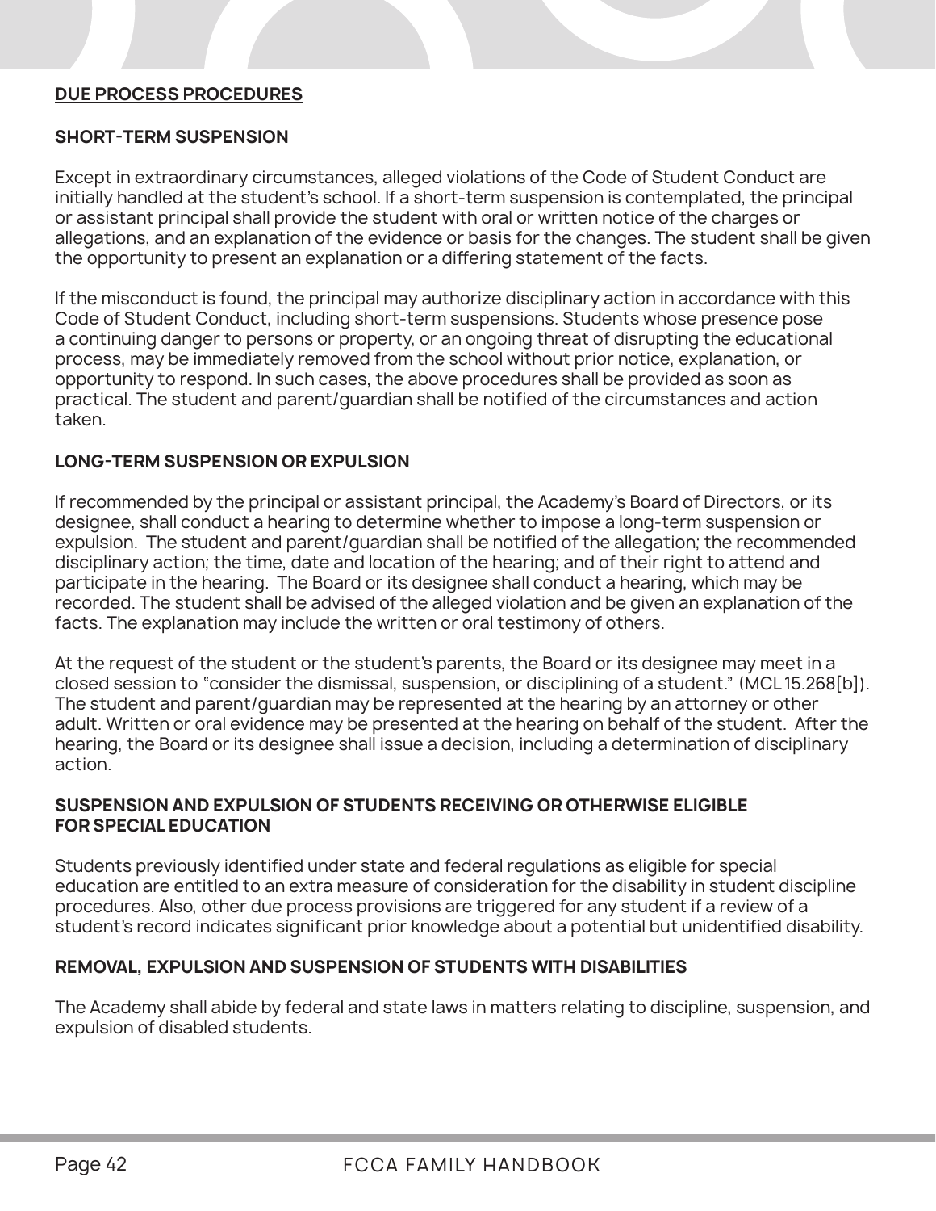## DUE PROCESS PROCEDURES

### SHORT-TERM SUSPENSION

Except in extraordinary circumstances, alleged violations of the Code of Student Conduct are initially handled at the student's school. If a short-term suspension is contemplated, the principal or assistant principal shall provide the student with oral or written notice of the charges or allegations, and an explanation of the evidence or basis for the changes. The student shall be given the opportunity to present an explanation or a differing statement of the facts.

If the misconduct is found, the principal may authorize disciplinary action in accordance with this Code of Student Conduct, including short-term suspensions. Students whose presence pose a continuing danger to persons or property, or an ongoing threat of disrupting the educational process, may be immediately removed from the school without prior notice, explanation, or opportunity to respond. In such cases, the above procedures shall be provided as soon as practical. The student and parent/guardian shall be notified of the circumstances and action taken.

### LONG-TERM SUSPENSION OR EXPULSION

If recommended by the principal or assistant principal, the Academy's Board of Directors, or its designee, shall conduct a hearing to determine whether to impose a long-term suspension or expulsion. The student and parent/guardian shall be notified of the allegation; the recommended disciplinary action; the time, date and location of the hearing; and of their right to attend and participate in the hearing. The Board or its designee shall conduct a hearing, which may be recorded. The student shall be advised of the alleged violation and be given an explanation of the facts. The explanation may include the written or oral testimony of others.

At the request of the student or the student's parents, the Board or its designee may meet in a closed session to "consider the dismissal, suspension, or disciplining of a student." (MCL 15.268[b]). The student and parent/guardian may be represented at the hearing by an attorney or other adult. Written or oral evidence may be presented at the hearing on behalf of the student. After the hearing, the Board or its designee shall issue a decision, including a determination of disciplinary action.

### SUSPENSION AND EXPULSION OF STUDENTS RECEIVING OR OTHERWISE ELIGIBLE FOR SPECIAL EDUCATION

Students previously identified under state and federal regulations as eligible for special education are entitled to an extra measure of consideration for the disability in student discipline procedures. Also, other due process provisions are triggered for any student if a review of a student's record indicates significant prior knowledge about a potential but unidentified disability.

### REMOVAL, EXPULSION AND SUSPENSION OF STUDENTS WITH DISABILITIES

The Academy shall abide by federal and state laws in matters relating to discipline, suspension, and expulsion of disabled students.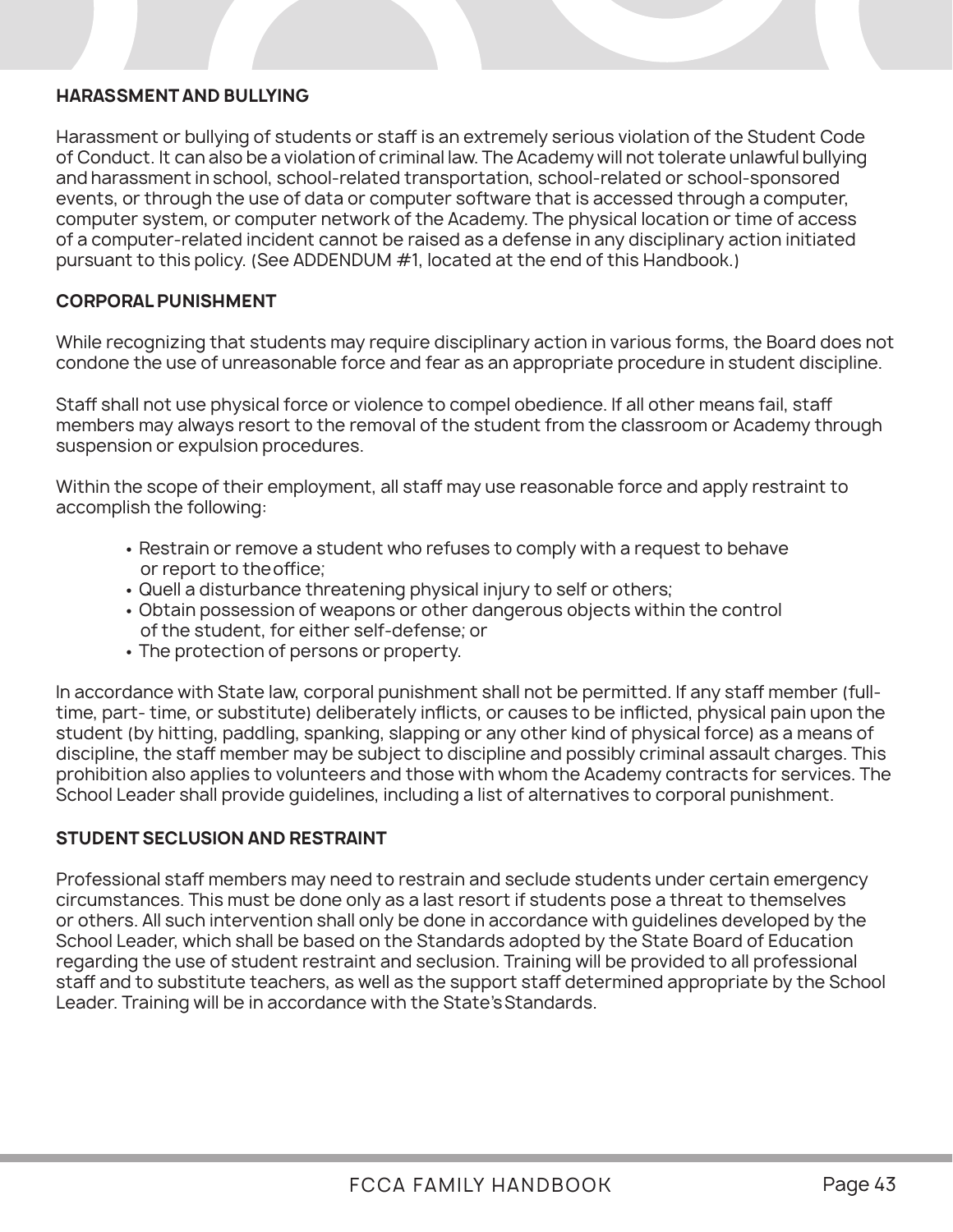## HARASSMENT AND BULLYING

Harassment or bullying of students or staff is an extremely serious violation of the Student Code of Conduct. It can also be a violation of criminal law. The Academy will not tolerate unlawful bullying and harassment in school, school-related transportation, school-related or school-sponsored events, or through the use of data or computer software that is accessed through a computer, computer system, or computer network of the Academy. The physical location or time of access of a computer-related incident cannot be raised as a defense in any disciplinary action initiated pursuant to this policy. (See ADDENDUM #1, located at the end of this Handbook.)

## CORPORAL PUNISHMENT

While recognizing that students may require disciplinary action in various forms, the Board does not condone the use of unreasonable force and fear as an appropriate procedure in student discipline.

Staff shall not use physical force or violence to compel obedience. If all other means fail, staff members may always resort to the removal of the student from the classroom or Academy through suspension or expulsion procedures.

Within the scope of their employment, all staff may use reasonable force and apply restraint to accomplish the following:

- Restrain or remove a student who refuses to comply with a request to behave or report to the office;
- Quell a disturbance threatening physical injury to self or others;
- Obtain possession of weapons or other dangerous objects within the control of the student, for either self-defense; or
- The protection of persons or property.

In accordance with State law, corporal punishment shall not be permitted. If any staff member (full-time, part- time, or substitute) deliberately inflicts, or causes to be inflicted, physical pain upon the student (by hitting, paddling, spanking, slapping or any other kind of physical force) as a means of discipline, the staff member may be subject to discipline and possibly criminal assault charges. This prohibition also applies to volunteers and those with whom the Academy contracts for services. The School Leader shall provide guidelines, including a list of alternatives to corporal punishment.

## STUDENT SECLUSION AND RESTRAINT

Professional staff members may need to restrain and seclude students under certain emergency circumstances. This must be done only as a last resort if students pose a threat to themselves or others. All such intervention shall only be done in accordance with guidelines developed by the School Leader, which shall be based on the Standards adopted by the State Board of Education regarding the use of student restraint and seclusion. Training will be provided to all professional staff and to substitute teachers, as well as the support staff determined appropriate by the School Leader. Training will be in accordance with the State's Standards.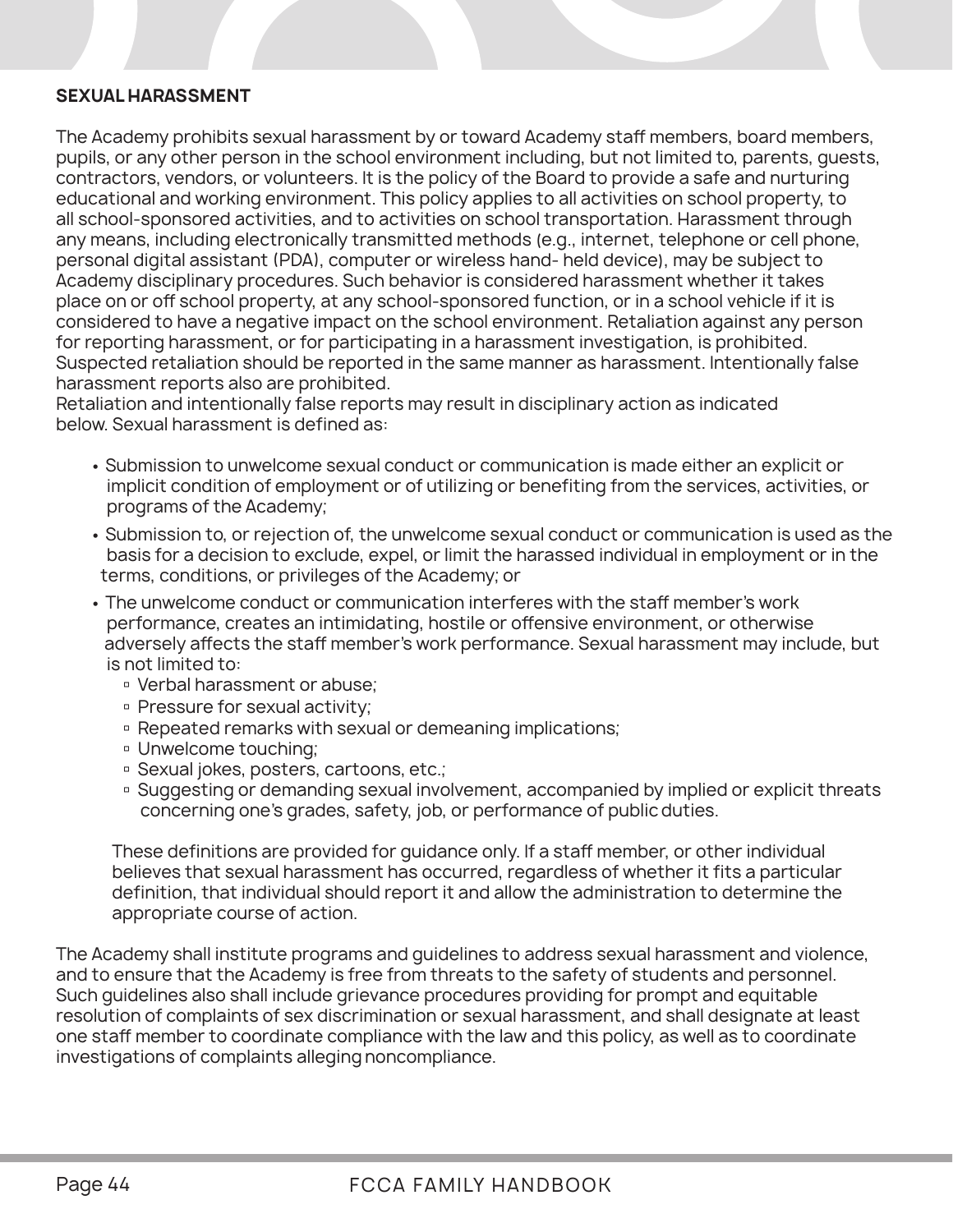## SEXUAL HARASSMENT

The Academy prohibits sexual harassment by or toward Academy staff members, board members, pupils, or any other person in the school environment including, but not limited to, parents, guests, contractors, vendors, or volunteers. It is the policy of the Board to provide a safe and nurturing educational and working environment. This policy applies to all activities on school property, to all school-sponsored activities, and to activities on school transportation. Harassment through any means, including electronically transmitted methods (e.g., internet, telephone or cell phone, personal digital assistant (PDA), computer or wireless hand- held device), may be subject to Academy disciplinary procedures. Such behavior is considered harassment whether it takes place on or off school property, at any school-sponsored function, or in a school vehicle if it is considered to have a negative impact on the school environment. Retaliation against any person for reporting harassment, or for participating in a harassment investigation, is prohibited. Suspected retaliation should be reported in the same manner as harassment. Intentionally false harassment reports also are prohibited.
Retaliation and intentionally false reports may result in disciplinary action as indicated below. Sexual harassment is defined as:

- Submission to unwelcome sexual conduct or communication is made either an explicit or implicit condition of employment or of utilizing or benefiting from the services, activities, or programs of the Academy;
- Submission to, or rejection of, the unwelcome sexual conduct or communication is used as the basis for a decision to exclude, expel, or limit the harassed individual in employment or in the terms, conditions, or privileges of the Academy; or
- The unwelcome conduct or communication interferes with the staff member's work performance, creates an intimidating, hostile or offensive environment, or otherwise adversely affects the staff member's work performance. Sexual harassment may include, but is not limited to:
  - Verbal harassment or abuse;
  - Pressure for sexual activity;
  - Repeated remarks with sexual or demeaning implications;
  - Unwelcome touching;
  - Sexual jokes, posters, cartoons, etc.;
  - Suggesting or demanding sexual involvement, accompanied by implied or explicit threats concerning one's grades, safety, job, or performance of public duties.

  These definitions are provided for guidance only. If a staff member, or other individual believes that sexual harassment has occurred, regardless of whether it fits a particular definition, that individual should report it and allow the administration to determine the appropriate course of action.

The Academy shall institute programs and guidelines to address sexual harassment and violence, and to ensure that the Academy is free from threats to the safety of students and personnel. Such guidelines also shall include grievance procedures providing for prompt and equitable resolution of complaints of sex discrimination or sexual harassment, and shall designate at least one staff member to coordinate compliance with the law and this policy, as well as to coordinate investigations of complaints alleging noncompliance.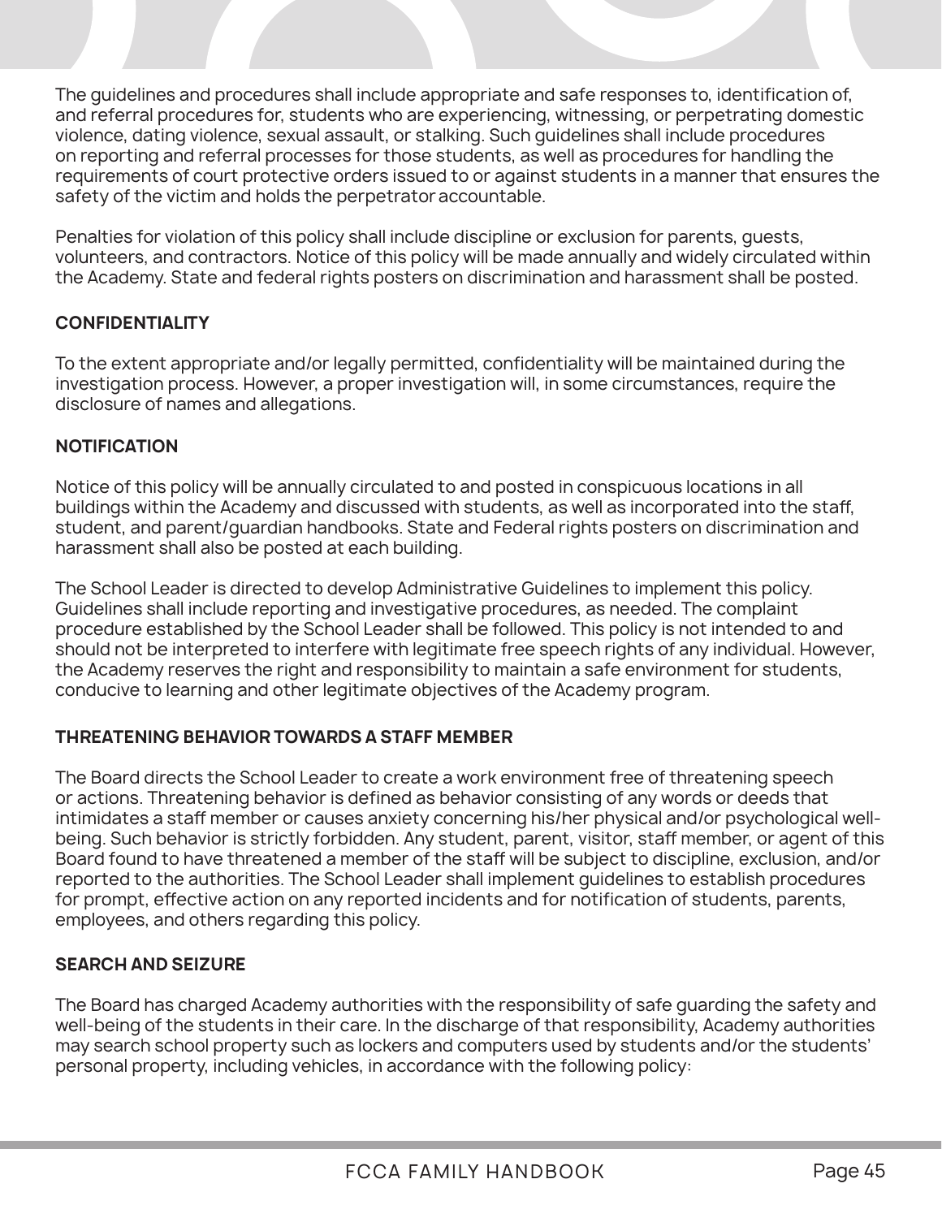The guidelines and procedures shall include appropriate and safe responses to, identification of, and referral procedures for, students who are experiencing, witnessing, or perpetrating domestic violence, dating violence, sexual assault, or stalking. Such guidelines shall include procedures on reporting and referral processes for those students, as well as procedures for handling the requirements of court protective orders issued to or against students in a manner that ensures the safety of the victim and holds the perpetrator accountable.

Penalties for violation of this policy shall include discipline or exclusion for parents, guests, volunteers, and contractors. Notice of this policy will be made annually and widely circulated within the Academy. State and federal rights posters on discrimination and harassment shall be posted.

#### CONFIDENTIALITY

To the extent appropriate and/or legally permitted, confidentiality will be maintained during the investigation process. However, a proper investigation will, in some circumstances, require the disclosure of names and allegations.

#### NOTIFICATION

Notice of this policy will be annually circulated to and posted in conspicuous locations in all buildings within the Academy and discussed with students, as well as incorporated into the staff, student, and parent/guardian handbooks. State and Federal rights posters on discrimination and harassment shall also be posted at each building.

The School Leader is directed to develop Administrative Guidelines to implement this policy. Guidelines shall include reporting and investigative procedures, as needed. The complaint procedure established by the School Leader shall be followed. This policy is not intended to and should not be interpreted to interfere with legitimate free speech rights of any individual. However, the Academy reserves the right and responsibility to maintain a safe environment for students, conducive to learning and other legitimate objectives of the Academy program.

#### THREATENING BEHAVIOR TOWARDS A STAFF MEMBER

The Board directs the School Leader to create a work environment free of threatening speech or actions. Threatening behavior is defined as behavior consisting of any words or deeds that intimidates a staff member or causes anxiety concerning his/her physical and/or psychological well-being. Such behavior is strictly forbidden. Any student, parent, visitor, staff member, or agent of this Board found to have threatened a member of the staff will be subject to discipline, exclusion, and/or reported to the authorities. The School Leader shall implement guidelines to establish procedures for prompt, effective action on any reported incidents and for notification of students, parents, employees, and others regarding this policy.

#### SEARCH AND SEIZURE

The Board has charged Academy authorities with the responsibility of safe guarding the safety and well-being of the students in their care. In the discharge of that responsibility, Academy authorities may search school property such as lockers and computers used by students and/or the students' personal property, including vehicles, in accordance with the following policy: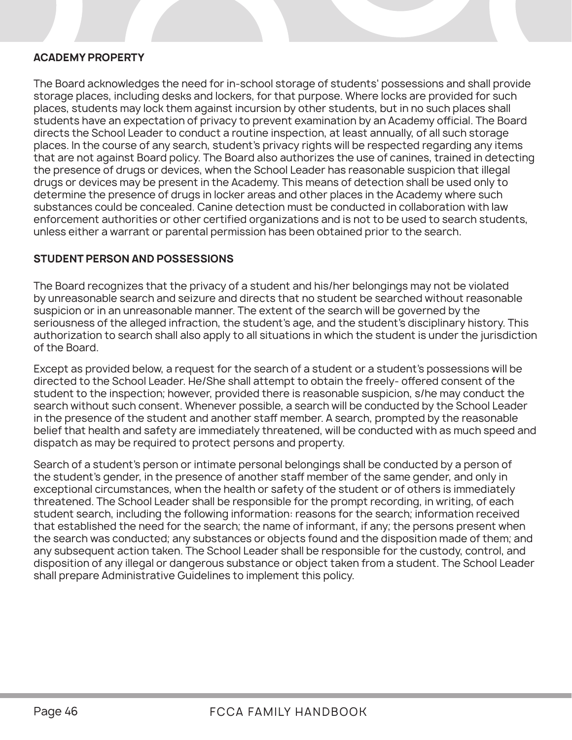## ACADEMY PROPERTY

The Board acknowledges the need for in-school storage of students' possessions and shall provide storage places, including desks and lockers, for that purpose. Where locks are provided for such places, students may lock them against incursion by other students, but in no such places shall students have an expectation of privacy to prevent examination by an Academy official. The Board directs the School Leader to conduct a routine inspection, at least annually, of all such storage places. In the course of any search, student's privacy rights will be respected regarding any items that are not against Board policy. The Board also authorizes the use of canines, trained in detecting the presence of drugs or devices, when the School Leader has reasonable suspicion that illegal drugs or devices may be present in the Academy. This means of detection shall be used only to determine the presence of drugs in locker areas and other places in the Academy where such substances could be concealed. Canine detection must be conducted in collaboration with law enforcement authorities or other certified organizations and is not to be used to search students, unless either a warrant or parental permission has been obtained prior to the search.

## STUDENT PERSON AND POSSESSIONS

The Board recognizes that the privacy of a student and his/her belongings may not be violated by unreasonable search and seizure and directs that no student be searched without reasonable suspicion or in an unreasonable manner. The extent of the search will be governed by the seriousness of the alleged infraction, the student's age, and the student's disciplinary history. This authorization to search shall also apply to all situations in which the student is under the jurisdiction of the Board.

Except as provided below, a request for the search of a student or a student's possessions will be directed to the School Leader. He/She shall attempt to obtain the freely- offered consent of the student to the inspection; however, provided there is reasonable suspicion, s/he may conduct the search without such consent. Whenever possible, a search will be conducted by the School Leader in the presence of the student and another staff member. A search, prompted by the reasonable belief that health and safety are immediately threatened, will be conducted with as much speed and dispatch as may be required to protect persons and property.

Search of a student's person or intimate personal belongings shall be conducted by a person of the student's gender, in the presence of another staff member of the same gender, and only in exceptional circumstances, when the health or safety of the student or of others is immediately threatened. The School Leader shall be responsible for the prompt recording, in writing, of each student search, including the following information: reasons for the search; information received that established the need for the search; the name of informant, if any; the persons present when the search was conducted; any substances or objects found and the disposition made of them; and any subsequent action taken. The School Leader shall be responsible for the custody, control, and disposition of any illegal or dangerous substance or object taken from a student. The School Leader shall prepare Administrative Guidelines to implement this policy.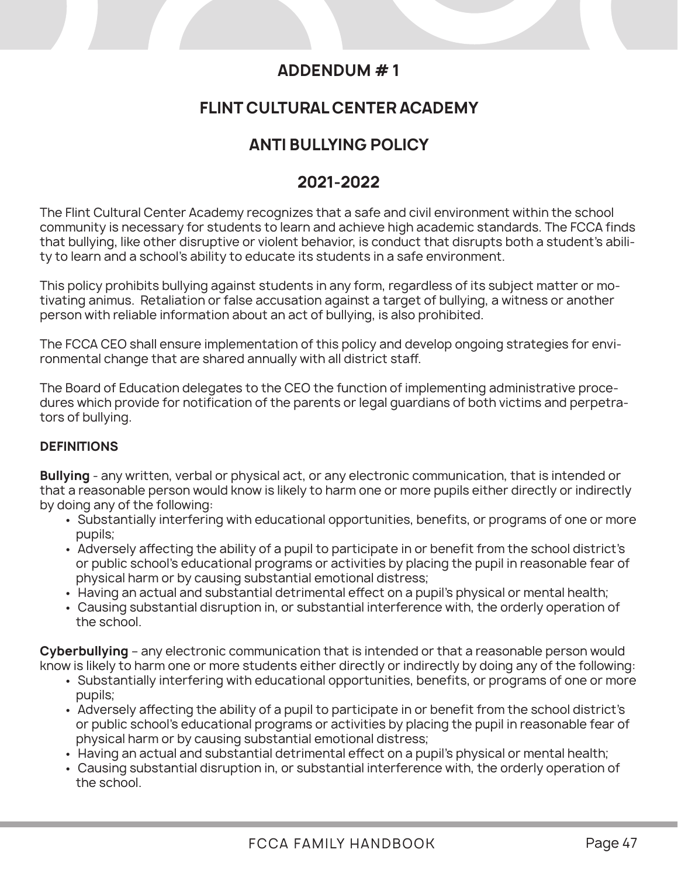# ADDENDUM # 1

# FLINT CULTURAL CENTER ACADEMY

# ANTI BULLYING POLICY

# 2021-2022

The Flint Cultural Center Academy recognizes that a safe and civil environment within the school community is necessary for students to learn and achieve high academic standards. The FCCA finds that bullying, like other disruptive or violent behavior, is conduct that disrupts both a student's ability to learn and a school's ability to educate its students in a safe environment.

This policy prohibits bullying against students in any form, regardless of its subject matter or motivating animus. Retaliation or false accusation against a target of bullying, a witness or another person with reliable information about an act of bullying, is also prohibited.

The FCCA CEO shall ensure implementation of this policy and develop ongoing strategies for environmental change that are shared annually with all district staff.

The Board of Education delegates to the CEO the function of implementing administrative procedures which provide for notification of the parents or legal guardians of both victims and perpetrators of bullying.

**DEFINITIONS**

**Bullying** - any written, verbal or physical act, or any electronic communication, that is intended or that a reasonable person would know is likely to harm one or more pupils either directly or indirectly by doing any of the following:

- Substantially interfering with educational opportunities, benefits, or programs of one or more pupils;
- Adversely affecting the ability of a pupil to participate in or benefit from the school district's or public school's educational programs or activities by placing the pupil in reasonable fear of physical harm or by causing substantial emotional distress;
- Having an actual and substantial detrimental effect on a pupil's physical or mental health;
- Causing substantial disruption in, or substantial interference with, the orderly operation of the school.

**Cyberbullying** – any electronic communication that is intended or that a reasonable person would know is likely to harm one or more students either directly or indirectly by doing any of the following:

- Substantially interfering with educational opportunities, benefits, or programs of one or more pupils;
- Adversely affecting the ability of a pupil to participate in or benefit from the school district's or public school's educational programs or activities by placing the pupil in reasonable fear of physical harm or by causing substantial emotional distress;
- Having an actual and substantial detrimental effect on a pupil's physical or mental health;
- Causing substantial disruption in, or substantial interference with, the orderly operation of the school.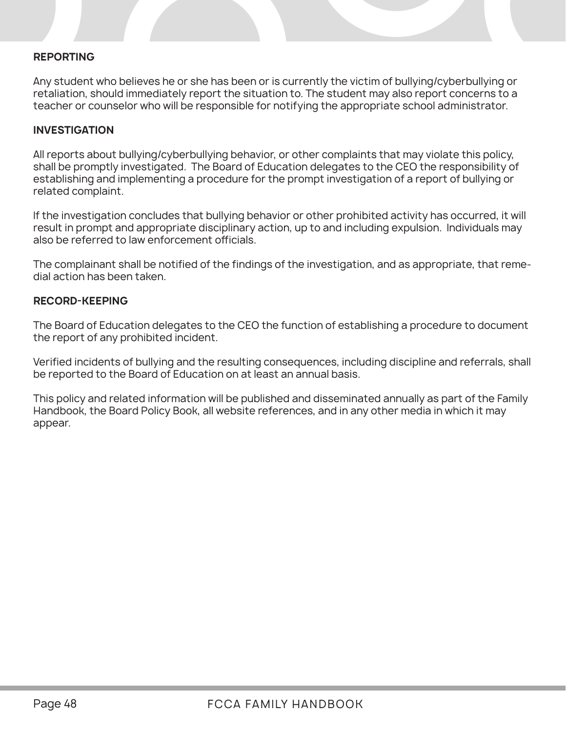**REPORTING**

Any student who believes he or she has been or is currently the victim of bullying/cyberbullying or retaliation, should immediately report the situation to. The student may also report concerns to a teacher or counselor who will be responsible for notifying the appropriate school administrator.

**INVESTIGATION**

All reports about bullying/cyberbullying behavior, or other complaints that may violate this policy, shall be promptly investigated. The Board of Education delegates to the CEO the responsibility of establishing and implementing a procedure for the prompt investigation of a report of bullying or related complaint.

If the investigation concludes that bullying behavior or other prohibited activity has occurred, it will result in prompt and appropriate disciplinary action, up to and including expulsion. Individuals may also be referred to law enforcement officials.

The complainant shall be notified of the findings of the investigation, and as appropriate, that remedial action has been taken.

**RECORD-KEEPING**

The Board of Education delegates to the CEO the function of establishing a procedure to document the report of any prohibited incident.

Verified incidents of bullying and the resulting consequences, including discipline and referrals, shall be reported to the Board of Education on at least an annual basis.

This policy and related information will be published and disseminated annually as part of the Family Handbook, the Board Policy Book, all website references, and in any other media in which it may appear.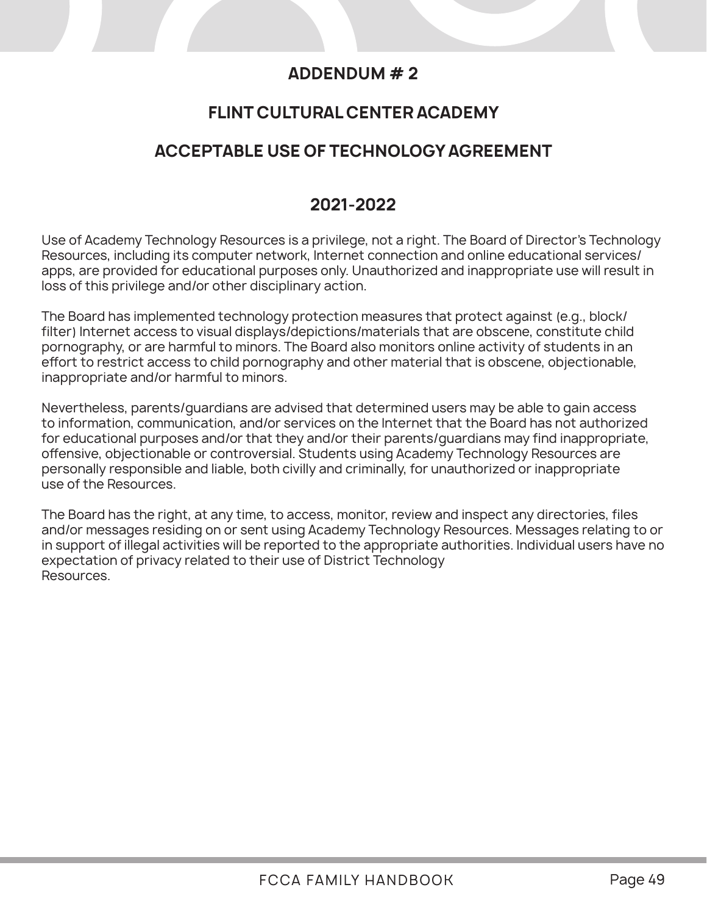# ADDENDUM # 2

## FLINT CULTURAL CENTER ACADEMY

## ACCEPTABLE USE OF TECHNOLOGY AGREEMENT

## 2021-2022

Use of Academy Technology Resources is a privilege, not a right. The Board of Director's Technology Resources, including its computer network, Internet connection and online educational services/apps, are provided for educational purposes only. Unauthorized and inappropriate use will result in loss of this privilege and/or other disciplinary action.

The Board has implemented technology protection measures that protect against (e.g., block/filter) Internet access to visual displays/depictions/materials that are obscene, constitute child pornography, or are harmful to minors. The Board also monitors online activity of students in an effort to restrict access to child pornography and other material that is obscene, objectionable, inappropriate and/or harmful to minors.

Nevertheless, parents/guardians are advised that determined users may be able to gain access to information, communication, and/or services on the Internet that the Board has not authorized for educational purposes and/or that they and/or their parents/guardians may find inappropriate, offensive, objectionable or controversial. Students using Academy Technology Resources are personally responsible and liable, both civilly and criminally, for unauthorized or inappropriate use of the Resources.

The Board has the right, at any time, to access, monitor, review and inspect any directories, files and/or messages residing on or sent using Academy Technology Resources. Messages relating to or in support of illegal activities will be reported to the appropriate authorities. Individual users have no expectation of privacy related to their use of District Technology Resources.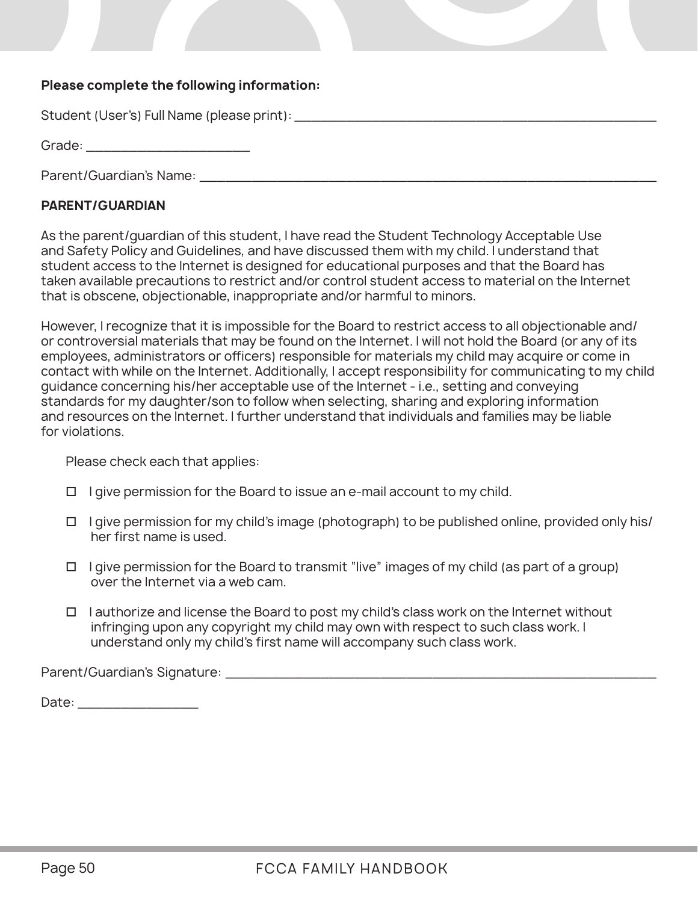**Please complete the following information:**

Student (User's) Full Name (please print): ____________________________________________

Grade: ____________________

Parent/Guardian's Name: ____________________________________________

**PARENT/GUARDIAN**

As the parent/guardian of this student, I have read the Student Technology Acceptable Use and Safety Policy and Guidelines, and have discussed them with my child. I understand that student access to the Internet is designed for educational purposes and that the Board has taken available precautions to restrict and/or control student access to material on the Internet that is obscene, objectionable, inappropriate and/or harmful to minors.

However, I recognize that it is impossible for the Board to restrict access to all objectionable and/or controversial materials that may be found on the Internet. I will not hold the Board (or any of its employees, administrators or officers) responsible for materials my child may acquire or come in contact with while on the Internet. Additionally, I accept responsibility for communicating to my child guidance concerning his/her acceptable use of the Internet - i.e., setting and conveying standards for my daughter/son to follow when selecting, sharing and exploring information and resources on the Internet. I further understand that individuals and families may be liable for violations.

Please check each that applies:

- ☐ I give permission for the Board to issue an e-mail account to my child.
- ☐ I give permission for my child's image (photograph) to be published online, provided only his/her first name is used.
- ☐ I give permission for the Board to transmit "live" images of my child (as part of a group) over the Internet via a web cam.
- ☐ I authorize and license the Board to post my child's class work on the Internet without infringing upon any copyright my child may own with respect to such class work. I understand only my child's first name will accompany such class work.

Parent/Guardian's Signature: ____________________________________________

Date: ________________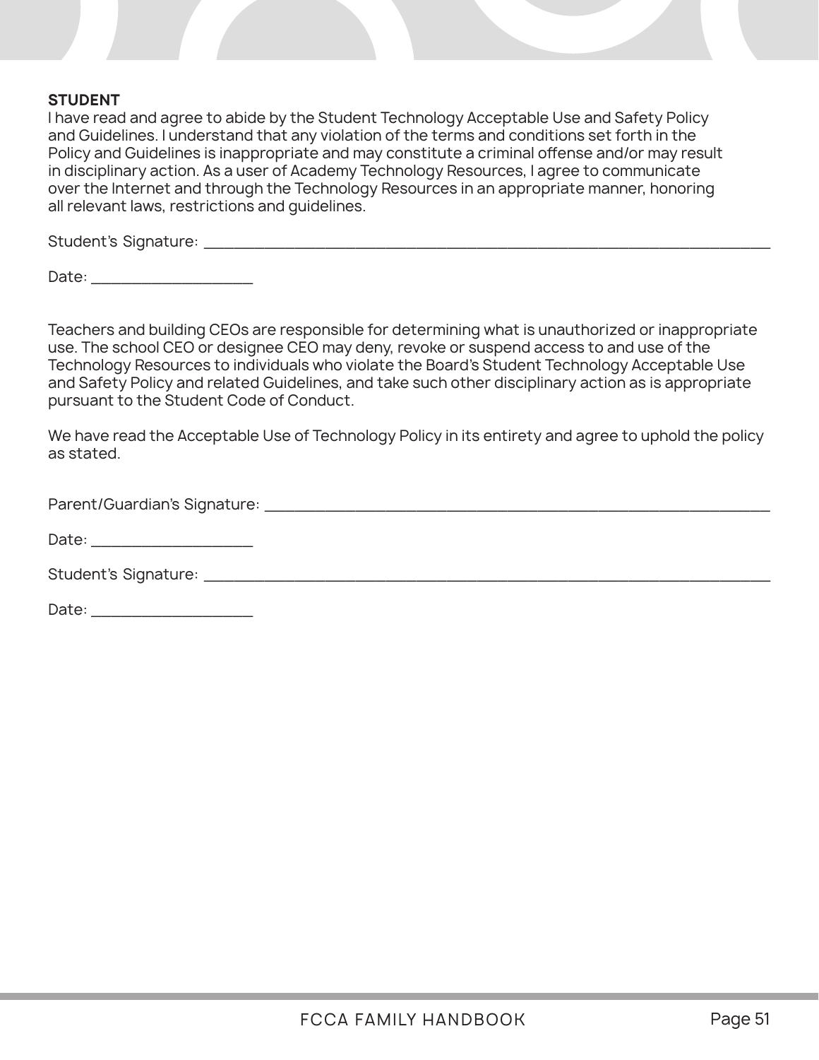**STUDENT**

I have read and agree to abide by the Student Technology Acceptable Use and Safety Policy and Guidelines. I understand that any violation of the terms and conditions set forth in the Policy and Guidelines is inappropriate and may constitute a criminal offense and/or may result in disciplinary action. As a user of Academy Technology Resources, I agree to communicate over the Internet and through the Technology Resources in an appropriate manner, honoring all relevant laws, restrictions and guidelines.

Student's Signature: ___________________________________________________________________________

Date: ____________________

Teachers and building CEOs are responsible for determining what is unauthorized or inappropriate use. The school CEO or designee CEO may deny, revoke or suspend access to and use of the Technology Resources to individuals who violate the Board's Student Technology Acceptable Use and Safety Policy and related Guidelines, and take such other disciplinary action as is appropriate pursuant to the Student Code of Conduct.

We have read the Acceptable Use of Technology Policy in its entirety and agree to uphold the policy as stated.

Parent/Guardian's Signature: ________________________________________________________________

Date: ____________________

Student's Signature: ___________________________________________________________________________

Date: ____________________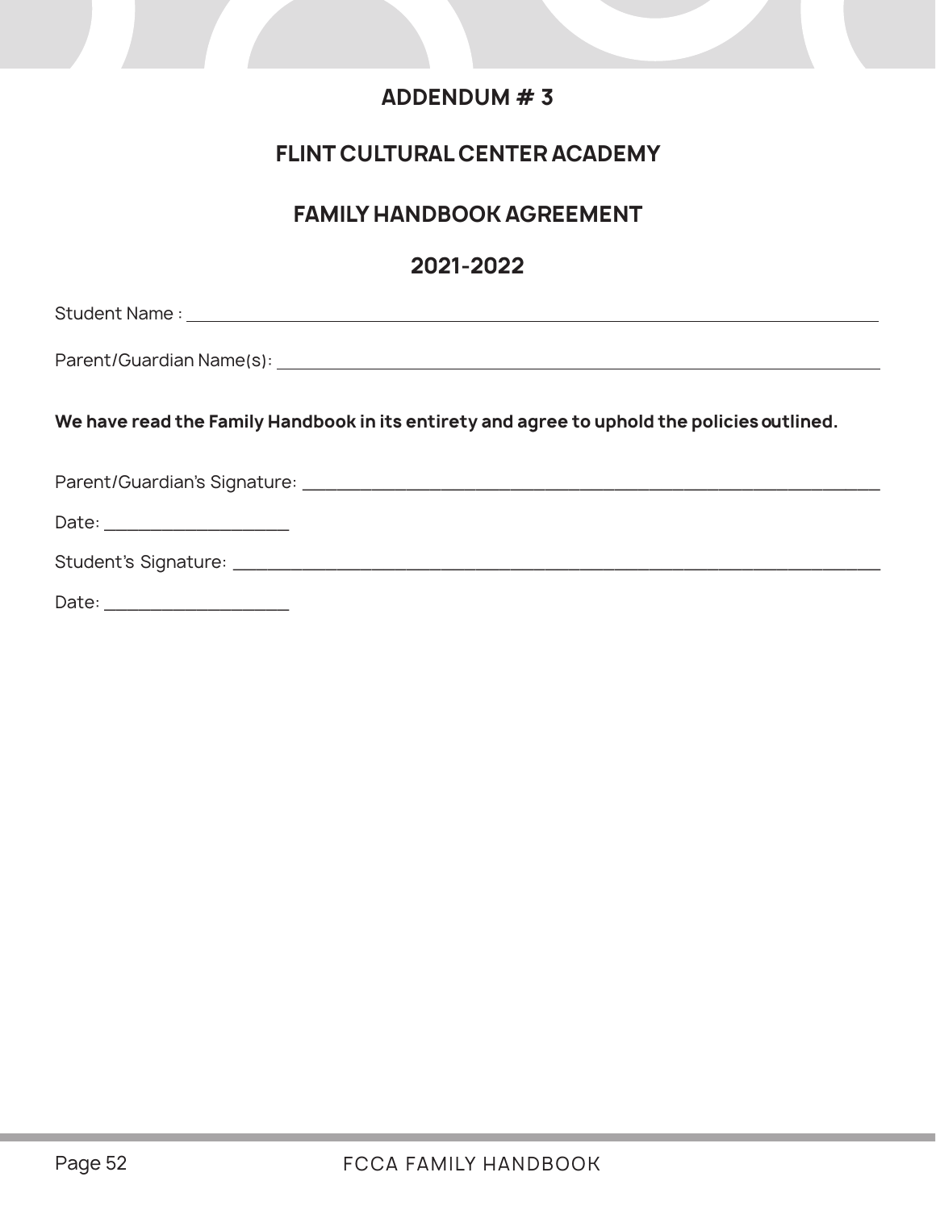# ADDENDUM # 3

## FLINT CULTURAL CENTER ACADEMY

## FAMILY HANDBOOK AGREEMENT

## 2021-2022

Student Name : ___________________________________________________________________

Parent/Guardian Name(s): __________________________________________________________

**We have read the Family Handbook in its entirety and agree to uphold the policies outlined.**

Parent/Guardian's Signature: _______________________________________________________

Date: ____________________

Student's Signature: ______________________________________________________________

Date: ____________________